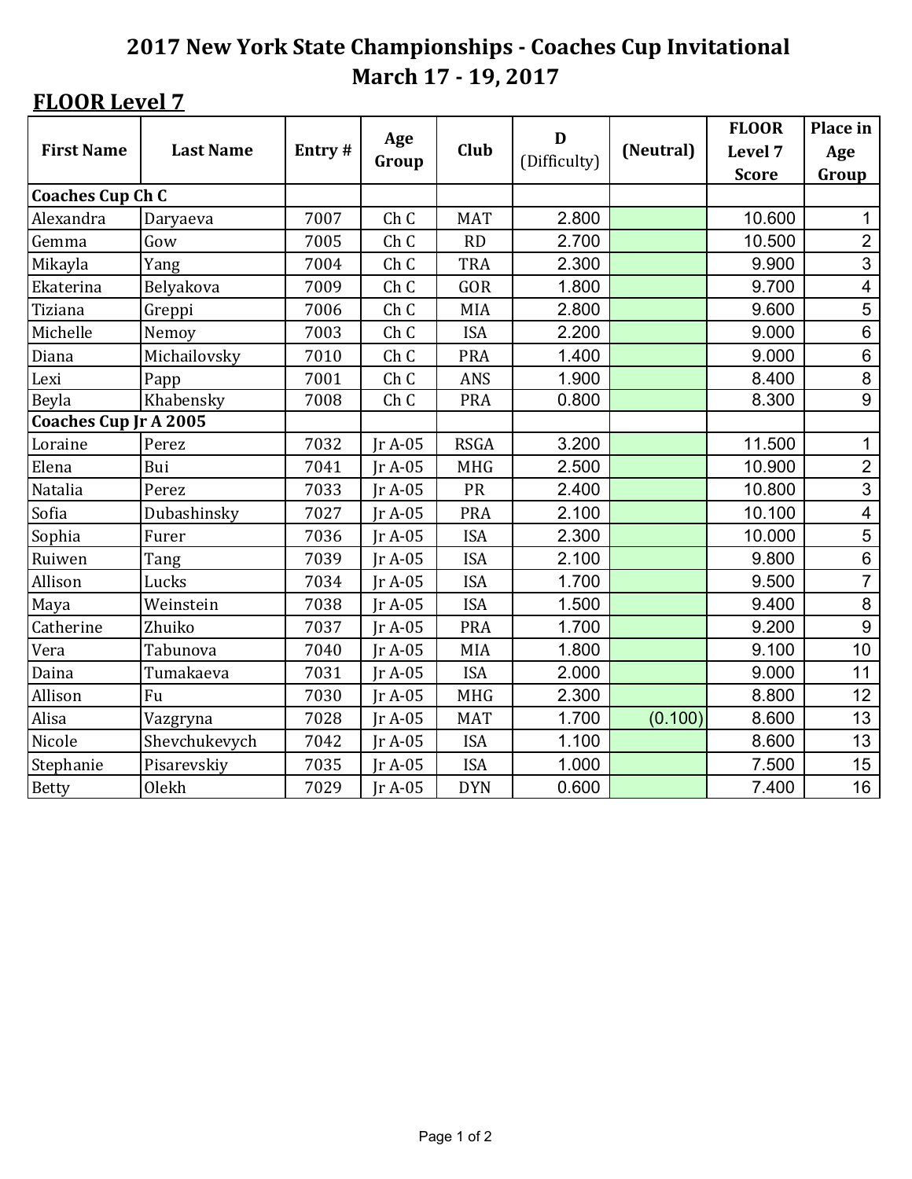# 2017 New York State Championships - Coaches Cup Invitational
## March 17 - 19, 2017

### FLOOR Level 7

| First Name | Last Name | Entry # | Age Group | Club | D (Difficulty) | (Neutral) | FLOOR Level 7 Score | Place in Age Group |
|---|---|---|---|---|---|---|---|---|
| **Coaches Cup Ch C** | | | | | | | | |
| Alexandra | Daryaeva | 7007 | Ch C | MAT | 2.800 | | 10.600 | 1 |
| Gemma | Gow | 7005 | Ch C | RD | 2.700 | | 10.500 | 2 |
| Mikayla | Yang | 7004 | Ch C | TRA | 2.300 | | 9.900 | 3 |
| Ekaterina | Belyakova | 7009 | Ch C | GOR | 1.800 | | 9.700 | 4 |
| Tiziana | Greppi | 7006 | Ch C | MIA | 2.800 | | 9.600 | 5 |
| Michelle | Nemoy | 7003 | Ch C | ISA | 2.200 | | 9.000 | 6 |
| Diana | Michailovsky | 7010 | Ch C | PRA | 1.400 | | 9.000 | 6 |
| Lexi | Papp | 7001 | Ch C | ANS | 1.900 | | 8.400 | 8 |
| Beyla | Khabensky | 7008 | Ch C | PRA | 0.800 | | 8.300 | 9 |
| **Coaches Cup Jr A 2005** | | | | | | | | |
| Loraine | Perez | 7032 | Jr A-05 | RSGA | 3.200 | | 11.500 | 1 |
| Elena | Bui | 7041 | Jr A-05 | MHG | 2.500 | | 10.900 | 2 |
| Natalia | Perez | 7033 | Jr A-05 | PR | 2.400 | | 10.800 | 3 |
| Sofia | Dubashinsky | 7027 | Jr A-05 | PRA | 2.100 | | 10.100 | 4 |
| Sophia | Furer | 7036 | Jr A-05 | ISA | 2.300 | | 10.000 | 5 |
| Ruiwen | Tang | 7039 | Jr A-05 | ISA | 2.100 | | 9.800 | 6 |
| Allison | Lucks | 7034 | Jr A-05 | ISA | 1.700 | | 9.500 | 7 |
| Maya | Weinstein | 7038 | Jr A-05 | ISA | 1.500 | | 9.400 | 8 |
| Catherine | Zhuiko | 7037 | Jr A-05 | PRA | 1.700 | | 9.200 | 9 |
| Vera | Tabunova | 7040 | Jr A-05 | MIA | 1.800 | | 9.100 | 10 |
| Daina | Tumakaeva | 7031 | Jr A-05 | ISA | 2.000 | | 9.000 | 11 |
| Allison | Fu | 7030 | Jr A-05 | MHG | 2.300 | | 8.800 | 12 |
| Alisa | Vazgryna | 7028 | Jr A-05 | MAT | 1.700 | (0.100) | 8.600 | 13 |
| Nicole | Shevchukevych | 7042 | Jr A-05 | ISA | 1.100 | | 8.600 | 13 |
| Stephanie | Pisarevskiy | 7035 | Jr A-05 | ISA | 1.000 | | 7.500 | 15 |
| Betty | Olekh | 7029 | Jr A-05 | DYN | 0.600 | | 7.400 | 16 |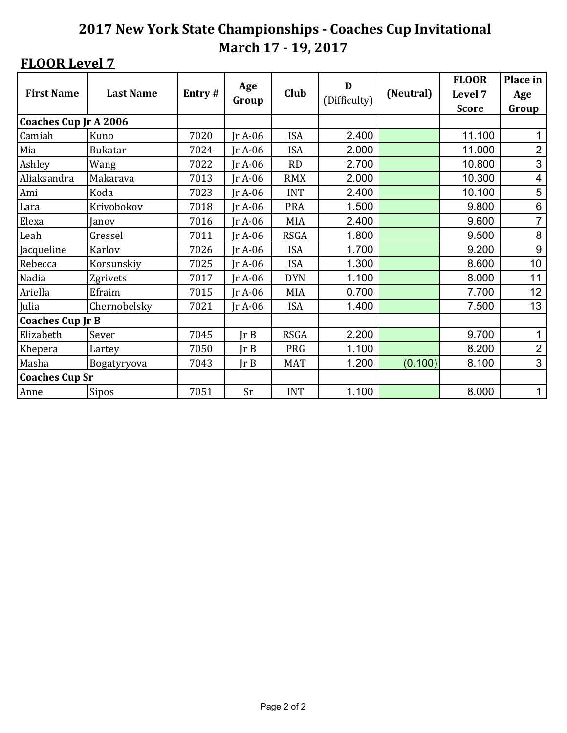# 2017 New York State Championships - Coaches Cup Invitational
## March 17 - 19, 2017

### FLOOR Level 7

| First Name | Last Name | Entry # | Age Group | Club | D (Difficulty) | (Neutral) | FLOOR Level 7 Score | Place in Age Group |
|---|---|---|---|---|---|---|---|---|
| **Coaches Cup Jr A 2006** | | | | | | | | |
| Camiah | Kuno | 7020 | Jr A-06 | ISA | 2.400 | | 11.100 | 1 |
| Mia | Bukatar | 7024 | Jr A-06 | ISA | 2.000 | | 11.000 | 2 |
| Ashley | Wang | 7022 | Jr A-06 | RD | 2.700 | | 10.800 | 3 |
| Aliaksandra | Makarava | 7013 | Jr A-06 | RMX | 2.000 | | 10.300 | 4 |
| Ami | Koda | 7023 | Jr A-06 | INT | 2.400 | | 10.100 | 5 |
| Lara | Krivobokov | 7018 | Jr A-06 | PRA | 1.500 | | 9.800 | 6 |
| Elexa | Janov | 7016 | Jr A-06 | MIA | 2.400 | | 9.600 | 7 |
| Leah | Gressel | 7011 | Jr A-06 | RSGA | 1.800 | | 9.500 | 8 |
| Jacqueline | Karlov | 7026 | Jr A-06 | ISA | 1.700 | | 9.200 | 9 |
| Rebecca | Korsunskiy | 7025 | Jr A-06 | ISA | 1.300 | | 8.600 | 10 |
| Nadia | Zgrivets | 7017 | Jr A-06 | DYN | 1.100 | | 8.000 | 11 |
| Ariella | Efraim | 7015 | Jr A-06 | MIA | 0.700 | | 7.700 | 12 |
| Julia | Chernobelsky | 7021 | Jr A-06 | ISA | 1.400 | | 7.500 | 13 |
| **Coaches Cup Jr B** | | | | | | | | |
| Elizabeth | Sever | 7045 | Jr B | RSGA | 2.200 | | 9.700 | 1 |
| Khepera | Lartey | 7050 | Jr B | PRG | 1.100 | | 8.200 | 2 |
| Masha | Bogatyryova | 7043 | Jr B | MAT | 1.200 | (0.100) | 8.100 | 3 |
| **Coaches Cup Sr** | | | | | | | | |
| Anne | Sipos | 7051 | Sr | INT | 1.100 | | 8.000 | 1 |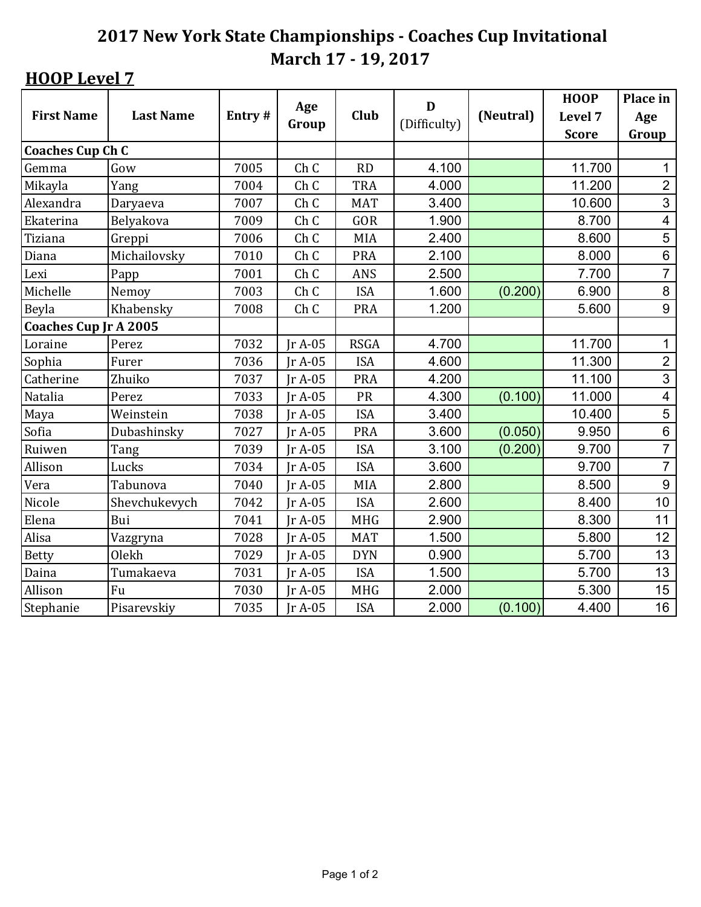# 2017 New York State Championships - Coaches Cup Invitational
# March 17 - 19, 2017

## HOOP Level 7

| First Name | Last Name | Entry # | Age Group | Club | D (Difficulty) | (Neutral) | HOOP Level 7 Score | Place in Age Group |
|---|---|---|---|---|---|---|---|---|
| **Coaches Cup Ch C** | | | | | | | | |
| Gemma | Gow | 7005 | Ch C | RD | 4.100 | | 11.700 | 1 |
| Mikayla | Yang | 7004 | Ch C | TRA | 4.000 | | 11.200 | 2 |
| Alexandra | Daryaeva | 7007 | Ch C | MAT | 3.400 | | 10.600 | 3 |
| Ekaterina | Belyakova | 7009 | Ch C | GOR | 1.900 | | 8.700 | 4 |
| Tiziana | Greppi | 7006 | Ch C | MIA | 2.400 | | 8.600 | 5 |
| Diana | Michailovsky | 7010 | Ch C | PRA | 2.100 | | 8.000 | 6 |
| Lexi | Papp | 7001 | Ch C | ANS | 2.500 | | 7.700 | 7 |
| Michelle | Nemoy | 7003 | Ch C | ISA | 1.600 | (0.200) | 6.900 | 8 |
| Beyla | Khabensky | 7008 | Ch C | PRA | 1.200 | | 5.600 | 9 |
| **Coaches Cup Jr A 2005** | | | | | | | | |
| Loraine | Perez | 7032 | Jr A-05 | RSGA | 4.700 | | 11.700 | 1 |
| Sophia | Furer | 7036 | Jr A-05 | ISA | 4.600 | | 11.300 | 2 |
| Catherine | Zhuiko | 7037 | Jr A-05 | PRA | 4.200 | | 11.100 | 3 |
| Natalia | Perez | 7033 | Jr A-05 | PR | 4.300 | (0.100) | 11.000 | 4 |
| Maya | Weinstein | 7038 | Jr A-05 | ISA | 3.400 | | 10.400 | 5 |
| Sofia | Dubashinsky | 7027 | Jr A-05 | PRA | 3.600 | (0.050) | 9.950 | 6 |
| Ruiwen | Tang | 7039 | Jr A-05 | ISA | 3.100 | (0.200) | 9.700 | 7 |
| Allison | Lucks | 7034 | Jr A-05 | ISA | 3.600 | | 9.700 | 7 |
| Vera | Tabunova | 7040 | Jr A-05 | MIA | 2.800 | | 8.500 | 9 |
| Nicole | Shevchukevych | 7042 | Jr A-05 | ISA | 2.600 | | 8.400 | 10 |
| Elena | Bui | 7041 | Jr A-05 | MHG | 2.900 | | 8.300 | 11 |
| Alisa | Vazgryna | 7028 | Jr A-05 | MAT | 1.500 | | 5.800 | 12 |
| Betty | Olekh | 7029 | Jr A-05 | DYN | 0.900 | | 5.700 | 13 |
| Daina | Tumakaeva | 7031 | Jr A-05 | ISA | 1.500 | | 5.700 | 13 |
| Allison | Fu | 7030 | Jr A-05 | MHG | 2.000 | | 5.300 | 15 |
| Stephanie | Pisarevskiy | 7035 | Jr A-05 | ISA | 2.000 | (0.100) | 4.400 | 16 |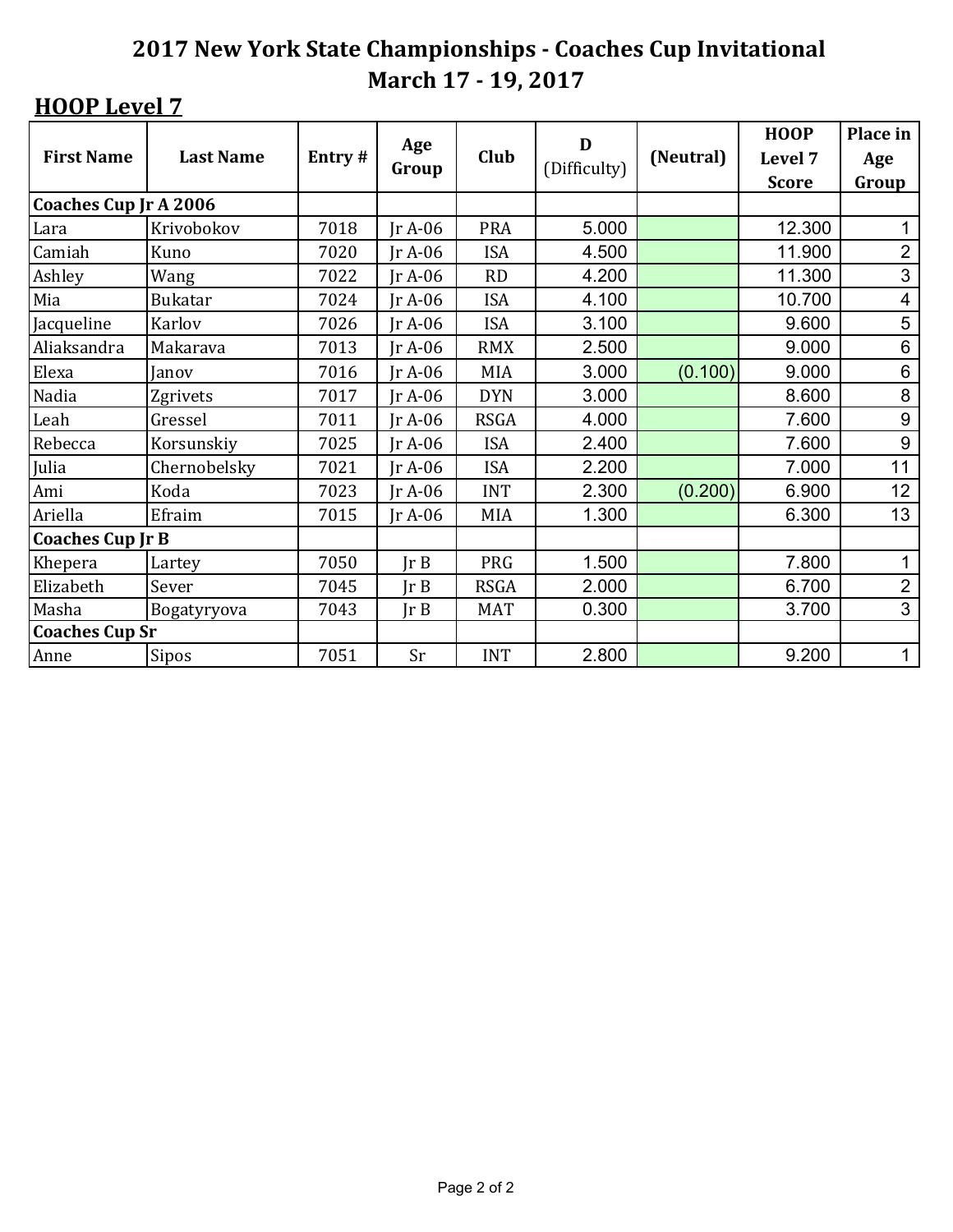# 2017 New York State Championships - Coaches Cup Invitational
## March 17 - 19, 2017

### HOOP Level 7

| First Name | Last Name | Entry # | Age Group | Club | D (Difficulty) | (Neutral) | HOOP Level 7 Score | Place in Age Group |
|---|---|---|---|---|---|---|---|---|
| **Coaches Cup Jr A 2006** | | | | | | | | |
| Lara | Krivobokov | 7018 | Jr A-06 | PRA | 5.000 | | 12.300 | 1 |
| Camiah | Kuno | 7020 | Jr A-06 | ISA | 4.500 | | 11.900 | 2 |
| Ashley | Wang | 7022 | Jr A-06 | RD | 4.200 | | 11.300 | 3 |
| Mia | Bukatar | 7024 | Jr A-06 | ISA | 4.100 | | 10.700 | 4 |
| Jacqueline | Karlov | 7026 | Jr A-06 | ISA | 3.100 | | 9.600 | 5 |
| Aliaksandra | Makarava | 7013 | Jr A-06 | RMX | 2.500 | | 9.000 | 6 |
| Elexa | Janov | 7016 | Jr A-06 | MIA | 3.000 | (0.100) | 9.000 | 6 |
| Nadia | Zgrivets | 7017 | Jr A-06 | DYN | 3.000 | | 8.600 | 8 |
| Leah | Gressel | 7011 | Jr A-06 | RSGA | 4.000 | | 7.600 | 9 |
| Rebecca | Korsunskiy | 7025 | Jr A-06 | ISA | 2.400 | | 7.600 | 9 |
| Julia | Chernobelsky | 7021 | Jr A-06 | ISA | 2.200 | | 7.000 | 11 |
| Ami | Koda | 7023 | Jr A-06 | INT | 2.300 | (0.200) | 6.900 | 12 |
| Ariella | Efraim | 7015 | Jr A-06 | MIA | 1.300 | | 6.300 | 13 |
| **Coaches Cup Jr B** | | | | | | | | |
| Khepera | Lartey | 7050 | Jr B | PRG | 1.500 | | 7.800 | 1 |
| Elizabeth | Sever | 7045 | Jr B | RSGA | 2.000 | | 6.700 | 2 |
| Masha | Bogatyryova | 7043 | Jr B | MAT | 0.300 | | 3.700 | 3 |
| **Coaches Cup Sr** | | | | | | | | |
| Anne | Sipos | 7051 | Sr | INT | 2.800 | | 9.200 | 1 |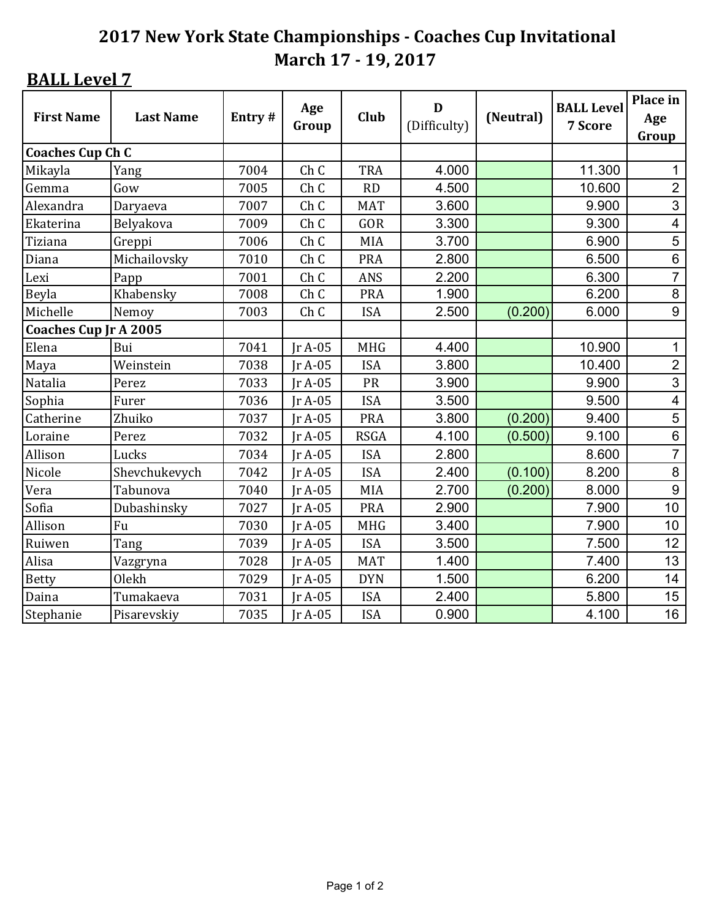# 2017 New York State Championships - Coaches Cup Invitational
## March 17 - 19, 2017

### BALL Level 7

| First Name | Last Name | Entry # | Age Group | Club | D (Difficulty) | (Neutral) | BALL Level 7 Score | Place in Age Group |
|---|---|---|---|---|---|---|---|---|
| **Coaches Cup Ch C** | | | | | | | | |
| Mikayla | Yang | 7004 | Ch C | TRA | 4.000 | | 11.300 | 1 |
| Gemma | Gow | 7005 | Ch C | RD | 4.500 | | 10.600 | 2 |
| Alexandra | Daryaeva | 7007 | Ch C | MAT | 3.600 | | 9.900 | 3 |
| Ekaterina | Belyakova | 7009 | Ch C | GOR | 3.300 | | 9.300 | 4 |
| Tiziana | Greppi | 7006 | Ch C | MIA | 3.700 | | 6.900 | 5 |
| Diana | Michailovsky | 7010 | Ch C | PRA | 2.800 | | 6.500 | 6 |
| Lexi | Papp | 7001 | Ch C | ANS | 2.200 | | 6.300 | 7 |
| Beyla | Khabensky | 7008 | Ch C | PRA | 1.900 | | 6.200 | 8 |
| Michelle | Nemoy | 7003 | Ch C | ISA | 2.500 | (0.200) | 6.000 | 9 |
| **Coaches Cup Jr A 2005** | | | | | | | | |
| Elena | Bui | 7041 | Jr A-05 | MHG | 4.400 | | 10.900 | 1 |
| Maya | Weinstein | 7038 | Jr A-05 | ISA | 3.800 | | 10.400 | 2 |
| Natalia | Perez | 7033 | Jr A-05 | PR | 3.900 | | 9.900 | 3 |
| Sophia | Furer | 7036 | Jr A-05 | ISA | 3.500 | | 9.500 | 4 |
| Catherine | Zhuiko | 7037 | Jr A-05 | PRA | 3.800 | (0.200) | 9.400 | 5 |
| Loraine | Perez | 7032 | Jr A-05 | RSGA | 4.100 | (0.500) | 9.100 | 6 |
| Allison | Lucks | 7034 | Jr A-05 | ISA | 2.800 | | 8.600 | 7 |
| Nicole | Shevchukevych | 7042 | Jr A-05 | ISA | 2.400 | (0.100) | 8.200 | 8 |
| Vera | Tabunova | 7040 | Jr A-05 | MIA | 2.700 | (0.200) | 8.000 | 9 |
| Sofia | Dubashinsky | 7027 | Jr A-05 | PRA | 2.900 | | 7.900 | 10 |
| Allison | Fu | 7030 | Jr A-05 | MHG | 3.400 | | 7.900 | 10 |
| Ruiwen | Tang | 7039 | Jr A-05 | ISA | 3.500 | | 7.500 | 12 |
| Alisa | Vazgryna | 7028 | Jr A-05 | MAT | 1.400 | | 7.400 | 13 |
| Betty | Olekh | 7029 | Jr A-05 | DYN | 1.500 | | 6.200 | 14 |
| Daina | Tumakaeva | 7031 | Jr A-05 | ISA | 2.400 | | 5.800 | 15 |
| Stephanie | Pisarevskiy | 7035 | Jr A-05 | ISA | 0.900 | | 4.100 | 16 |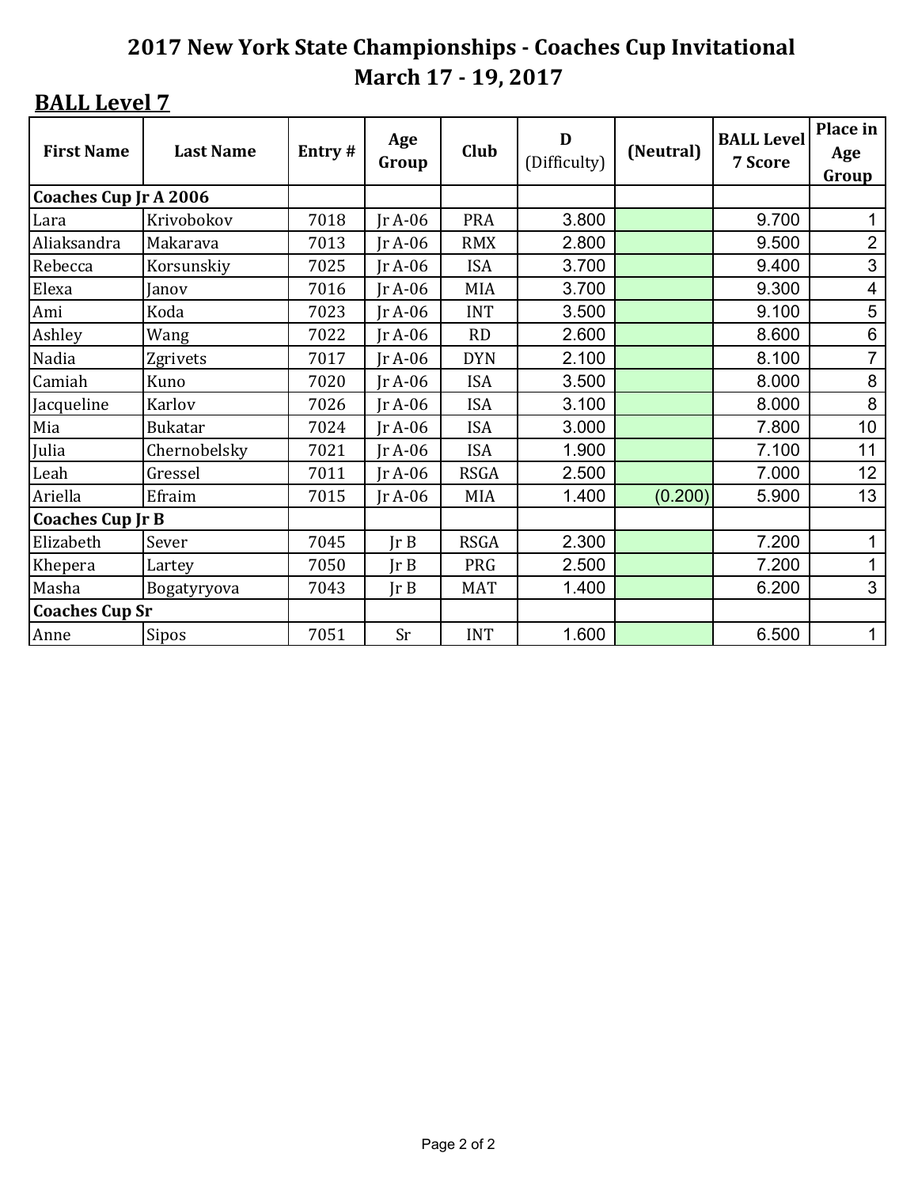## 2017 New York State Championships - Coaches Cup Invitational
## March 17 - 19, 2017

**BALL Level 7**

| First Name | Last Name | Entry # | Age Group | Club | D (Difficulty) | (Neutral) | BALL Level 7 Score | Place in Age Group |
|---|---|---|---|---|---|---|---|---|
| **Coaches Cup Jr A 2006** | | | | | | | | |
| Lara | Krivobokov | 7018 | Jr A-06 | PRA | 3.800 | | 9.700 | 1 |
| Aliaksandra | Makarava | 7013 | Jr A-06 | RMX | 2.800 | | 9.500 | 2 |
| Rebecca | Korsunskiy | 7025 | Jr A-06 | ISA | 3.700 | | 9.400 | 3 |
| Elexa | Janov | 7016 | Jr A-06 | MIA | 3.700 | | 9.300 | 4 |
| Ami | Koda | 7023 | Jr A-06 | INT | 3.500 | | 9.100 | 5 |
| Ashley | Wang | 7022 | Jr A-06 | RD | 2.600 | | 8.600 | 6 |
| Nadia | Zgrivets | 7017 | Jr A-06 | DYN | 2.100 | | 8.100 | 7 |
| Camiah | Kuno | 7020 | Jr A-06 | ISA | 3.500 | | 8.000 | 8 |
| Jacqueline | Karlov | 7026 | Jr A-06 | ISA | 3.100 | | 8.000 | 8 |
| Mia | Bukatar | 7024 | Jr A-06 | ISA | 3.000 | | 7.800 | 10 |
| Julia | Chernobelsky | 7021 | Jr A-06 | ISA | 1.900 | | 7.100 | 11 |
| Leah | Gressel | 7011 | Jr A-06 | RSGA | 2.500 | | 7.000 | 12 |
| Ariella | Efraim | 7015 | Jr A-06 | MIA | 1.400 | (0.200) | 5.900 | 13 |
| **Coaches Cup Jr B** | | | | | | | | |
| Elizabeth | Sever | 7045 | Jr B | RSGA | 2.300 | | 7.200 | 1 |
| Khepera | Lartey | 7050 | Jr B | PRG | 2.500 | | 7.200 | 1 |
| Masha | Bogatyryova | 7043 | Jr B | MAT | 1.400 | | 6.200 | 3 |
| **Coaches Cup Sr** | | | | | | | | |
| Anne | Sipos | 7051 | Sr | INT | 1.600 | | 6.500 | 1 |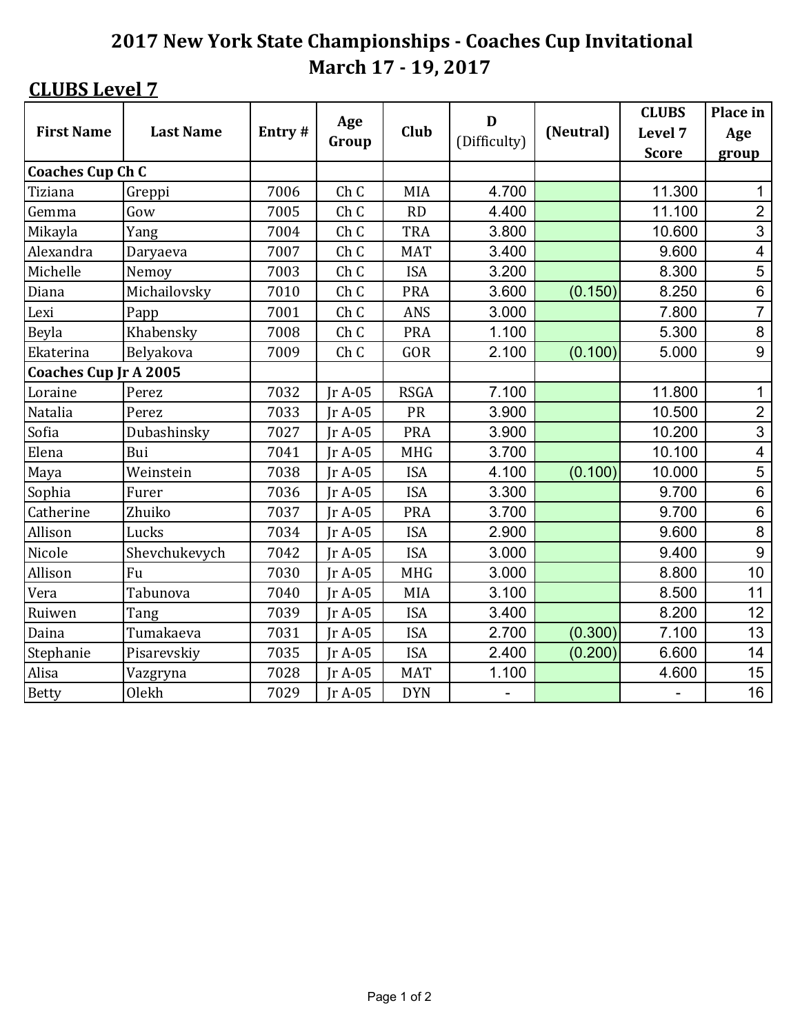# 2017 New York State Championships - Coaches Cup Invitational
## March 17 - 19, 2017

**CLUBS Level 7**

| First Name | Last Name | Entry # | Age Group | Club | D (Difficulty) | (Neutral) | CLUBS Level 7 Score | Place in Age group |
|---|---|---|---|---|---|---|---|---|
| **Coaches Cup Ch C** | | | | | | | | |
| Tiziana | Greppi | 7006 | Ch C | MIA | 4.700 | | 11.300 | 1 |
| Gemma | Gow | 7005 | Ch C | RD | 4.400 | | 11.100 | 2 |
| Mikayla | Yang | 7004 | Ch C | TRA | 3.800 | | 10.600 | 3 |
| Alexandra | Daryaeva | 7007 | Ch C | MAT | 3.400 | | 9.600 | 4 |
| Michelle | Nemoy | 7003 | Ch C | ISA | 3.200 | | 8.300 | 5 |
| Diana | Michailovsky | 7010 | Ch C | PRA | 3.600 | (0.150) | 8.250 | 6 |
| Lexi | Papp | 7001 | Ch C | ANS | 3.000 | | 7.800 | 7 |
| Beyla | Khabensky | 7008 | Ch C | PRA | 1.100 | | 5.300 | 8 |
| Ekaterina | Belyakova | 7009 | Ch C | GOR | 2.100 | (0.100) | 5.000 | 9 |
| **Coaches Cup Jr A 2005** | | | | | | | | |
| Loraine | Perez | 7032 | Jr A-05 | RSGA | 7.100 | | 11.800 | 1 |
| Natalia | Perez | 7033 | Jr A-05 | PR | 3.900 | | 10.500 | 2 |
| Sofia | Dubashinsky | 7027 | Jr A-05 | PRA | 3.900 | | 10.200 | 3 |
| Elena | Bui | 7041 | Jr A-05 | MHG | 3.700 | | 10.100 | 4 |
| Maya | Weinstein | 7038 | Jr A-05 | ISA | 4.100 | (0.100) | 10.000 | 5 |
| Sophia | Furer | 7036 | Jr A-05 | ISA | 3.300 | | 9.700 | 6 |
| Catherine | Zhuiko | 7037 | Jr A-05 | PRA | 3.700 | | 9.700 | 6 |
| Allison | Lucks | 7034 | Jr A-05 | ISA | 2.900 | | 9.600 | 8 |
| Nicole | Shevchukevych | 7042 | Jr A-05 | ISA | 3.000 | | 9.400 | 9 |
| Allison | Fu | 7030 | Jr A-05 | MHG | 3.000 | | 8.800 | 10 |
| Vera | Tabunova | 7040 | Jr A-05 | MIA | 3.100 | | 8.500 | 11 |
| Ruiwen | Tang | 7039 | Jr A-05 | ISA | 3.400 | | 8.200 | 12 |
| Daina | Tumakaeva | 7031 | Jr A-05 | ISA | 2.700 | (0.300) | 7.100 | 13 |
| Stephanie | Pisarevskiy | 7035 | Jr A-05 | ISA | 2.400 | (0.200) | 6.600 | 14 |
| Alisa | Vazgryna | 7028 | Jr A-05 | MAT | 1.100 | | 4.600 | 15 |
| Betty | Olekh | 7029 | Jr A-05 | DYN | - | | - | 16 |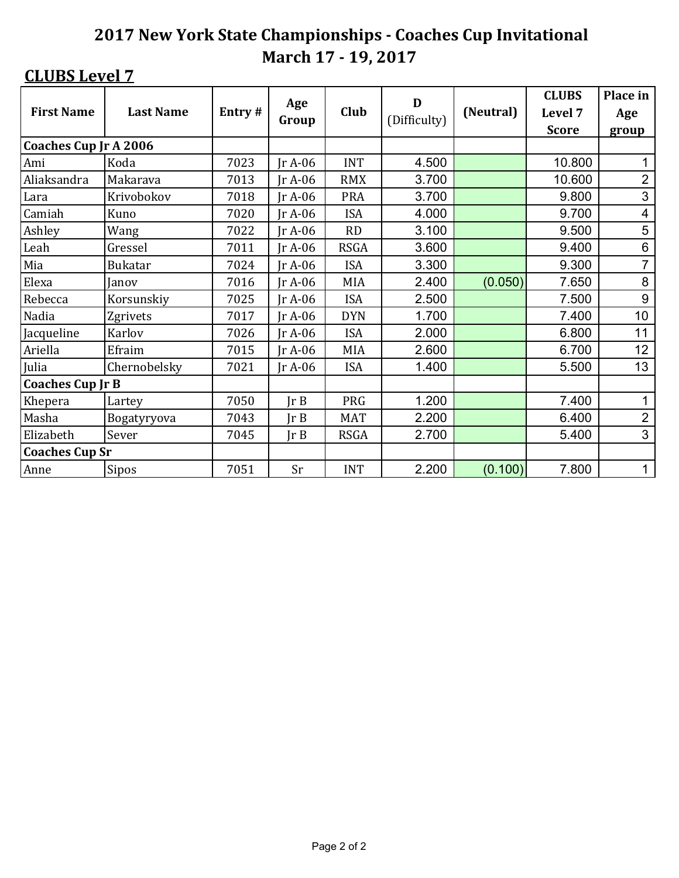# 2017 New York State Championships - Coaches Cup Invitational

## March 17 - 19, 2017

**CLUBS Level 7**

| First Name | Last Name | Entry # | Age Group | Club | D (Difficulty) | (Neutral) | CLUBS Level 7 Score | Place in Age group |
|---|---|---|---|---|---|---|---|---|
| **Coaches Cup Jr A 2006** | | | | | | | | |
| Ami | Koda | 7023 | Jr A-06 | INT | 4.500 | | 10.800 | 1 |
| Aliaksandra | Makarava | 7013 | Jr A-06 | RMX | 3.700 | | 10.600 | 2 |
| Lara | Krivobokov | 7018 | Jr A-06 | PRA | 3.700 | | 9.800 | 3 |
| Camiah | Kuno | 7020 | Jr A-06 | ISA | 4.000 | | 9.700 | 4 |
| Ashley | Wang | 7022 | Jr A-06 | RD | 3.100 | | 9.500 | 5 |
| Leah | Gressel | 7011 | Jr A-06 | RSGA | 3.600 | | 9.400 | 6 |
| Mia | Bukatar | 7024 | Jr A-06 | ISA | 3.300 | | 9.300 | 7 |
| Elexa | Janov | 7016 | Jr A-06 | MIA | 2.400 | (0.050) | 7.650 | 8 |
| Rebecca | Korsunskiy | 7025 | Jr A-06 | ISA | 2.500 | | 7.500 | 9 |
| Nadia | Zgrivets | 7017 | Jr A-06 | DYN | 1.700 | | 7.400 | 10 |
| Jacqueline | Karlov | 7026 | Jr A-06 | ISA | 2.000 | | 6.800 | 11 |
| Ariella | Efraim | 7015 | Jr A-06 | MIA | 2.600 | | 6.700 | 12 |
| Julia | Chernobelsky | 7021 | Jr A-06 | ISA | 1.400 | | 5.500 | 13 |
| **Coaches Cup Jr B** | | | | | | | | |
| Khepera | Lartey | 7050 | Jr B | PRG | 1.200 | | 7.400 | 1 |
| Masha | Bogatyryova | 7043 | Jr B | MAT | 2.200 | | 6.400 | 2 |
| Elizabeth | Sever | 7045 | Jr B | RSGA | 2.700 | | 5.400 | 3 |
| **Coaches Cup Sr** | | | | | | | | |
| Anne | Sipos | 7051 | Sr | INT | 2.200 | (0.100) | 7.800 | 1 |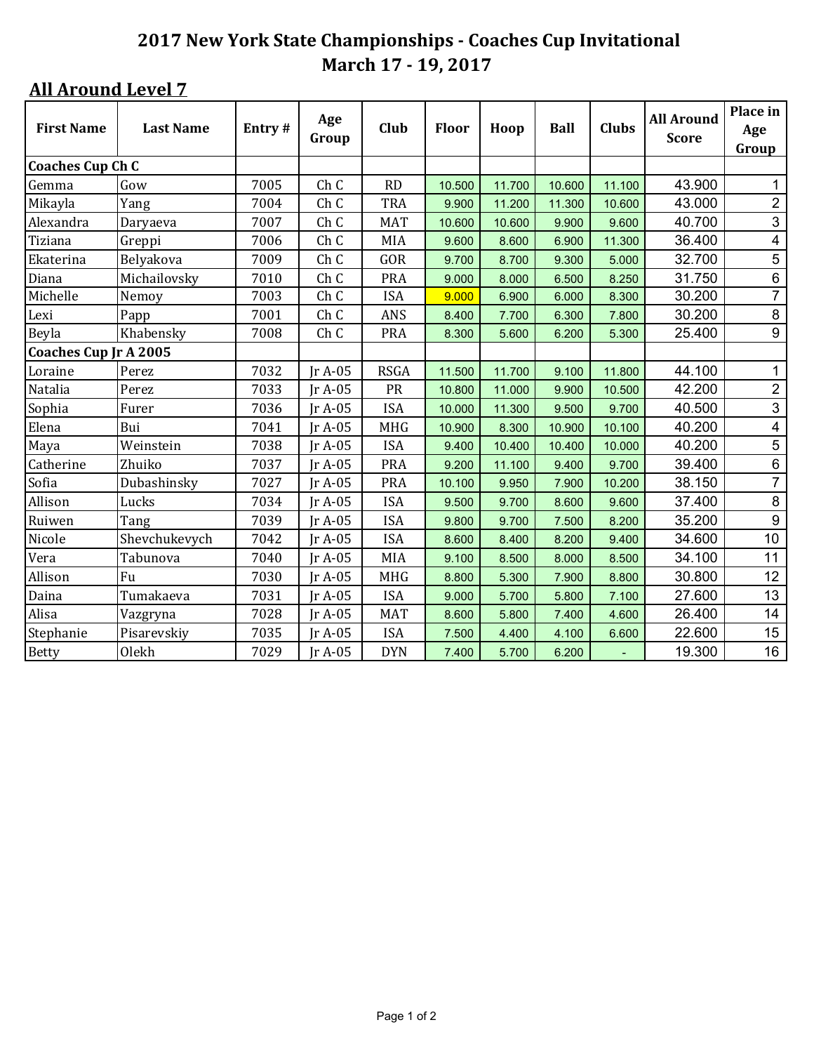# 2017 New York State Championships - Coaches Cup Invitational
## March 17 - 19, 2017

### All Around Level 7

| First Name | Last Name | Entry # | Age Group | Club | Floor | Hoop | Ball | Clubs | All Around Score | Place in Age Group |
|---|---|---|---|---|---|---|---|---|---|---|
| **Coaches Cup Ch C** | | | | | | | | | | |
| Gemma | Gow | 7005 | Ch C | RD | 10.500 | 11.700 | 10.600 | 11.100 | 43.900 | 1 |
| Mikayla | Yang | 7004 | Ch C | TRA | 9.900 | 11.200 | 11.300 | 10.600 | 43.000 | 2 |
| Alexandra | Daryaeva | 7007 | Ch C | MAT | 10.600 | 10.600 | 9.900 | 9.600 | 40.700 | 3 |
| Tiziana | Greppi | 7006 | Ch C | MIA | 9.600 | 8.600 | 6.900 | 11.300 | 36.400 | 4 |
| Ekaterina | Belyakova | 7009 | Ch C | GOR | 9.700 | 8.700 | 9.300 | 5.000 | 32.700 | 5 |
| Diana | Michailovsky | 7010 | Ch C | PRA | 9.000 | 8.000 | 6.500 | 8.250 | 31.750 | 6 |
| Michelle | Nemoy | 7003 | Ch C | ISA | 9.000 | 6.900 | 6.000 | 8.300 | 30.200 | 7 |
| Lexi | Papp | 7001 | Ch C | ANS | 8.400 | 7.700 | 6.300 | 7.800 | 30.200 | 8 |
| Beyla | Khabensky | 7008 | Ch C | PRA | 8.300 | 5.600 | 6.200 | 5.300 | 25.400 | 9 |
| **Coaches Cup Jr A 2005** | | | | | | | | | | |
| Loraine | Perez | 7032 | Jr A-05 | RSGA | 11.500 | 11.700 | 9.100 | 11.800 | 44.100 | 1 |
| Natalia | Perez | 7033 | Jr A-05 | PR | 10.800 | 11.000 | 9.900 | 10.500 | 42.200 | 2 |
| Sophia | Furer | 7036 | Jr A-05 | ISA | 10.000 | 11.300 | 9.500 | 9.700 | 40.500 | 3 |
| Elena | Bui | 7041 | Jr A-05 | MHG | 10.900 | 8.300 | 10.900 | 10.100 | 40.200 | 4 |
| Maya | Weinstein | 7038 | Jr A-05 | ISA | 9.400 | 10.400 | 10.400 | 10.000 | 40.200 | 5 |
| Catherine | Zhuiko | 7037 | Jr A-05 | PRA | 9.200 | 11.100 | 9.400 | 9.700 | 39.400 | 6 |
| Sofia | Dubashinsky | 7027 | Jr A-05 | PRA | 10.100 | 9.950 | 7.900 | 10.200 | 38.150 | 7 |
| Allison | Lucks | 7034 | Jr A-05 | ISA | 9.500 | 9.700 | 8.600 | 9.600 | 37.400 | 8 |
| Ruiwen | Tang | 7039 | Jr A-05 | ISA | 9.800 | 9.700 | 7.500 | 8.200 | 35.200 | 9 |
| Nicole | Shevchukevych | 7042 | Jr A-05 | ISA | 8.600 | 8.400 | 8.200 | 9.400 | 34.600 | 10 |
| Vera | Tabunova | 7040 | Jr A-05 | MIA | 9.100 | 8.500 | 8.000 | 8.500 | 34.100 | 11 |
| Allison | Fu | 7030 | Jr A-05 | MHG | 8.800 | 5.300 | 7.900 | 8.800 | 30.800 | 12 |
| Daina | Tumakaeva | 7031 | Jr A-05 | ISA | 9.000 | 5.700 | 5.800 | 7.100 | 27.600 | 13 |
| Alisa | Vazgryna | 7028 | Jr A-05 | MAT | 8.600 | 5.800 | 7.400 | 4.600 | 26.400 | 14 |
| Stephanie | Pisarevskiy | 7035 | Jr A-05 | ISA | 7.500 | 4.400 | 4.100 | 6.600 | 22.600 | 15 |
| Betty | Olekh | 7029 | Jr A-05 | DYN | 7.400 | 5.700 | 6.200 | - | 19.300 | 16 |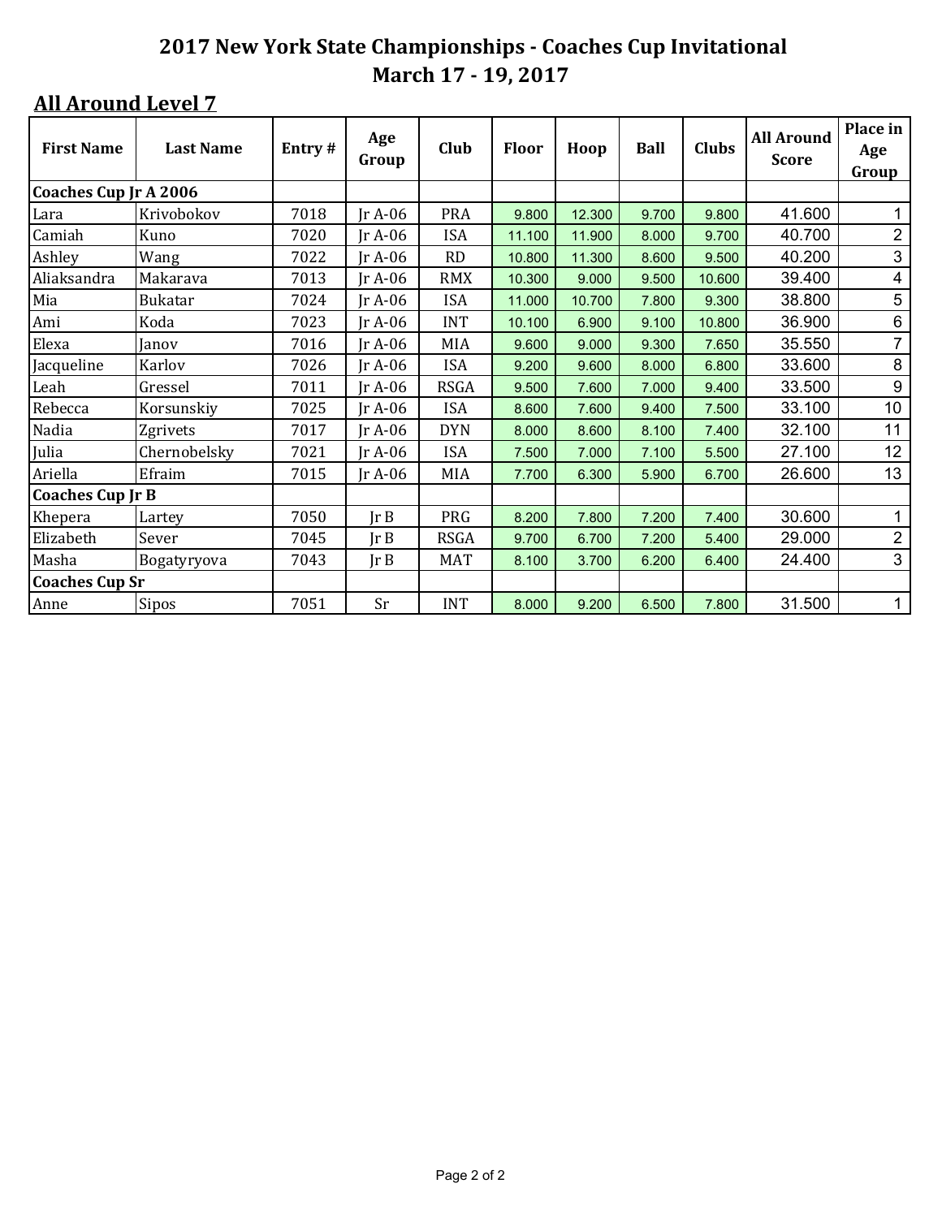# 2017 New York State Championships - Coaches Cup Invitational
## March 17 - 19, 2017

### All Around Level 7

| First Name | Last Name | Entry # | Age Group | Club | Floor | Hoop | Ball | Clubs | All Around Score | Place in Age Group |
|---|---|---|---|---|---|---|---|---|---|---|
| **Coaches Cup Jr A 2006** | | | | | | | | | | |
| Lara | Krivobokov | 7018 | Jr A-06 | PRA | 9.800 | 12.300 | 9.700 | 9.800 | 41.600 | 1 |
| Camiah | Kuno | 7020 | Jr A-06 | ISA | 11.100 | 11.900 | 8.000 | 9.700 | 40.700 | 2 |
| Ashley | Wang | 7022 | Jr A-06 | RD | 10.800 | 11.300 | 8.600 | 9.500 | 40.200 | 3 |
| Aliaksandra | Makarava | 7013 | Jr A-06 | RMX | 10.300 | 9.000 | 9.500 | 10.600 | 39.400 | 4 |
| Mia | Bukatar | 7024 | Jr A-06 | ISA | 11.000 | 10.700 | 7.800 | 9.300 | 38.800 | 5 |
| Ami | Koda | 7023 | Jr A-06 | INT | 10.100 | 6.900 | 9.100 | 10.800 | 36.900 | 6 |
| Elexa | Janov | 7016 | Jr A-06 | MIA | 9.600 | 9.000 | 9.300 | 7.650 | 35.550 | 7 |
| Jacqueline | Karlov | 7026 | Jr A-06 | ISA | 9.200 | 9.600 | 8.000 | 6.800 | 33.600 | 8 |
| Leah | Gressel | 7011 | Jr A-06 | RSGA | 9.500 | 7.600 | 7.000 | 9.400 | 33.500 | 9 |
| Rebecca | Korsunskiy | 7025 | Jr A-06 | ISA | 8.600 | 7.600 | 9.400 | 7.500 | 33.100 | 10 |
| Nadia | Zgrivets | 7017 | Jr A-06 | DYN | 8.000 | 8.600 | 8.100 | 7.400 | 32.100 | 11 |
| Julia | Chernobelsky | 7021 | Jr A-06 | ISA | 7.500 | 7.000 | 7.100 | 5.500 | 27.100 | 12 |
| Ariella | Efraim | 7015 | Jr A-06 | MIA | 7.700 | 6.300 | 5.900 | 6.700 | 26.600 | 13 |
| **Coaches Cup Jr B** | | | | | | | | | | |
| Khepera | Lartey | 7050 | Jr B | PRG | 8.200 | 7.800 | 7.200 | 7.400 | 30.600 | 1 |
| Elizabeth | Sever | 7045 | Jr B | RSGA | 9.700 | 6.700 | 7.200 | 5.400 | 29.000 | 2 |
| Masha | Bogatyryova | 7043 | Jr B | MAT | 8.100 | 3.700 | 6.200 | 6.400 | 24.400 | 3 |
| **Coaches Cup Sr** | | | | | | | | | | |
| Anne | Sipos | 7051 | Sr | INT | 8.000 | 9.200 | 6.500 | 7.800 | 31.500 | 1 |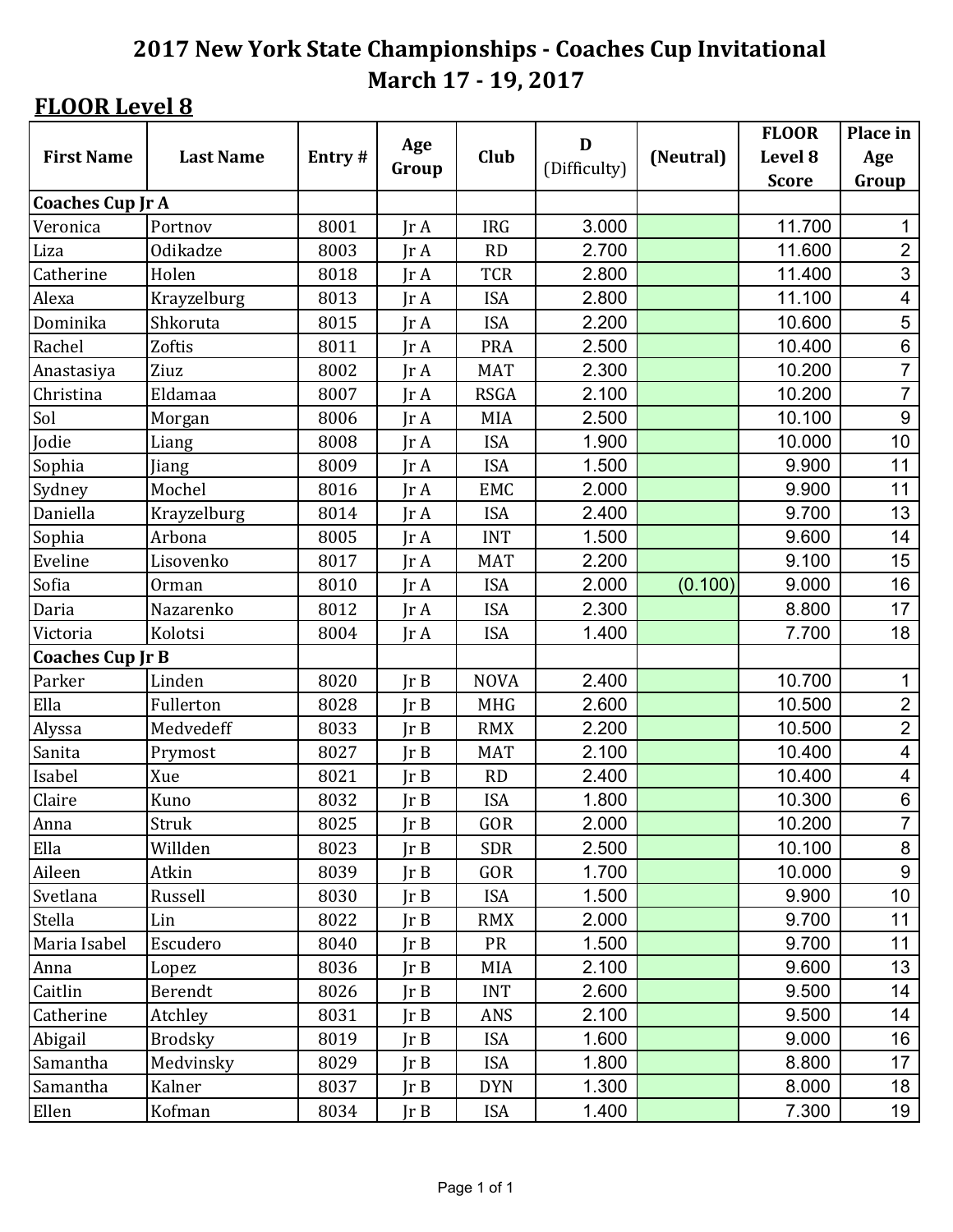# 2017 New York State Championships - Coaches Cup Invitational
## March 17 - 19, 2017

### FLOOR Level 8

| First Name | Last Name | Entry # | Age Group | Club | D (Difficulty) | (Neutral) | FLOOR Level 8 Score | Place in Age Group |
|---|---|---|---|---|---|---|---|---|
| **Coaches Cup Jr A** | | | | | | | | |
| Veronica | Portnov | 8001 | Jr A | IRG | 3.000 | | 11.700 | 1 |
| Liza | Odikadze | 8003 | Jr A | RD | 2.700 | | 11.600 | 2 |
| Catherine | Holen | 8018 | Jr A | TCR | 2.800 | | 11.400 | 3 |
| Alexa | Krayzelburg | 8013 | Jr A | ISA | 2.800 | | 11.100 | 4 |
| Dominika | Shkoruta | 8015 | Jr A | ISA | 2.200 | | 10.600 | 5 |
| Rachel | Zoftis | 8011 | Jr A | PRA | 2.500 | | 10.400 | 6 |
| Anastasiya | Ziuz | 8002 | Jr A | MAT | 2.300 | | 10.200 | 7 |
| Christina | Eldamaa | 8007 | Jr A | RSGA | 2.100 | | 10.200 | 7 |
| Sol | Morgan | 8006 | Jr A | MIA | 2.500 | | 10.100 | 9 |
| Jodie | Liang | 8008 | Jr A | ISA | 1.900 | | 10.000 | 10 |
| Sophia | Jiang | 8009 | Jr A | ISA | 1.500 | | 9.900 | 11 |
| Sydney | Mochel | 8016 | Jr A | EMC | 2.000 | | 9.900 | 11 |
| Daniella | Krayzelburg | 8014 | Jr A | ISA | 2.400 | | 9.700 | 13 |
| Sophia | Arbona | 8005 | Jr A | INT | 1.500 | | 9.600 | 14 |
| Eveline | Lisovenko | 8017 | Jr A | MAT | 2.200 | | 9.100 | 15 |
| Sofia | Orman | 8010 | Jr A | ISA | 2.000 | (0.100) | 9.000 | 16 |
| Daria | Nazarenko | 8012 | Jr A | ISA | 2.300 | | 8.800 | 17 |
| Victoria | Kolotsi | 8004 | Jr A | ISA | 1.400 | | 7.700 | 18 |
| **Coaches Cup Jr B** | | | | | | | | |
| Parker | Linden | 8020 | Jr B | NOVA | 2.400 | | 10.700 | 1 |
| Ella | Fullerton | 8028 | Jr B | MHG | 2.600 | | 10.500 | 2 |
| Alyssa | Medvedeff | 8033 | Jr B | RMX | 2.200 | | 10.500 | 2 |
| Sanita | Prymost | 8027 | Jr B | MAT | 2.100 | | 10.400 | 4 |
| Isabel | Xue | 8021 | Jr B | RD | 2.400 | | 10.400 | 4 |
| Claire | Kuno | 8032 | Jr B | ISA | 1.800 | | 10.300 | 6 |
| Anna | Struk | 8025 | Jr B | GOR | 2.000 | | 10.200 | 7 |
| Ella | Willden | 8023 | Jr B | SDR | 2.500 | | 10.100 | 8 |
| Aileen | Atkin | 8039 | Jr B | GOR | 1.700 | | 10.000 | 9 |
| Svetlana | Russell | 8030 | Jr B | ISA | 1.500 | | 9.900 | 10 |
| Stella | Lin | 8022 | Jr B | RMX | 2.000 | | 9.700 | 11 |
| Maria Isabel | Escudero | 8040 | Jr B | PR | 1.500 | | 9.700 | 11 |
| Anna | Lopez | 8036 | Jr B | MIA | 2.100 | | 9.600 | 13 |
| Caitlin | Berendt | 8026 | Jr B | INT | 2.600 | | 9.500 | 14 |
| Catherine | Atchley | 8031 | Jr B | ANS | 2.100 | | 9.500 | 14 |
| Abigail | Brodsky | 8019 | Jr B | ISA | 1.600 | | 9.000 | 16 |
| Samantha | Medvinsky | 8029 | Jr B | ISA | 1.800 | | 8.800 | 17 |
| Samantha | Kalner | 8037 | Jr B | DYN | 1.300 | | 8.000 | 18 |
| Ellen | Kofman | 8034 | Jr B | ISA | 1.400 | | 7.300 | 19 |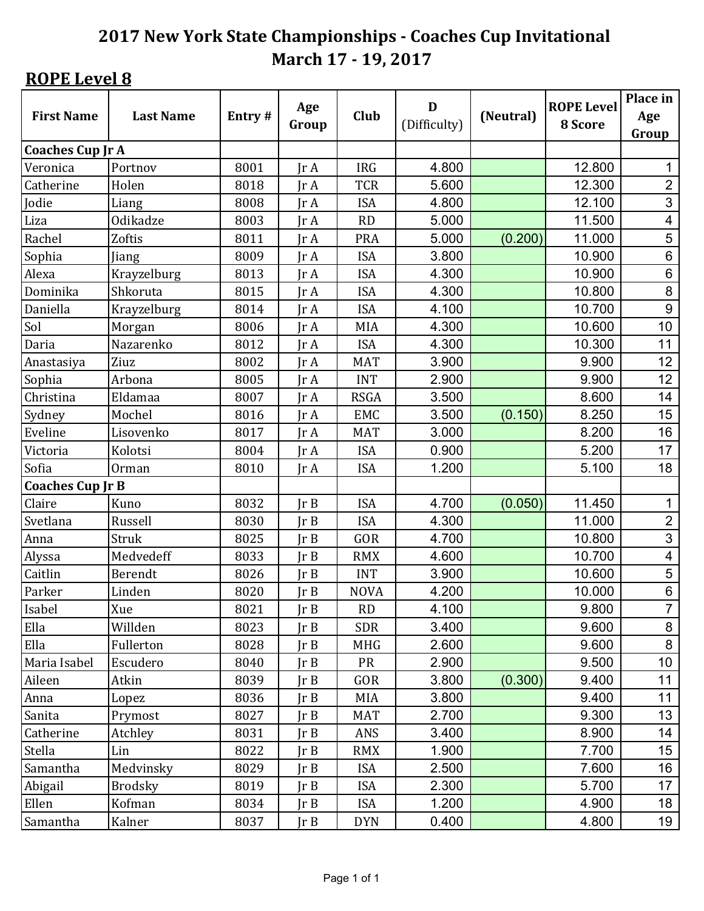# 2017 New York State Championships - Coaches Cup Invitational
## March 17 - 19, 2017

### ROPE Level 8

| First Name | Last Name | Entry # | Age Group | Club | D (Difficulty) | (Neutral) | ROPE Level 8 Score | Place in Age Group |
|---|---|---|---|---|---|---|---|---|
| **Coaches Cup Jr A** | | | | | | | | |
| Veronica | Portnov | 8001 | Jr A | IRG | 4.800 | | 12.800 | 1 |
| Catherine | Holen | 8018 | Jr A | TCR | 5.600 | | 12.300 | 2 |
| Jodie | Liang | 8008 | Jr A | ISA | 4.800 | | 12.100 | 3 |
| Liza | Odikadze | 8003 | Jr A | RD | 5.000 | | 11.500 | 4 |
| Rachel | Zoftis | 8011 | Jr A | PRA | 5.000 | (0.200) | 11.000 | 5 |
| Sophia | Jiang | 8009 | Jr A | ISA | 3.800 | | 10.900 | 6 |
| Alexa | Krayzelburg | 8013 | Jr A | ISA | 4.300 | | 10.900 | 6 |
| Dominika | Shkoruta | 8015 | Jr A | ISA | 4.300 | | 10.800 | 8 |
| Daniella | Krayzelburg | 8014 | Jr A | ISA | 4.100 | | 10.700 | 9 |
| Sol | Morgan | 8006 | Jr A | MIA | 4.300 | | 10.600 | 10 |
| Daria | Nazarenko | 8012 | Jr A | ISA | 4.300 | | 10.300 | 11 |
| Anastasiya | Ziuz | 8002 | Jr A | MAT | 3.900 | | 9.900 | 12 |
| Sophia | Arbona | 8005 | Jr A | INT | 2.900 | | 9.900 | 12 |
| Christina | Eldamaa | 8007 | Jr A | RSGA | 3.500 | | 8.600 | 14 |
| Sydney | Mochel | 8016 | Jr A | EMC | 3.500 | (0.150) | 8.250 | 15 |
| Eveline | Lisovenko | 8017 | Jr A | MAT | 3.000 | | 8.200 | 16 |
| Victoria | Kolotsi | 8004 | Jr A | ISA | 0.900 | | 5.200 | 17 |
| Sofia | Orman | 8010 | Jr A | ISA | 1.200 | | 5.100 | 18 |
| **Coaches Cup Jr B** | | | | | | | | |
| Claire | Kuno | 8032 | Jr B | ISA | 4.700 | (0.050) | 11.450 | 1 |
| Svetlana | Russell | 8030 | Jr B | ISA | 4.300 | | 11.000 | 2 |
| Anna | Struk | 8025 | Jr B | GOR | 4.700 | | 10.800 | 3 |
| Alyssa | Medvedeff | 8033 | Jr B | RMX | 4.600 | | 10.700 | 4 |
| Caitlin | Berendt | 8026 | Jr B | INT | 3.900 | | 10.600 | 5 |
| Parker | Linden | 8020 | Jr B | NOVA | 4.200 | | 10.000 | 6 |
| Isabel | Xue | 8021 | Jr B | RD | 4.100 | | 9.800 | 7 |
| Ella | Willden | 8023 | Jr B | SDR | 3.400 | | 9.600 | 8 |
| Ella | Fullerton | 8028 | Jr B | MHG | 2.600 | | 9.600 | 8 |
| Maria Isabel | Escudero | 8040 | Jr B | PR | 2.900 | | 9.500 | 10 |
| Aileen | Atkin | 8039 | Jr B | GOR | 3.800 | (0.300) | 9.400 | 11 |
| Anna | Lopez | 8036 | Jr B | MIA | 3.800 | | 9.400 | 11 |
| Sanita | Prymost | 8027 | Jr B | MAT | 2.700 | | 9.300 | 13 |
| Catherine | Atchley | 8031 | Jr B | ANS | 3.400 | | 8.900 | 14 |
| Stella | Lin | 8022 | Jr B | RMX | 1.900 | | 7.700 | 15 |
| Samantha | Medvinsky | 8029 | Jr B | ISA | 2.500 | | 7.600 | 16 |
| Abigail | Brodsky | 8019 | Jr B | ISA | 2.300 | | 5.700 | 17 |
| Ellen | Kofman | 8034 | Jr B | ISA | 1.200 | | 4.900 | 18 |
| Samantha | Kalner | 8037 | Jr B | DYN | 0.400 | | 4.800 | 19 |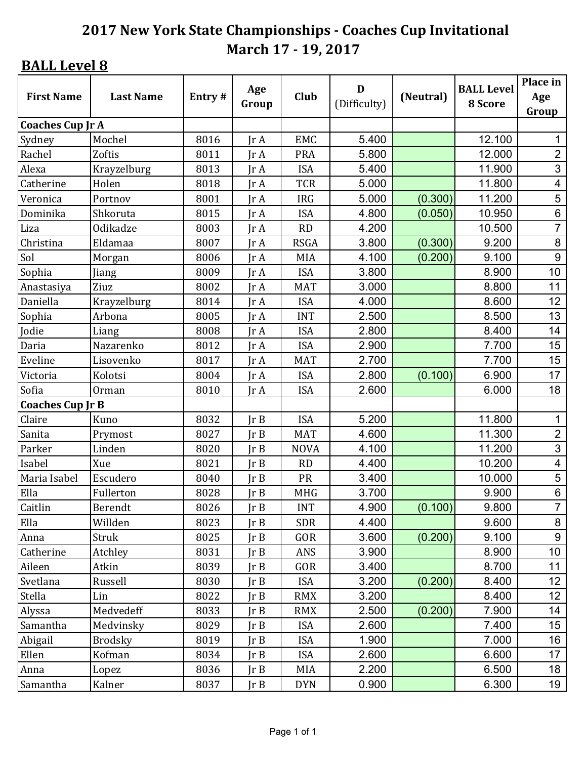# 2017 New York State Championships - Coaches Cup Invitational

## March 17 - 19, 2017

### BALL Level 8

| First Name | Last Name | Entry # | Age Group | Club | D (Difficulty) | (Neutral) | BALL Level 8 Score | Place in Age Group |
|---|---|---|---|---|---|---|---|---|
| **Coaches Cup Jr A** | | | | | | | | |
| Sydney | Mochel | 8016 | Jr A | EMC | 5.400 | | 12.100 | 1 |
| Rachel | Zoftis | 8011 | Jr A | PRA | 5.800 | | 12.000 | 2 |
| Alexa | Krayzelburg | 8013 | Jr A | ISA | 5.400 | | 11.900 | 3 |
| Catherine | Holen | 8018 | Jr A | TCR | 5.000 | | 11.800 | 4 |
| Veronica | Portnov | 8001 | Jr A | IRG | 5.000 | (0.300) | 11.200 | 5 |
| Dominika | Shkoruta | 8015 | Jr A | ISA | 4.800 | (0.050) | 10.950 | 6 |
| Liza | Odikadze | 8003 | Jr A | RD | 4.200 | | 10.500 | 7 |
| Christina | Eldamaa | 8007 | Jr A | RSGA | 3.800 | (0.300) | 9.200 | 8 |
| Sol | Morgan | 8006 | Jr A | MIA | 4.100 | (0.200) | 9.100 | 9 |
| Sophia | Jiang | 8009 | Jr A | ISA | 3.800 | | 8.900 | 10 |
| Anastasiya | Ziuz | 8002 | Jr A | MAT | 3.000 | | 8.800 | 11 |
| Daniella | Krayzelburg | 8014 | Jr A | ISA | 4.000 | | 8.600 | 12 |
| Sophia | Arbona | 8005 | Jr A | INT | 2.500 | | 8.500 | 13 |
| Jodie | Liang | 8008 | Jr A | ISA | 2.800 | | 8.400 | 14 |
| Daria | Nazarenko | 8012 | Jr A | ISA | 2.900 | | 7.700 | 15 |
| Eveline | Lisovenko | 8017 | Jr A | MAT | 2.700 | | 7.700 | 15 |
| Victoria | Kolotsi | 8004 | Jr A | ISA | 2.800 | (0.100) | 6.900 | 17 |
| Sofia | Orman | 8010 | Jr A | ISA | 2.600 | | 6.000 | 18 |
| **Coaches Cup Jr B** | | | | | | | | |
| Claire | Kuno | 8032 | Jr B | ISA | 5.200 | | 11.800 | 1 |
| Sanita | Prymost | 8027 | Jr B | MAT | 4.600 | | 11.300 | 2 |
| Parker | Linden | 8020 | Jr B | NOVA | 4.100 | | 11.200 | 3 |
| Isabel | Xue | 8021 | Jr B | RD | 4.400 | | 10.200 | 4 |
| Maria Isabel | Escudero | 8040 | Jr B | PR | 3.400 | | 10.000 | 5 |
| Ella | Fullerton | 8028 | Jr B | MHG | 3.700 | | 9.900 | 6 |
| Caitlin | Berendt | 8026 | Jr B | INT | 4.900 | (0.100) | 9.800 | 7 |
| Ella | Willden | 8023 | Jr B | SDR | 4.400 | | 9.600 | 8 |
| Anna | Struk | 8025 | Jr B | GOR | 3.600 | (0.200) | 9.100 | 9 |
| Catherine | Atchley | 8031 | Jr B | ANS | 3.900 | | 8.900 | 10 |
| Aileen | Atkin | 8039 | Jr B | GOR | 3.400 | | 8.700 | 11 |
| Svetlana | Russell | 8030 | Jr B | ISA | 3.200 | (0.200) | 8.400 | 12 |
| Stella | Lin | 8022 | Jr B | RMX | 3.200 | | 8.400 | 12 |
| Alyssa | Medvedeff | 8033 | Jr B | RMX | 2.500 | (0.200) | 7.900 | 14 |
| Samantha | Medvinsky | 8029 | Jr B | ISA | 2.600 | | 7.400 | 15 |
| Abigail | Brodsky | 8019 | Jr B | ISA | 1.900 | | 7.000 | 16 |
| Ellen | Kofman | 8034 | Jr B | ISA | 2.600 | | 6.600 | 17 |
| Anna | Lopez | 8036 | Jr B | MIA | 2.200 | | 6.500 | 18 |
| Samantha | Kalner | 8037 | Jr B | DYN | 0.900 | | 6.300 | 19 |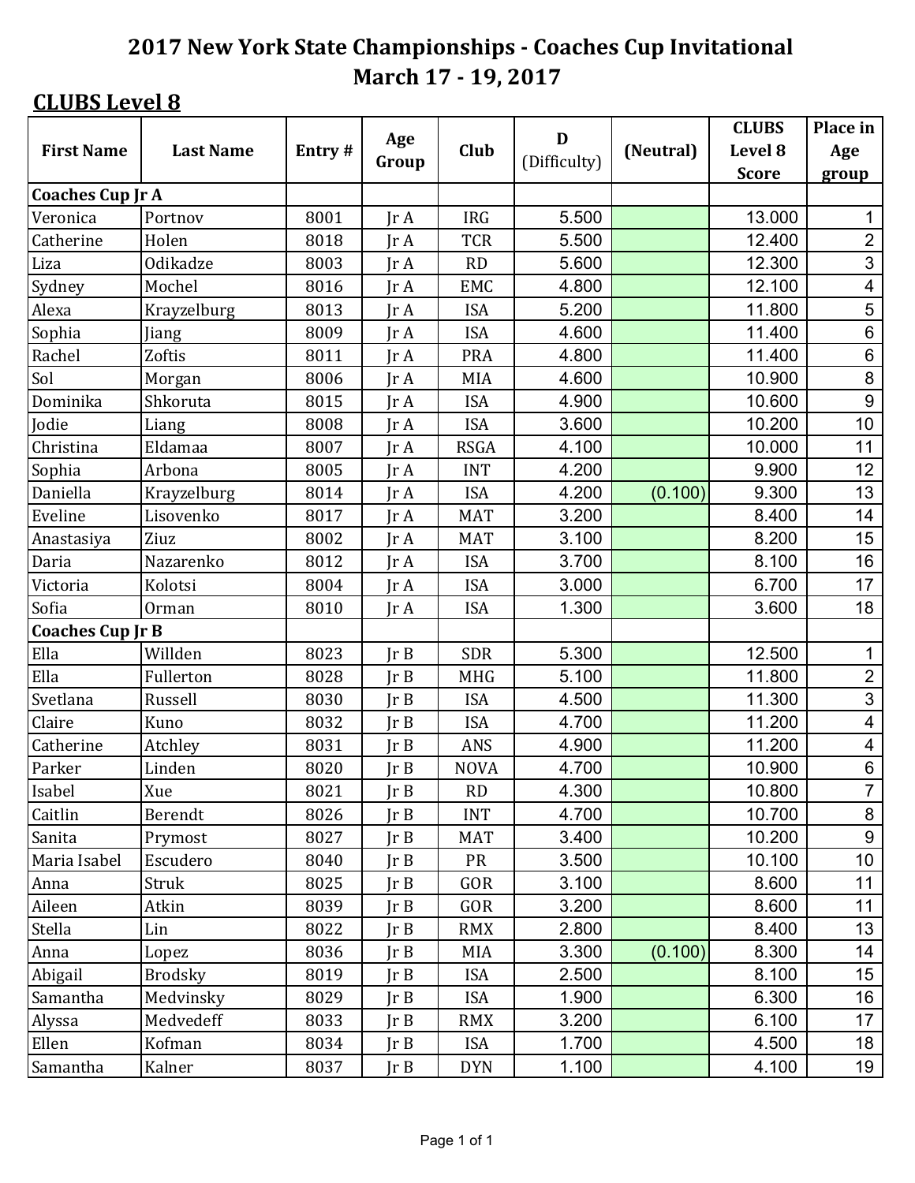# 2017 New York State Championships - Coaches Cup Invitational
## March 17 - 19, 2017

### CLUBS Level 8

| First Name | Last Name | Entry # | Age Group | Club | D (Difficulty) | (Neutral) | CLUBS Level 8 Score | Place in Age group |
|---|---|---|---|---|---|---|---|---|
| **Coaches Cup Jr A** | | | | | | | | |
| Veronica | Portnov | 8001 | Jr A | IRG | 5.500 | | 13.000 | 1 |
| Catherine | Holen | 8018 | Jr A | TCR | 5.500 | | 12.400 | 2 |
| Liza | Odikadze | 8003 | Jr A | RD | 5.600 | | 12.300 | 3 |
| Sydney | Mochel | 8016 | Jr A | EMC | 4.800 | | 12.100 | 4 |
| Alexa | Krayzelburg | 8013 | Jr A | ISA | 5.200 | | 11.800 | 5 |
| Sophia | Jiang | 8009 | Jr A | ISA | 4.600 | | 11.400 | 6 |
| Rachel | Zoftis | 8011 | Jr A | PRA | 4.800 | | 11.400 | 6 |
| Sol | Morgan | 8006 | Jr A | MIA | 4.600 | | 10.900 | 8 |
| Dominika | Shkoruta | 8015 | Jr A | ISA | 4.900 | | 10.600 | 9 |
| Jodie | Liang | 8008 | Jr A | ISA | 3.600 | | 10.200 | 10 |
| Christina | Eldamaa | 8007 | Jr A | RSGA | 4.100 | | 10.000 | 11 |
| Sophia | Arbona | 8005 | Jr A | INT | 4.200 | | 9.900 | 12 |
| Daniella | Krayzelburg | 8014 | Jr A | ISA | 4.200 | (0.100) | 9.300 | 13 |
| Eveline | Lisovenko | 8017 | Jr A | MAT | 3.200 | | 8.400 | 14 |
| Anastasiya | Ziuz | 8002 | Jr A | MAT | 3.100 | | 8.200 | 15 |
| Daria | Nazarenko | 8012 | Jr A | ISA | 3.700 | | 8.100 | 16 |
| Victoria | Kolotsi | 8004 | Jr A | ISA | 3.000 | | 6.700 | 17 |
| Sofia | Orman | 8010 | Jr A | ISA | 1.300 | | 3.600 | 18 |
| **Coaches Cup Jr B** | | | | | | | | |
| Ella | Willden | 8023 | Jr B | SDR | 5.300 | | 12.500 | 1 |
| Ella | Fullerton | 8028 | Jr B | MHG | 5.100 | | 11.800 | 2 |
| Svetlana | Russell | 8030 | Jr B | ISA | 4.500 | | 11.300 | 3 |
| Claire | Kuno | 8032 | Jr B | ISA | 4.700 | | 11.200 | 4 |
| Catherine | Atchley | 8031 | Jr B | ANS | 4.900 | | 11.200 | 4 |
| Parker | Linden | 8020 | Jr B | NOVA | 4.700 | | 10.900 | 6 |
| Isabel | Xue | 8021 | Jr B | RD | 4.300 | | 10.800 | 7 |
| Caitlin | Berendt | 8026 | Jr B | INT | 4.700 | | 10.700 | 8 |
| Sanita | Prymost | 8027 | Jr B | MAT | 3.400 | | 10.200 | 9 |
| Maria Isabel | Escudero | 8040 | Jr B | PR | 3.500 | | 10.100 | 10 |
| Anna | Struk | 8025 | Jr B | GOR | 3.100 | | 8.600 | 11 |
| Aileen | Atkin | 8039 | Jr B | GOR | 3.200 | | 8.600 | 11 |
| Stella | Lin | 8022 | Jr B | RMX | 2.800 | | 8.400 | 13 |
| Anna | Lopez | 8036 | Jr B | MIA | 3.300 | (0.100) | 8.300 | 14 |
| Abigail | Brodsky | 8019 | Jr B | ISA | 2.500 | | 8.100 | 15 |
| Samantha | Medvinsky | 8029 | Jr B | ISA | 1.900 | | 6.300 | 16 |
| Alyssa | Medvedeff | 8033 | Jr B | RMX | 3.200 | | 6.100 | 17 |
| Ellen | Kofman | 8034 | Jr B | ISA | 1.700 | | 4.500 | 18 |
| Samantha | Kalner | 8037 | Jr B | DYN | 1.100 | | 4.100 | 19 |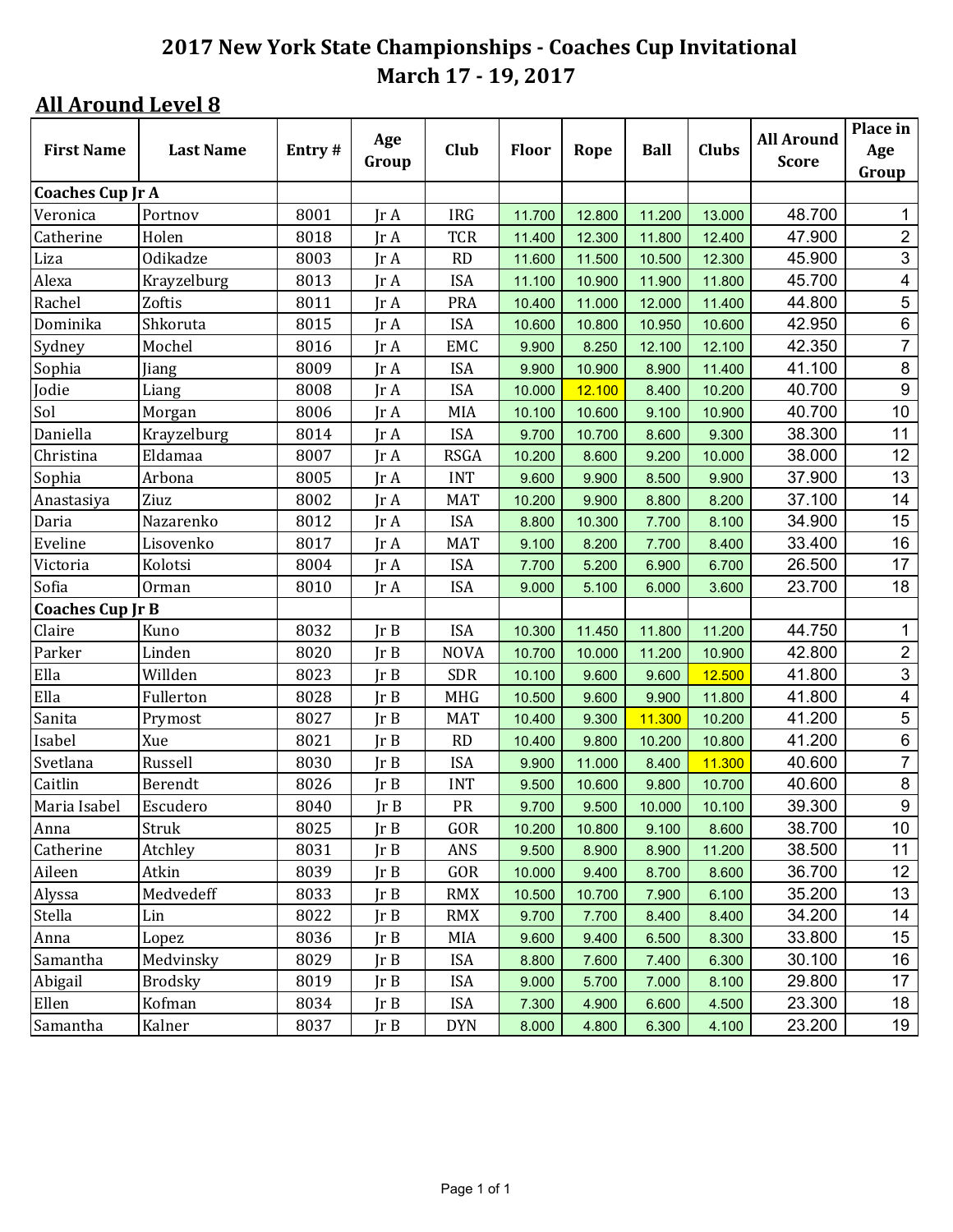# 2017 New York State Championships - Coaches Cup Invitational
## March 17 - 19, 2017

### All Around Level 8

| First Name | Last Name | Entry # | Age Group | Club | Floor | Rope | Ball | Clubs | All Around Score | Place in Age Group |
|---|---|---|---|---|---|---|---|---|---|---|
| **Coaches Cup Jr A** | | | | | | | | | | |
| Veronica | Portnov | 8001 | Jr A | IRG | 11.700 | 12.800 | 11.200 | 13.000 | 48.700 | 1 |
| Catherine | Holen | 8018 | Jr A | TCR | 11.400 | 12.300 | 11.800 | 12.400 | 47.900 | 2 |
| Liza | Odikadze | 8003 | Jr A | RD | 11.600 | 11.500 | 10.500 | 12.300 | 45.900 | 3 |
| Alexa | Krayzelburg | 8013 | Jr A | ISA | 11.100 | 10.900 | 11.900 | 11.800 | 45.700 | 4 |
| Rachel | Zoftis | 8011 | Jr A | PRA | 10.400 | 11.000 | 12.000 | 11.400 | 44.800 | 5 |
| Dominika | Shkoruta | 8015 | Jr A | ISA | 10.600 | 10.800 | 10.950 | 10.600 | 42.950 | 6 |
| Sydney | Mochel | 8016 | Jr A | EMC | 9.900 | 8.250 | 12.100 | 12.100 | 42.350 | 7 |
| Sophia | Jiang | 8009 | Jr A | ISA | 9.900 | 10.900 | 8.900 | 11.400 | 41.100 | 8 |
| Jodie | Liang | 8008 | Jr A | ISA | 10.000 | 12.100 | 8.400 | 10.200 | 40.700 | 9 |
| Sol | Morgan | 8006 | Jr A | MIA | 10.100 | 10.600 | 9.100 | 10.900 | 40.700 | 10 |
| Daniella | Krayzelburg | 8014 | Jr A | ISA | 9.700 | 10.700 | 8.600 | 9.300 | 38.300 | 11 |
| Christina | Eldamaa | 8007 | Jr A | RSGA | 10.200 | 8.600 | 9.200 | 10.000 | 38.000 | 12 |
| Sophia | Arbona | 8005 | Jr A | INT | 9.600 | 9.900 | 8.500 | 9.900 | 37.900 | 13 |
| Anastasiya | Ziuz | 8002 | Jr A | MAT | 10.200 | 9.900 | 8.800 | 8.200 | 37.100 | 14 |
| Daria | Nazarenko | 8012 | Jr A | ISA | 8.800 | 10.300 | 7.700 | 8.100 | 34.900 | 15 |
| Eveline | Lisovenko | 8017 | Jr A | MAT | 9.100 | 8.200 | 7.700 | 8.400 | 33.400 | 16 |
| Victoria | Kolotsi | 8004 | Jr A | ISA | 7.700 | 5.200 | 6.900 | 6.700 | 26.500 | 17 |
| Sofia | Orman | 8010 | Jr A | ISA | 9.000 | 5.100 | 6.000 | 3.600 | 23.700 | 18 |
| **Coaches Cup Jr B** | | | | | | | | | | |
| Claire | Kuno | 8032 | Jr B | ISA | 10.300 | 11.450 | 11.800 | 11.200 | 44.750 | 1 |
| Parker | Linden | 8020 | Jr B | NOVA | 10.700 | 10.000 | 11.200 | 10.900 | 42.800 | 2 |
| Ella | Willden | 8023 | Jr B | SDR | 10.100 | 9.600 | 9.600 | 12.500 | 41.800 | 3 |
| Ella | Fullerton | 8028 | Jr B | MHG | 10.500 | 9.600 | 9.900 | 11.800 | 41.800 | 4 |
| Sanita | Prymost | 8027 | Jr B | MAT | 10.400 | 9.300 | 11.300 | 10.200 | 41.200 | 5 |
| Isabel | Xue | 8021 | Jr B | RD | 10.400 | 9.800 | 10.200 | 10.800 | 41.200 | 6 |
| Svetlana | Russell | 8030 | Jr B | ISA | 9.900 | 11.000 | 8.400 | 11.300 | 40.600 | 7 |
| Caitlin | Berendt | 8026 | Jr B | INT | 9.500 | 10.600 | 9.800 | 10.700 | 40.600 | 8 |
| Maria Isabel | Escudero | 8040 | Jr B | PR | 9.700 | 9.500 | 10.000 | 10.100 | 39.300 | 9 |
| Anna | Struk | 8025 | Jr B | GOR | 10.200 | 10.800 | 9.100 | 8.600 | 38.700 | 10 |
| Catherine | Atchley | 8031 | Jr B | ANS | 9.500 | 8.900 | 8.900 | 11.200 | 38.500 | 11 |
| Aileen | Atkin | 8039 | Jr B | GOR | 10.000 | 9.400 | 8.700 | 8.600 | 36.700 | 12 |
| Alyssa | Medvedeff | 8033 | Jr B | RMX | 10.500 | 10.700 | 7.900 | 6.100 | 35.200 | 13 |
| Stella | Lin | 8022 | Jr B | RMX | 9.700 | 7.700 | 8.400 | 8.400 | 34.200 | 14 |
| Anna | Lopez | 8036 | Jr B | MIA | 9.600 | 9.400 | 6.500 | 8.300 | 33.800 | 15 |
| Samantha | Medvinsky | 8029 | Jr B | ISA | 8.800 | 7.600 | 7.400 | 6.300 | 30.100 | 16 |
| Abigail | Brodsky | 8019 | Jr B | ISA | 9.000 | 5.700 | 7.000 | 8.100 | 29.800 | 17 |
| Ellen | Kofman | 8034 | Jr B | ISA | 7.300 | 4.900 | 6.600 | 4.500 | 23.300 | 18 |
| Samantha | Kalner | 8037 | Jr B | DYN | 8.000 | 4.800 | 6.300 | 4.100 | 23.200 | 19 |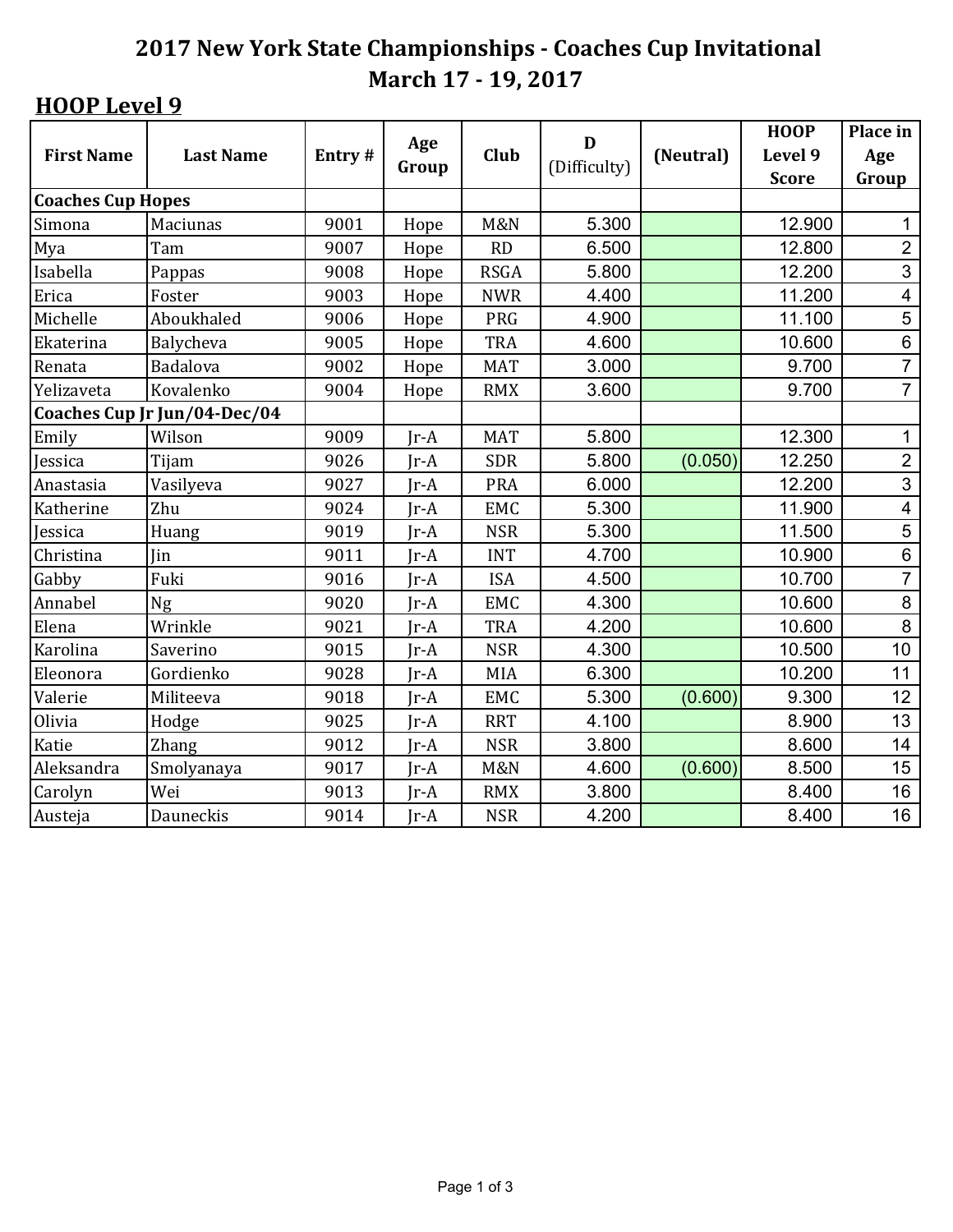# 2017 New York State Championships - Coaches Cup Invitational

# March 17 - 19, 2017

## HOOP Level 9

| First Name | Last Name | Entry # | Age Group | Club | D (Difficulty) | (Neutral) | HOOP Level 9 Score | Place in Age Group |
|---|---|---|---|---|---|---|---|---|
| **Coaches Cup Hopes** | | | | | | | | |
| Simona | Maciunas | 9001 | Hope | M&N | 5.300 | | 12.900 | 1 |
| Mya | Tam | 9007 | Hope | RD | 6.500 | | 12.800 | 2 |
| Isabella | Pappas | 9008 | Hope | RSGA | 5.800 | | 12.200 | 3 |
| Erica | Foster | 9003 | Hope | NWR | 4.400 | | 11.200 | 4 |
| Michelle | Aboukhaled | 9006 | Hope | PRG | 4.900 | | 11.100 | 5 |
| Ekaterina | Balycheva | 9005 | Hope | TRA | 4.600 | | 10.600 | 6 |
| Renata | Badalova | 9002 | Hope | MAT | 3.000 | | 9.700 | 7 |
| Yelizaveta | Kovalenko | 9004 | Hope | RMX | 3.600 | | 9.700 | 7 |
| **Coaches Cup Jr Jun/04-Dec/04** | | | | | | | | |
| Emily | Wilson | 9009 | Jr-A | MAT | 5.800 | | 12.300 | 1 |
| Jessica | Tijam | 9026 | Jr-A | SDR | 5.800 | (0.050) | 12.250 | 2 |
| Anastasia | Vasilyeva | 9027 | Jr-A | PRA | 6.000 | | 12.200 | 3 |
| Katherine | Zhu | 9024 | Jr-A | EMC | 5.300 | | 11.900 | 4 |
| Jessica | Huang | 9019 | Jr-A | NSR | 5.300 | | 11.500 | 5 |
| Christina | Jin | 9011 | Jr-A | INT | 4.700 | | 10.900 | 6 |
| Gabby | Fuki | 9016 | Jr-A | ISA | 4.500 | | 10.700 | 7 |
| Annabel | Ng | 9020 | Jr-A | EMC | 4.300 | | 10.600 | 8 |
| Elena | Wrinkle | 9021 | Jr-A | TRA | 4.200 | | 10.600 | 8 |
| Karolina | Saverino | 9015 | Jr-A | NSR | 4.300 | | 10.500 | 10 |
| Eleonora | Gordienko | 9028 | Jr-A | MIA | 6.300 | | 10.200 | 11 |
| Valerie | Militeeva | 9018 | Jr-A | EMC | 5.300 | (0.600) | 9.300 | 12 |
| Olivia | Hodge | 9025 | Jr-A | RRT | 4.100 | | 8.900 | 13 |
| Katie | Zhang | 9012 | Jr-A | NSR | 3.800 | | 8.600 | 14 |
| Aleksandra | Smolyanaya | 9017 | Jr-A | M&N | 4.600 | (0.600) | 8.500 | 15 |
| Carolyn | Wei | 9013 | Jr-A | RMX | 3.800 | | 8.400 | 16 |
| Austeja | Dauneckis | 9014 | Jr-A | NSR | 4.200 | | 8.400 | 16 |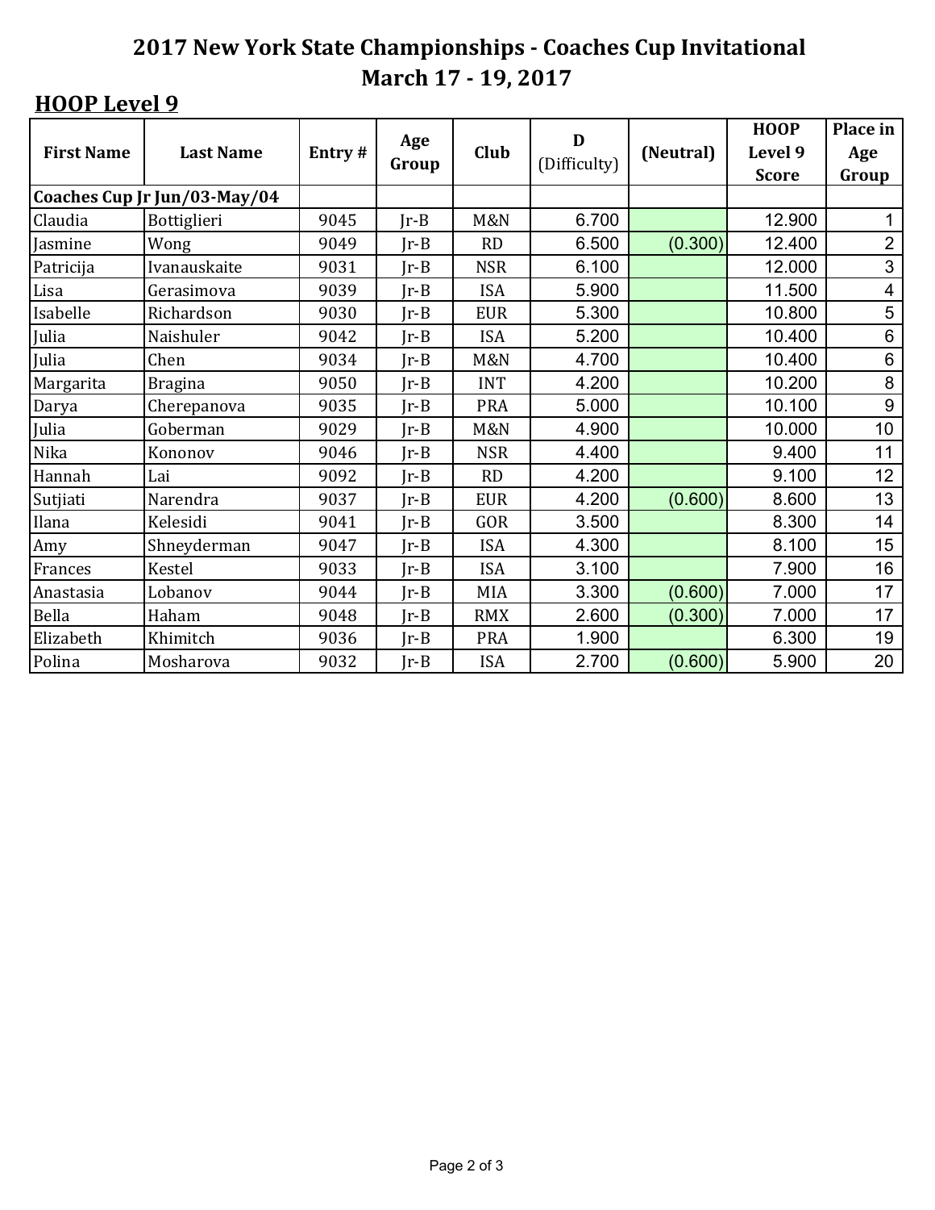## 2017 New York State Championships - Coaches Cup Invitational
## March 17 - 19, 2017

### HOOP Level 9

| First Name | Last Name | Entry # | Age Group | Club | D (Difficulty) | (Neutral) | HOOP Level 9 Score | Place in Age Group |
|---|---|---|---|---|---|---|---|---|
| **Coaches Cup Jr Jun/03-May/04** | | | | | | | | |
| Claudia | Bottiglieri | 9045 | Jr-B | M&N | 6.700 | | 12.900 | 1 |
| Jasmine | Wong | 9049 | Jr-B | RD | 6.500 | (0.300) | 12.400 | 2 |
| Patricija | Ivanauskaite | 9031 | Jr-B | NSR | 6.100 | | 12.000 | 3 |
| Lisa | Gerasimova | 9039 | Jr-B | ISA | 5.900 | | 11.500 | 4 |
| Isabelle | Richardson | 9030 | Jr-B | EUR | 5.300 | | 10.800 | 5 |
| Julia | Naishuler | 9042 | Jr-B | ISA | 5.200 | | 10.400 | 6 |
| Julia | Chen | 9034 | Jr-B | M&N | 4.700 | | 10.400 | 6 |
| Margarita | Bragina | 9050 | Jr-B | INT | 4.200 | | 10.200 | 8 |
| Darya | Cherepanova | 9035 | Jr-B | PRA | 5.000 | | 10.100 | 9 |
| Julia | Goberman | 9029 | Jr-B | M&N | 4.900 | | 10.000 | 10 |
| Nika | Kononov | 9046 | Jr-B | NSR | 4.400 | | 9.400 | 11 |
| Hannah | Lai | 9092 | Jr-B | RD | 4.200 | | 9.100 | 12 |
| Sutjiati | Narendra | 9037 | Jr-B | EUR | 4.200 | (0.600) | 8.600 | 13 |
| Ilana | Kelesidi | 9041 | Jr-B | GOR | 3.500 | | 8.300 | 14 |
| Amy | Shneyderman | 9047 | Jr-B | ISA | 4.300 | | 8.100 | 15 |
| Frances | Kestel | 9033 | Jr-B | ISA | 3.100 | | 7.900 | 16 |
| Anastasia | Lobanov | 9044 | Jr-B | MIA | 3.300 | (0.600) | 7.000 | 17 |
| Bella | Haham | 9048 | Jr-B | RMX | 2.600 | (0.300) | 7.000 | 17 |
| Elizabeth | Khimitch | 9036 | Jr-B | PRA | 1.900 | | 6.300 | 19 |
| Polina | Mosharova | 9032 | Jr-B | ISA | 2.700 | (0.600) | 5.900 | 20 |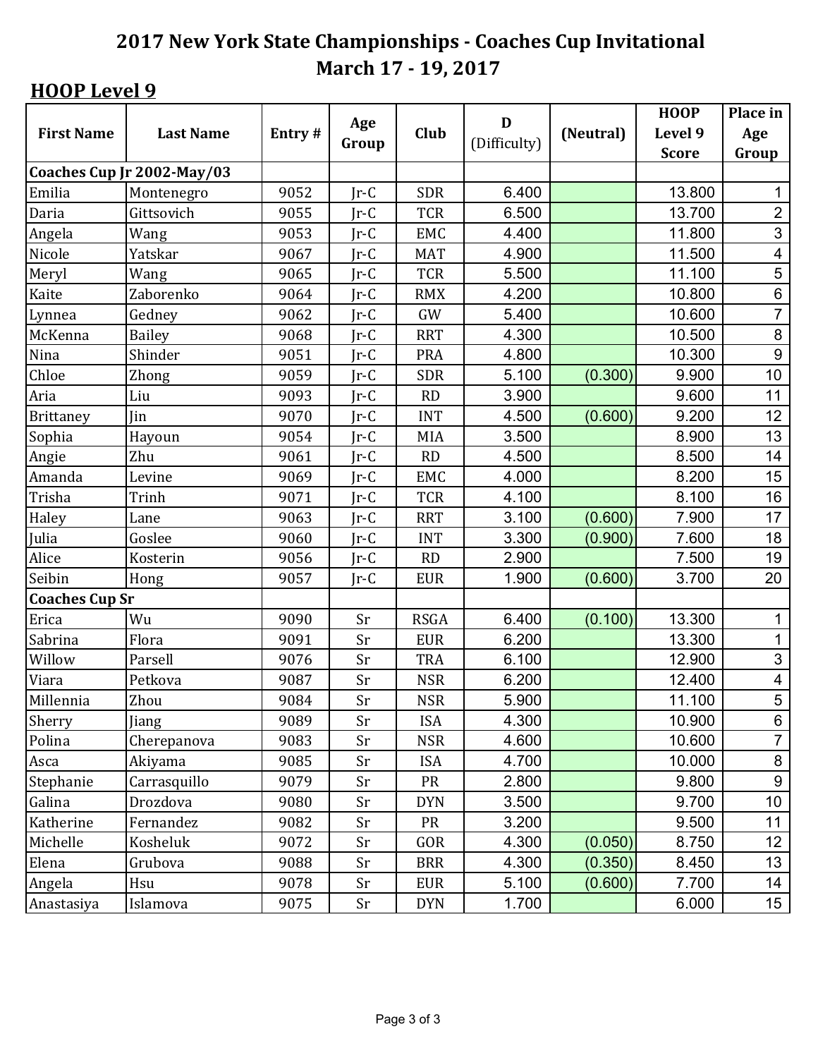# 2017 New York State Championships - Coaches Cup Invitational
## March 17 - 19, 2017

## HOOP Level 9

| First Name | Last Name | Entry # | Age Group | Club | D (Difficulty) | (Neutral) | HOOP Level 9 Score | Place in Age Group |
|---|---|---|---|---|---|---|---|---|
| **Coaches Cup Jr 2002-May/03** | | | | | | | | |
| Emilia | Montenegro | 9052 | Jr-C | SDR | 6.400 | | 13.800 | 1 |
| Daria | Gittsovich | 9055 | Jr-C | TCR | 6.500 | | 13.700 | 2 |
| Angela | Wang | 9053 | Jr-C | EMC | 4.400 | | 11.800 | 3 |
| Nicole | Yatskar | 9067 | Jr-C | MAT | 4.900 | | 11.500 | 4 |
| Meryl | Wang | 9065 | Jr-C | TCR | 5.500 | | 11.100 | 5 |
| Kaite | Zaborenko | 9064 | Jr-C | RMX | 4.200 | | 10.800 | 6 |
| Lynnea | Gedney | 9062 | Jr-C | GW | 5.400 | | 10.600 | 7 |
| McKenna | Bailey | 9068 | Jr-C | RRT | 4.300 | | 10.500 | 8 |
| Nina | Shinder | 9051 | Jr-C | PRA | 4.800 | | 10.300 | 9 |
| Chloe | Zhong | 9059 | Jr-C | SDR | 5.100 | (0.300) | 9.900 | 10 |
| Aria | Liu | 9093 | Jr-C | RD | 3.900 | | 9.600 | 11 |
| Brittaney | Jin | 9070 | Jr-C | INT | 4.500 | (0.600) | 9.200 | 12 |
| Sophia | Hayoun | 9054 | Jr-C | MIA | 3.500 | | 8.900 | 13 |
| Angie | Zhu | 9061 | Jr-C | RD | 4.500 | | 8.500 | 14 |
| Amanda | Levine | 9069 | Jr-C | EMC | 4.000 | | 8.200 | 15 |
| Trisha | Trinh | 9071 | Jr-C | TCR | 4.100 | | 8.100 | 16 |
| Haley | Lane | 9063 | Jr-C | RRT | 3.100 | (0.600) | 7.900 | 17 |
| Julia | Goslee | 9060 | Jr-C | INT | 3.300 | (0.900) | 7.600 | 18 |
| Alice | Kosterin | 9056 | Jr-C | RD | 2.900 | | 7.500 | 19 |
| Seibin | Hong | 9057 | Jr-C | EUR | 1.900 | (0.600) | 3.700 | 20 |
| **Coaches Cup Sr** | | | | | | | | |
| Erica | Wu | 9090 | Sr | RSGA | 6.400 | (0.100) | 13.300 | 1 |
| Sabrina | Flora | 9091 | Sr | EUR | 6.200 | | 13.300 | 1 |
| Willow | Parsell | 9076 | Sr | TRA | 6.100 | | 12.900 | 3 |
| Viara | Petkova | 9087 | Sr | NSR | 6.200 | | 12.400 | 4 |
| Millennia | Zhou | 9084 | Sr | NSR | 5.900 | | 11.100 | 5 |
| Sherry | Jiang | 9089 | Sr | ISA | 4.300 | | 10.900 | 6 |
| Polina | Cherepanova | 9083 | Sr | NSR | 4.600 | | 10.600 | 7 |
| Asca | Akiyama | 9085 | Sr | ISA | 4.700 | | 10.000 | 8 |
| Stephanie | Carrasquillo | 9079 | Sr | PR | 2.800 | | 9.800 | 9 |
| Galina | Drozdova | 9080 | Sr | DYN | 3.500 | | 9.700 | 10 |
| Katherine | Fernandez | 9082 | Sr | PR | 3.200 | | 9.500 | 11 |
| Michelle | Kosheluk | 9072 | Sr | GOR | 4.300 | (0.050) | 8.750 | 12 |
| Elena | Grubova | 9088 | Sr | BRR | 4.300 | (0.350) | 8.450 | 13 |
| Angela | Hsu | 9078 | Sr | EUR | 5.100 | (0.600) | 7.700 | 14 |
| Anastasiya | Islamova | 9075 | Sr | DYN | 1.700 | | 6.000 | 15 |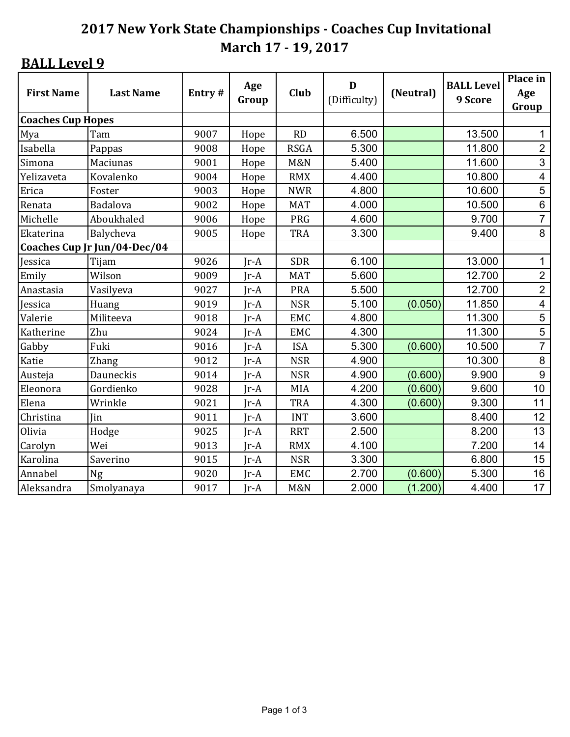# 2017 New York State Championships - Coaches Cup Invitational

## March 17 - 19, 2017

### BALL Level 9

| First Name | Last Name | Entry # | Age Group | Club | D (Difficulty) | (Neutral) | BALL Level 9 Score | Place in Age Group |
|---|---|---|---|---|---|---|---|---|
| **Coaches Cup Hopes** | | | | | | | | |
| Mya | Tam | 9007 | Hope | RD | 6.500 | | 13.500 | 1 |
| Isabella | Pappas | 9008 | Hope | RSGA | 5.300 | | 11.800 | 2 |
| Simona | Maciunas | 9001 | Hope | M&N | 5.400 | | 11.600 | 3 |
| Yelizaveta | Kovalenko | 9004 | Hope | RMX | 4.400 | | 10.800 | 4 |
| Erica | Foster | 9003 | Hope | NWR | 4.800 | | 10.600 | 5 |
| Renata | Badalova | 9002 | Hope | MAT | 4.000 | | 10.500 | 6 |
| Michelle | Aboukhaled | 9006 | Hope | PRG | 4.600 | | 9.700 | 7 |
| Ekaterina | Balycheva | 9005 | Hope | TRA | 3.300 | | 9.400 | 8 |
| **Coaches Cup Jr Jun/04-Dec/04** | | | | | | | | |
| Jessica | Tijam | 9026 | Jr-A | SDR | 6.100 | | 13.000 | 1 |
| Emily | Wilson | 9009 | Jr-A | MAT | 5.600 | | 12.700 | 2 |
| Anastasia | Vasilyeva | 9027 | Jr-A | PRA | 5.500 | | 12.700 | 2 |
| Jessica | Huang | 9019 | Jr-A | NSR | 5.100 | (0.050) | 11.850 | 4 |
| Valerie | Militeeva | 9018 | Jr-A | EMC | 4.800 | | 11.300 | 5 |
| Katherine | Zhu | 9024 | Jr-A | EMC | 4.300 | | 11.300 | 5 |
| Gabby | Fuki | 9016 | Jr-A | ISA | 5.300 | (0.600) | 10.500 | 7 |
| Katie | Zhang | 9012 | Jr-A | NSR | 4.900 | | 10.300 | 8 |
| Austeja | Dauneckis | 9014 | Jr-A | NSR | 4.900 | (0.600) | 9.900 | 9 |
| Eleonora | Gordienko | 9028 | Jr-A | MIA | 4.200 | (0.600) | 9.600 | 10 |
| Elena | Wrinkle | 9021 | Jr-A | TRA | 4.300 | (0.600) | 9.300 | 11 |
| Christina | Jin | 9011 | Jr-A | INT | 3.600 | | 8.400 | 12 |
| Olivia | Hodge | 9025 | Jr-A | RRT | 2.500 | | 8.200 | 13 |
| Carolyn | Wei | 9013 | Jr-A | RMX | 4.100 | | 7.200 | 14 |
| Karolina | Saverino | 9015 | Jr-A | NSR | 3.300 | | 6.800 | 15 |
| Annabel | Ng | 9020 | Jr-A | EMC | 2.700 | (0.600) | 5.300 | 16 |
| Aleksandra | Smolyanaya | 9017 | Jr-A | M&N | 2.000 | (1.200) | 4.400 | 17 |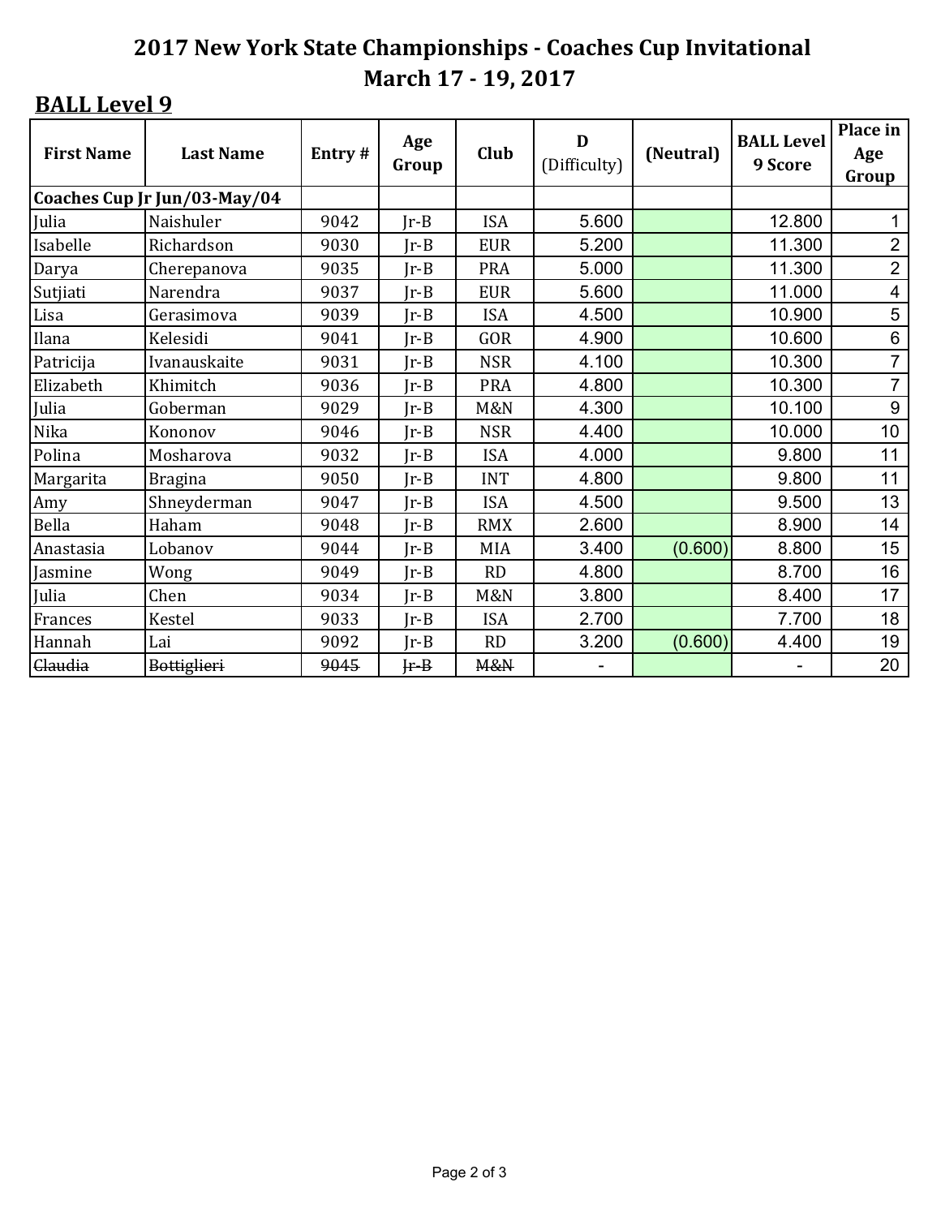# 2017 New York State Championships - Coaches Cup Invitational
## March 17 - 19, 2017

### BALL Level 9

| First Name | Last Name | Entry # | Age Group | Club | D (Difficulty) | (Neutral) | BALL Level 9 Score | Place in Age Group |
|---|---|---|---|---|---|---|---|---|
| **Coaches Cup Jr Jun/03-May/04** | | | | | | | | |
| Julia | Naishuler | 9042 | Jr-B | ISA | 5.600 | | 12.800 | 1 |
| Isabelle | Richardson | 9030 | Jr-B | EUR | 5.200 | | 11.300 | 2 |
| Darya | Cherepanova | 9035 | Jr-B | PRA | 5.000 | | 11.300 | 2 |
| Sutjiati | Narendra | 9037 | Jr-B | EUR | 5.600 | | 11.000 | 4 |
| Lisa | Gerasimova | 9039 | Jr-B | ISA | 4.500 | | 10.900 | 5 |
| Ilana | Kelesidi | 9041 | Jr-B | GOR | 4.900 | | 10.600 | 6 |
| Patricija | Ivanauskaite | 9031 | Jr-B | NSR | 4.100 | | 10.300 | 7 |
| Elizabeth | Khimitch | 9036 | Jr-B | PRA | 4.800 | | 10.300 | 7 |
| Julia | Goberman | 9029 | Jr-B | M&N | 4.300 | | 10.100 | 9 |
| Nika | Kononov | 9046 | Jr-B | NSR | 4.400 | | 10.000 | 10 |
| Polina | Mosharova | 9032 | Jr-B | ISA | 4.000 | | 9.800 | 11 |
| Margarita | Bragina | 9050 | Jr-B | INT | 4.800 | | 9.800 | 11 |
| Amy | Shneyderman | 9047 | Jr-B | ISA | 4.500 | | 9.500 | 13 |
| Bella | Haham | 9048 | Jr-B | RMX | 2.600 | | 8.900 | 14 |
| Anastasia | Lobanov | 9044 | Jr-B | MIA | 3.400 | (0.600) | 8.800 | 15 |
| Jasmine | Wong | 9049 | Jr-B | RD | 4.800 | | 8.700 | 16 |
| Julia | Chen | 9034 | Jr-B | M&N | 3.800 | | 8.400 | 17 |
| Frances | Kestel | 9033 | Jr-B | ISA | 2.700 | | 7.700 | 18 |
| Hannah | Lai | 9092 | Jr-B | RD | 3.200 | (0.600) | 4.400 | 19 |
| ~~Claudia~~ | ~~Bottiglieri~~ | ~~9045~~ | ~~Jr-B~~ | ~~M&N~~ | - | | - | 20 |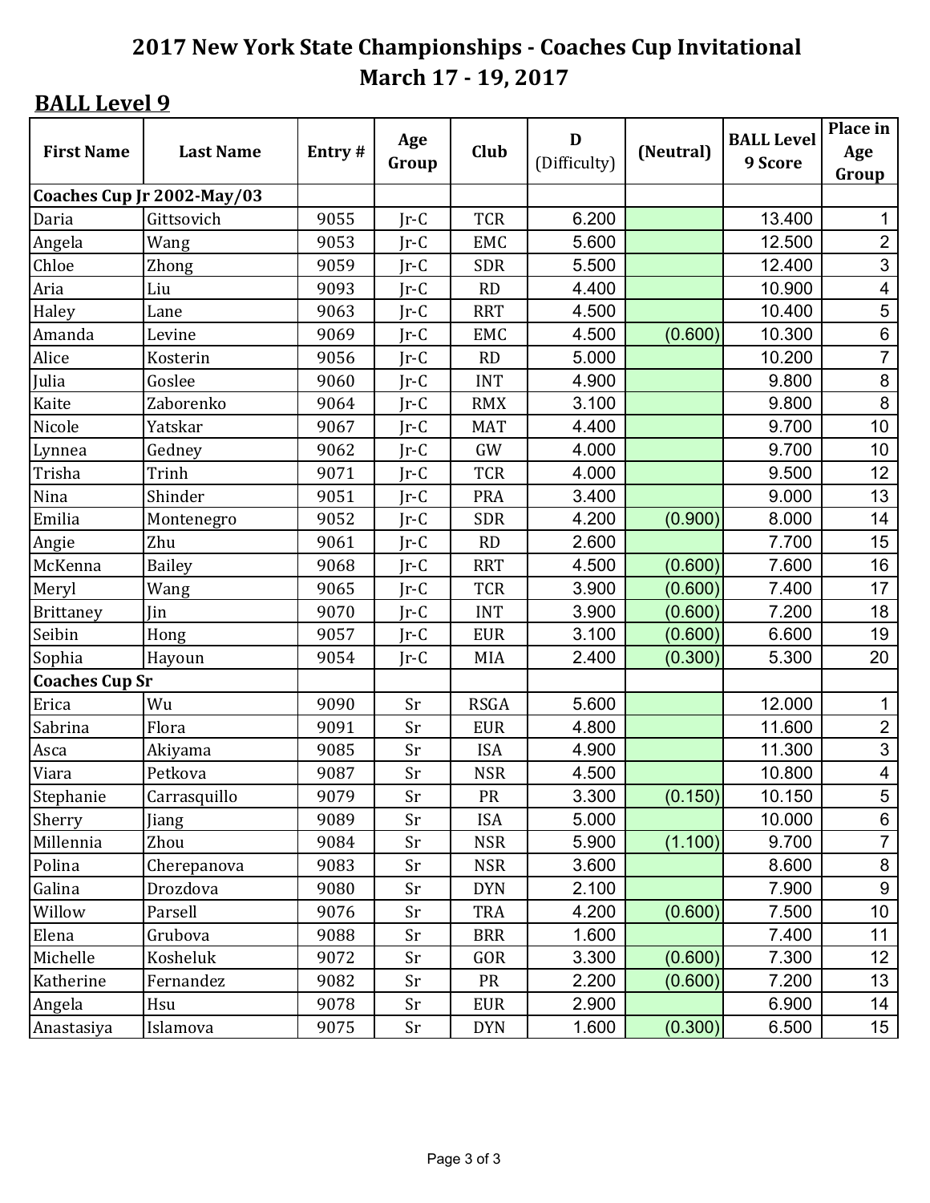# 2017 New York State Championships - Coaches Cup Invitational
# March 17 - 19, 2017

## BALL Level 9

| First Name | Last Name | Entry # | Age Group | Club | D (Difficulty) | (Neutral) | BALL Level 9 Score | Place in Age Group |
|---|---|---|---|---|---|---|---|---|
| **Coaches Cup Jr 2002-May/03** | | | | | | | | |
| Daria | Gittsovich | 9055 | Jr-C | TCR | 6.200 | | 13.400 | 1 |
| Angela | Wang | 9053 | Jr-C | EMC | 5.600 | | 12.500 | 2 |
| Chloe | Zhong | 9059 | Jr-C | SDR | 5.500 | | 12.400 | 3 |
| Aria | Liu | 9093 | Jr-C | RD | 4.400 | | 10.900 | 4 |
| Haley | Lane | 9063 | Jr-C | RRT | 4.500 | | 10.400 | 5 |
| Amanda | Levine | 9069 | Jr-C | EMC | 4.500 | (0.600) | 10.300 | 6 |
| Alice | Kosterin | 9056 | Jr-C | RD | 5.000 | | 10.200 | 7 |
| Julia | Goslee | 9060 | Jr-C | INT | 4.900 | | 9.800 | 8 |
| Kaite | Zaborenko | 9064 | Jr-C | RMX | 3.100 | | 9.800 | 8 |
| Nicole | Yatskar | 9067 | Jr-C | MAT | 4.400 | | 9.700 | 10 |
| Lynnea | Gedney | 9062 | Jr-C | GW | 4.000 | | 9.700 | 10 |
| Trisha | Trinh | 9071 | Jr-C | TCR | 4.000 | | 9.500 | 12 |
| Nina | Shinder | 9051 | Jr-C | PRA | 3.400 | | 9.000 | 13 |
| Emilia | Montenegro | 9052 | Jr-C | SDR | 4.200 | (0.900) | 8.000 | 14 |
| Angie | Zhu | 9061 | Jr-C | RD | 2.600 | | 7.700 | 15 |
| McKenna | Bailey | 9068 | Jr-C | RRT | 4.500 | (0.600) | 7.600 | 16 |
| Meryl | Wang | 9065 | Jr-C | TCR | 3.900 | (0.600) | 7.400 | 17 |
| Brittaney | Jin | 9070 | Jr-C | INT | 3.900 | (0.600) | 7.200 | 18 |
| Seibin | Hong | 9057 | Jr-C | EUR | 3.100 | (0.600) | 6.600 | 19 |
| Sophia | Hayoun | 9054 | Jr-C | MIA | 2.400 | (0.300) | 5.300 | 20 |
| **Coaches Cup Sr** | | | | | | | | |
| Erica | Wu | 9090 | Sr | RSGA | 5.600 | | 12.000 | 1 |
| Sabrina | Flora | 9091 | Sr | EUR | 4.800 | | 11.600 | 2 |
| Asca | Akiyama | 9085 | Sr | ISA | 4.900 | | 11.300 | 3 |
| Viara | Petkova | 9087 | Sr | NSR | 4.500 | | 10.800 | 4 |
| Stephanie | Carrasquillo | 9079 | Sr | PR | 3.300 | (0.150) | 10.150 | 5 |
| Sherry | Jiang | 9089 | Sr | ISA | 5.000 | | 10.000 | 6 |
| Millennia | Zhou | 9084 | Sr | NSR | 5.900 | (1.100) | 9.700 | 7 |
| Polina | Cherepanova | 9083 | Sr | NSR | 3.600 | | 8.600 | 8 |
| Galina | Drozdova | 9080 | Sr | DYN | 2.100 | | 7.900 | 9 |
| Willow | Parsell | 9076 | Sr | TRA | 4.200 | (0.600) | 7.500 | 10 |
| Elena | Grubova | 9088 | Sr | BRR | 1.600 | | 7.400 | 11 |
| Michelle | Kosheluk | 9072 | Sr | GOR | 3.300 | (0.600) | 7.300 | 12 |
| Katherine | Fernandez | 9082 | Sr | PR | 2.200 | (0.600) | 7.200 | 13 |
| Angela | Hsu | 9078 | Sr | EUR | 2.900 | | 6.900 | 14 |
| Anastasiya | Islamova | 9075 | Sr | DYN | 1.600 | (0.300) | 6.500 | 15 |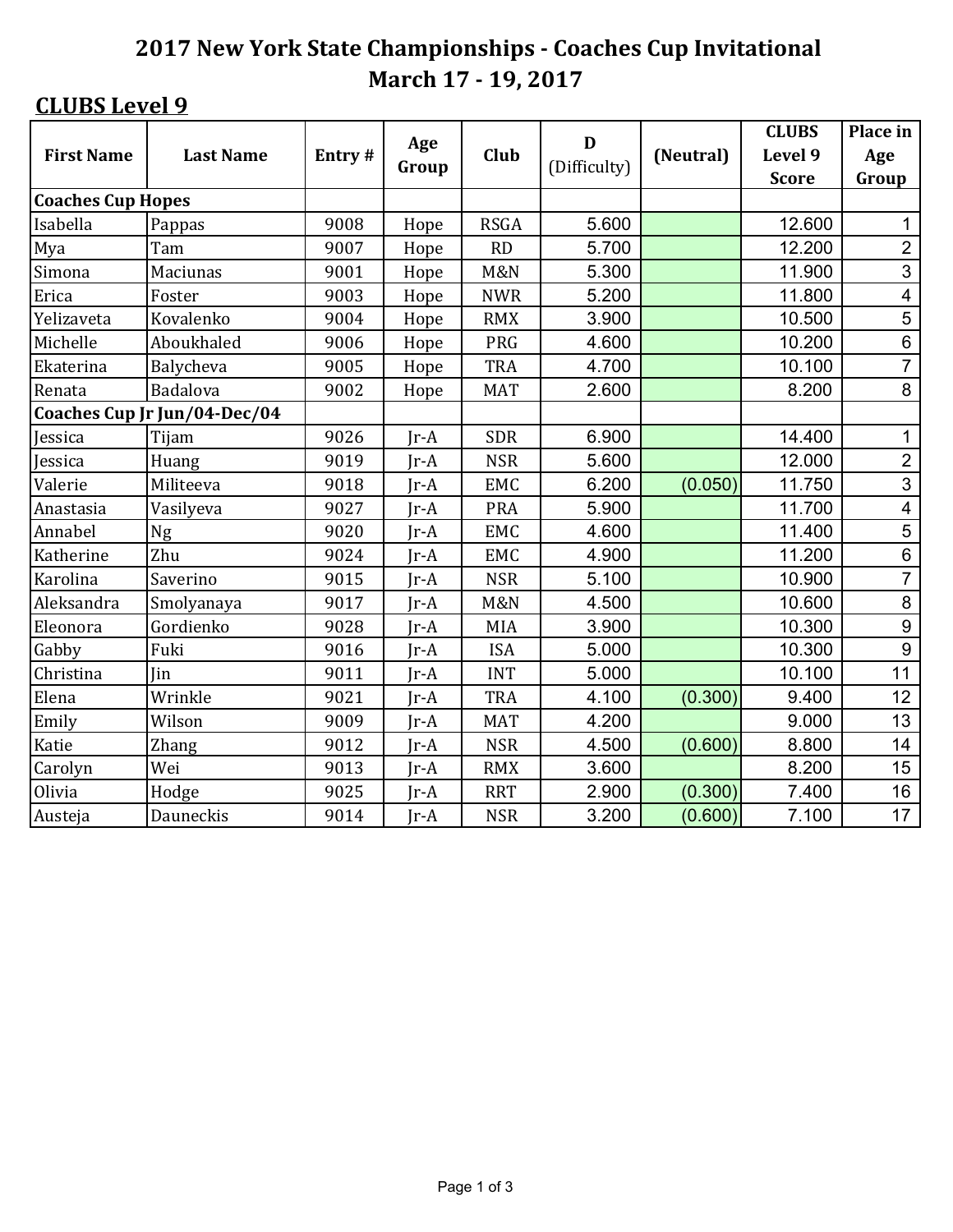# 2017 New York State Championships - Coaches Cup Invitational
## March 17 - 19, 2017

**CLUBS Level 9**

| First Name | Last Name | Entry # | Age Group | Club | D (Difficulty) | (Neutral) | CLUBS Level 9 Score | Place in Age Group |
|---|---|---|---|---|---|---|---|---|
| **Coaches Cup Hopes** | | | | | | | | |
| Isabella | Pappas | 9008 | Hope | RSGA | 5.600 | | 12.600 | 1 |
| Mya | Tam | 9007 | Hope | RD | 5.700 | | 12.200 | 2 |
| Simona | Maciunas | 9001 | Hope | M&N | 5.300 | | 11.900 | 3 |
| Erica | Foster | 9003 | Hope | NWR | 5.200 | | 11.800 | 4 |
| Yelizaveta | Kovalenko | 9004 | Hope | RMX | 3.900 | | 10.500 | 5 |
| Michelle | Aboukhaled | 9006 | Hope | PRG | 4.600 | | 10.200 | 6 |
| Ekaterina | Balycheva | 9005 | Hope | TRA | 4.700 | | 10.100 | 7 |
| Renata | Badalova | 9002 | Hope | MAT | 2.600 | | 8.200 | 8 |
| **Coaches Cup Jr Jun/04-Dec/04** | | | | | | | | |
| Jessica | Tijam | 9026 | Jr-A | SDR | 6.900 | | 14.400 | 1 |
| Jessica | Huang | 9019 | Jr-A | NSR | 5.600 | | 12.000 | 2 |
| Valerie | Militeeva | 9018 | Jr-A | EMC | 6.200 | (0.050) | 11.750 | 3 |
| Anastasia | Vasilyeva | 9027 | Jr-A | PRA | 5.900 | | 11.700 | 4 |
| Annabel | Ng | 9020 | Jr-A | EMC | 4.600 | | 11.400 | 5 |
| Katherine | Zhu | 9024 | Jr-A | EMC | 4.900 | | 11.200 | 6 |
| Karolina | Saverino | 9015 | Jr-A | NSR | 5.100 | | 10.900 | 7 |
| Aleksandra | Smolyanaya | 9017 | Jr-A | M&N | 4.500 | | 10.600 | 8 |
| Eleonora | Gordienko | 9028 | Jr-A | MIA | 3.900 | | 10.300 | 9 |
| Gabby | Fuki | 9016 | Jr-A | ISA | 5.000 | | 10.300 | 9 |
| Christina | Jin | 9011 | Jr-A | INT | 5.000 | | 10.100 | 11 |
| Elena | Wrinkle | 9021 | Jr-A | TRA | 4.100 | (0.300) | 9.400 | 12 |
| Emily | Wilson | 9009 | Jr-A | MAT | 4.200 | | 9.000 | 13 |
| Katie | Zhang | 9012 | Jr-A | NSR | 4.500 | (0.600) | 8.800 | 14 |
| Carolyn | Wei | 9013 | Jr-A | RMX | 3.600 | | 8.200 | 15 |
| Olivia | Hodge | 9025 | Jr-A | RRT | 2.900 | (0.300) | 7.400 | 16 |
| Austeja | Dauneckis | 9014 | Jr-A | NSR | 3.200 | (0.600) | 7.100 | 17 |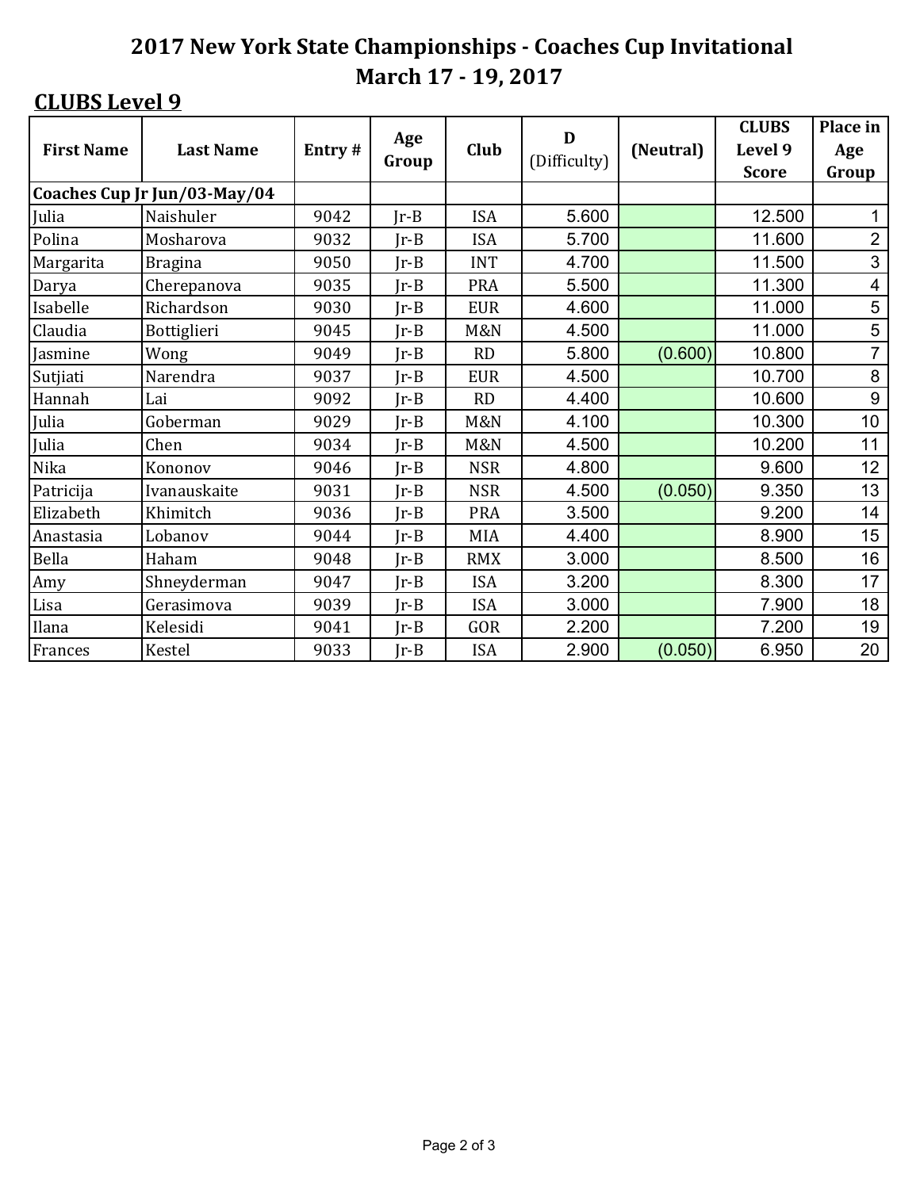# 2017 New York State Championships - Coaches Cup Invitational

## March 17 - 19, 2017

### CLUBS Level 9

| First Name | Last Name | Entry # | Age Group | Club | D (Difficulty) | (Neutral) | CLUBS Level 9 Score | Place in Age Group |
|---|---|---|---|---|---|---|---|---|
| **Coaches Cup Jr Jun/03-May/04** | | | | | | | | |
| Julia | Naishuler | 9042 | Jr-B | ISA | 5.600 | | 12.500 | 1 |
| Polina | Mosharova | 9032 | Jr-B | ISA | 5.700 | | 11.600 | 2 |
| Margarita | Bragina | 9050 | Jr-B | INT | 4.700 | | 11.500 | 3 |
| Darya | Cherepanova | 9035 | Jr-B | PRA | 5.500 | | 11.300 | 4 |
| Isabelle | Richardson | 9030 | Jr-B | EUR | 4.600 | | 11.000 | 5 |
| Claudia | Bottiglieri | 9045 | Jr-B | M&N | 4.500 | | 11.000 | 5 |
| Jasmine | Wong | 9049 | Jr-B | RD | 5.800 | (0.600) | 10.800 | 7 |
| Sutjiati | Narendra | 9037 | Jr-B | EUR | 4.500 | | 10.700 | 8 |
| Hannah | Lai | 9092 | Jr-B | RD | 4.400 | | 10.600 | 9 |
| Julia | Goberman | 9029 | Jr-B | M&N | 4.100 | | 10.300 | 10 |
| Julia | Chen | 9034 | Jr-B | M&N | 4.500 | | 10.200 | 11 |
| Nika | Kononov | 9046 | Jr-B | NSR | 4.800 | | 9.600 | 12 |
| Patricija | Ivanauskaite | 9031 | Jr-B | NSR | 4.500 | (0.050) | 9.350 | 13 |
| Elizabeth | Khimitch | 9036 | Jr-B | PRA | 3.500 | | 9.200 | 14 |
| Anastasia | Lobanov | 9044 | Jr-B | MIA | 4.400 | | 8.900 | 15 |
| Bella | Haham | 9048 | Jr-B | RMX | 3.000 | | 8.500 | 16 |
| Amy | Shneyderman | 9047 | Jr-B | ISA | 3.200 | | 8.300 | 17 |
| Lisa | Gerasimova | 9039 | Jr-B | ISA | 3.000 | | 7.900 | 18 |
| Ilana | Kelesidi | 9041 | Jr-B | GOR | 2.200 | | 7.200 | 19 |
| Frances | Kestel | 9033 | Jr-B | ISA | 2.900 | (0.050) | 6.950 | 20 |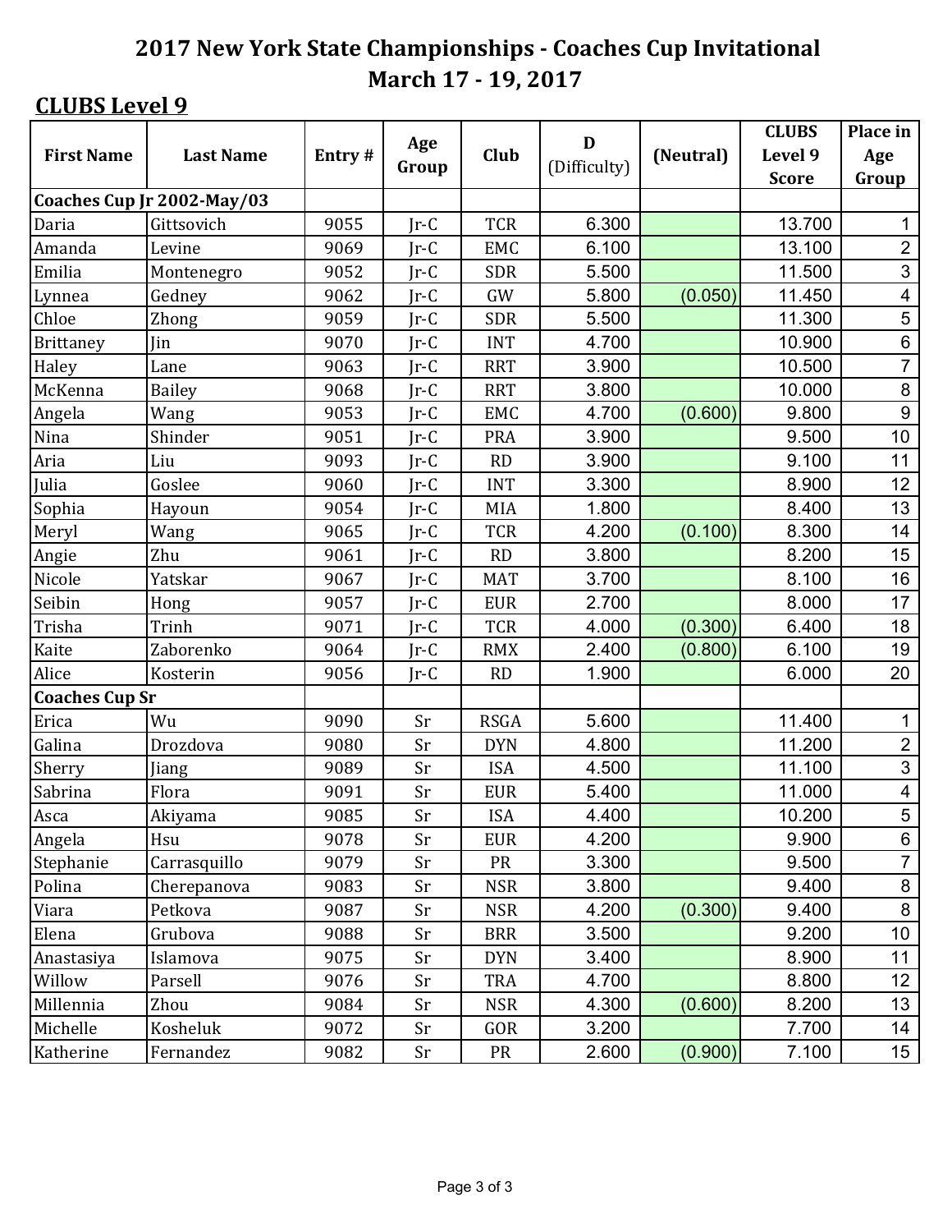# 2017 New York State Championships - Coaches Cup Invitational
## March 17 - 19, 2017

**CLUBS Level 9**

| First Name | Last Name | Entry # | Age Group | Club | D (Difficulty) | (Neutral) | CLUBS Level 9 Score | Place in Age Group |
|---|---|---|---|---|---|---|---|---|
| **Coaches Cup Jr 2002-May/03** | | | | | | | | |
| Daria | Gittsovich | 9055 | Jr-C | TCR | 6.300 | | 13.700 | 1 |
| Amanda | Levine | 9069 | Jr-C | EMC | 6.100 | | 13.100 | 2 |
| Emilia | Montenegro | 9052 | Jr-C | SDR | 5.500 | | 11.500 | 3 |
| Lynnea | Gedney | 9062 | Jr-C | GW | 5.800 | (0.050) | 11.450 | 4 |
| Chloe | Zhong | 9059 | Jr-C | SDR | 5.500 | | 11.300 | 5 |
| Brittaney | Jin | 9070 | Jr-C | INT | 4.700 | | 10.900 | 6 |
| Haley | Lane | 9063 | Jr-C | RRT | 3.900 | | 10.500 | 7 |
| McKenna | Bailey | 9068 | Jr-C | RRT | 3.800 | | 10.000 | 8 |
| Angela | Wang | 9053 | Jr-C | EMC | 4.700 | (0.600) | 9.800 | 9 |
| Nina | Shinder | 9051 | Jr-C | PRA | 3.900 | | 9.500 | 10 |
| Aria | Liu | 9093 | Jr-C | RD | 3.900 | | 9.100 | 11 |
| Julia | Goslee | 9060 | Jr-C | INT | 3.300 | | 8.900 | 12 |
| Sophia | Hayoun | 9054 | Jr-C | MIA | 1.800 | | 8.400 | 13 |
| Meryl | Wang | 9065 | Jr-C | TCR | 4.200 | (0.100) | 8.300 | 14 |
| Angie | Zhu | 9061 | Jr-C | RD | 3.800 | | 8.200 | 15 |
| Nicole | Yatskar | 9067 | Jr-C | MAT | 3.700 | | 8.100 | 16 |
| Seibin | Hong | 9057 | Jr-C | EUR | 2.700 | | 8.000 | 17 |
| Trisha | Trinh | 9071 | Jr-C | TCR | 4.000 | (0.300) | 6.400 | 18 |
| Kaite | Zaborenko | 9064 | Jr-C | RMX | 2.400 | (0.800) | 6.100 | 19 |
| Alice | Kosterin | 9056 | Jr-C | RD | 1.900 | | 6.000 | 20 |
| **Coaches Cup Sr** | | | | | | | | |
| Erica | Wu | 9090 | Sr | RSGA | 5.600 | | 11.400 | 1 |
| Galina | Drozdova | 9080 | Sr | DYN | 4.800 | | 11.200 | 2 |
| Sherry | Jiang | 9089 | Sr | ISA | 4.500 | | 11.100 | 3 |
| Sabrina | Flora | 9091 | Sr | EUR | 5.400 | | 11.000 | 4 |
| Asca | Akiyama | 9085 | Sr | ISA | 4.400 | | 10.200 | 5 |
| Angela | Hsu | 9078 | Sr | EUR | 4.200 | | 9.900 | 6 |
| Stephanie | Carrasquillo | 9079 | Sr | PR | 3.300 | | 9.500 | 7 |
| Polina | Cherepanova | 9083 | Sr | NSR | 3.800 | | 9.400 | 8 |
| Viara | Petkova | 9087 | Sr | NSR | 4.200 | (0.300) | 9.400 | 8 |
| Elena | Grubova | 9088 | Sr | BRR | 3.500 | | 9.200 | 10 |
| Anastasiya | Islamova | 9075 | Sr | DYN | 3.400 | | 8.900 | 11 |
| Willow | Parsell | 9076 | Sr | TRA | 4.700 | | 8.800 | 12 |
| Millennia | Zhou | 9084 | Sr | NSR | 4.300 | (0.600) | 8.200 | 13 |
| Michelle | Kosheluk | 9072 | Sr | GOR | 3.200 | | 7.700 | 14 |
| Katherine | Fernandez | 9082 | Sr | PR | 2.600 | (0.900) | 7.100 | 15 |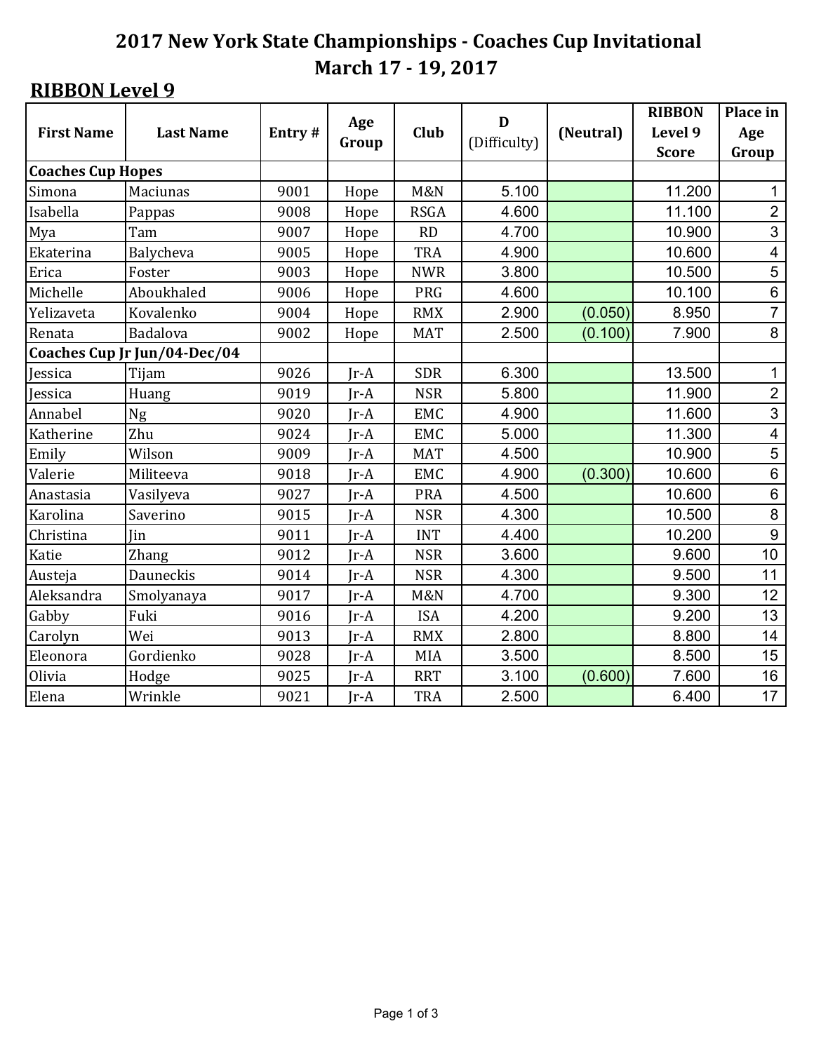# 2017 New York State Championships - Coaches Cup Invitational

## March 17 - 19, 2017

**RIBBON Level 9**

| First Name | Last Name | Entry # | Age Group | Club | D (Difficulty) | (Neutral) | RIBBON Level 9 Score | Place in Age Group |
|---|---|---|---|---|---|---|---|---|
| **Coaches Cup Hopes** | | | | | | | | |
| Simona | Maciunas | 9001 | Hope | M&N | 5.100 | | 11.200 | 1 |
| Isabella | Pappas | 9008 | Hope | RSGA | 4.600 | | 11.100 | 2 |
| Mya | Tam | 9007 | Hope | RD | 4.700 | | 10.900 | 3 |
| Ekaterina | Balycheva | 9005 | Hope | TRA | 4.900 | | 10.600 | 4 |
| Erica | Foster | 9003 | Hope | NWR | 3.800 | | 10.500 | 5 |
| Michelle | Aboukhaled | 9006 | Hope | PRG | 4.600 | | 10.100 | 6 |
| Yelizaveta | Kovalenko | 9004 | Hope | RMX | 2.900 | (0.050) | 8.950 | 7 |
| Renata | Badalova | 9002 | Hope | MAT | 2.500 | (0.100) | 7.900 | 8 |
| **Coaches Cup Jr Jun/04-Dec/04** | | | | | | | | |
| Jessica | Tijam | 9026 | Jr-A | SDR | 6.300 | | 13.500 | 1 |
| Jessica | Huang | 9019 | Jr-A | NSR | 5.800 | | 11.900 | 2 |
| Annabel | Ng | 9020 | Jr-A | EMC | 4.900 | | 11.600 | 3 |
| Katherine | Zhu | 9024 | Jr-A | EMC | 5.000 | | 11.300 | 4 |
| Emily | Wilson | 9009 | Jr-A | MAT | 4.500 | | 10.900 | 5 |
| Valerie | Militeeva | 9018 | Jr-A | EMC | 4.900 | (0.300) | 10.600 | 6 |
| Anastasia | Vasilyeva | 9027 | Jr-A | PRA | 4.500 | | 10.600 | 6 |
| Karolina | Saverino | 9015 | Jr-A | NSR | 4.300 | | 10.500 | 8 |
| Christina | Jin | 9011 | Jr-A | INT | 4.400 | | 10.200 | 9 |
| Katie | Zhang | 9012 | Jr-A | NSR | 3.600 | | 9.600 | 10 |
| Austeja | Dauneckis | 9014 | Jr-A | NSR | 4.300 | | 9.500 | 11 |
| Aleksandra | Smolyanaya | 9017 | Jr-A | M&N | 4.700 | | 9.300 | 12 |
| Gabby | Fuki | 9016 | Jr-A | ISA | 4.200 | | 9.200 | 13 |
| Carolyn | Wei | 9013 | Jr-A | RMX | 2.800 | | 8.800 | 14 |
| Eleonora | Gordienko | 9028 | Jr-A | MIA | 3.500 | | 8.500 | 15 |
| Olivia | Hodge | 9025 | Jr-A | RRT | 3.100 | (0.600) | 7.600 | 16 |
| Elena | Wrinkle | 9021 | Jr-A | TRA | 2.500 | | 6.400 | 17 |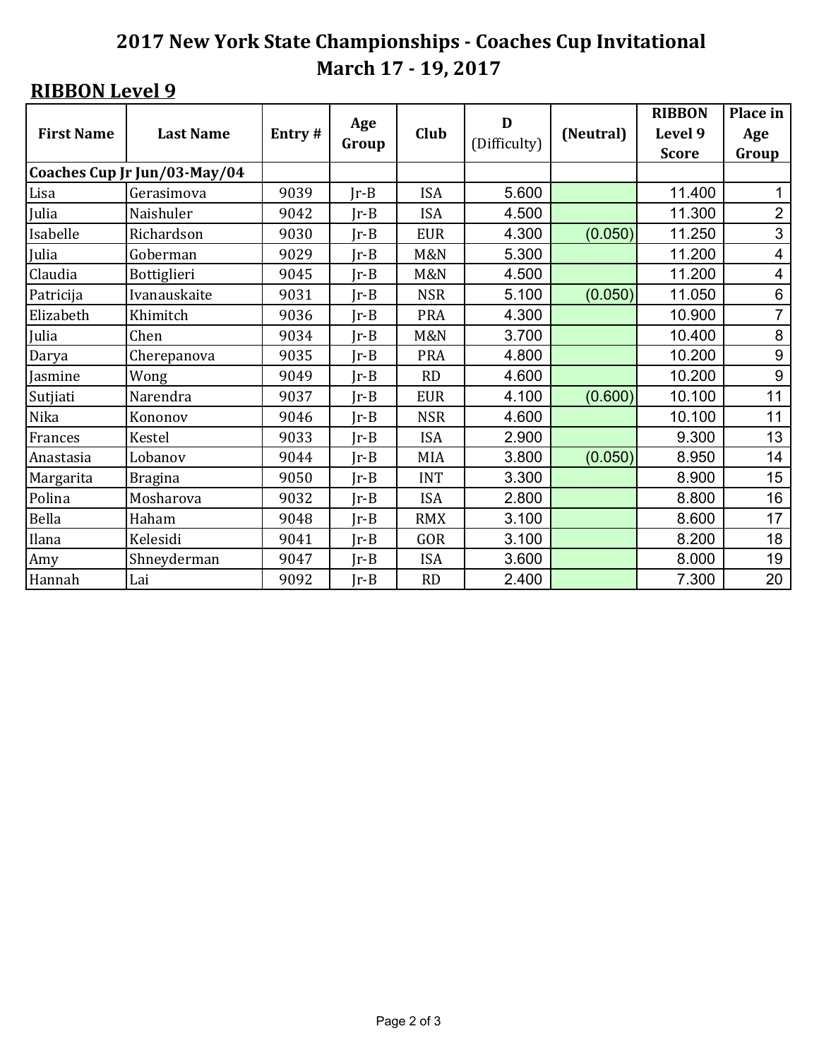# 2017 New York State Championships - Coaches Cup Invitational
## March 17 - 19, 2017

**RIBBON Level 9**

| First Name | Last Name | Entry # | Age Group | Club | D (Difficulty) | (Neutral) | RIBBON Level 9 Score | Place in Age Group |
|---|---|---|---|---|---|---|---|---|
| **Coaches Cup Jr Jun/03-May/04** | | | | | | | | |
| Lisa | Gerasimova | 9039 | Jr-B | ISA | 5.600 | | 11.400 | 1 |
| Julia | Naishuler | 9042 | Jr-B | ISA | 4.500 | | 11.300 | 2 |
| Isabelle | Richardson | 9030 | Jr-B | EUR | 4.300 | (0.050) | 11.250 | 3 |
| Julia | Goberman | 9029 | Jr-B | M&N | 5.300 | | 11.200 | 4 |
| Claudia | Bottiglieri | 9045 | Jr-B | M&N | 4.500 | | 11.200 | 4 |
| Patricija | Ivanauskaite | 9031 | Jr-B | NSR | 5.100 | (0.050) | 11.050 | 6 |
| Elizabeth | Khimitch | 9036 | Jr-B | PRA | 4.300 | | 10.900 | 7 |
| Julia | Chen | 9034 | Jr-B | M&N | 3.700 | | 10.400 | 8 |
| Darya | Cherepanova | 9035 | Jr-B | PRA | 4.800 | | 10.200 | 9 |
| Jasmine | Wong | 9049 | Jr-B | RD | 4.600 | | 10.200 | 9 |
| Sutjiati | Narendra | 9037 | Jr-B | EUR | 4.100 | (0.600) | 10.100 | 11 |
| Nika | Kononov | 9046 | Jr-B | NSR | 4.600 | | 10.100 | 11 |
| Frances | Kestel | 9033 | Jr-B | ISA | 2.900 | | 9.300 | 13 |
| Anastasia | Lobanov | 9044 | Jr-B | MIA | 3.800 | (0.050) | 8.950 | 14 |
| Margarita | Bragina | 9050 | Jr-B | INT | 3.300 | | 8.900 | 15 |
| Polina | Mosharova | 9032 | Jr-B | ISA | 2.800 | | 8.800 | 16 |
| Bella | Haham | 9048 | Jr-B | RMX | 3.100 | | 8.600 | 17 |
| Ilana | Kelesidi | 9041 | Jr-B | GOR | 3.100 | | 8.200 | 18 |
| Amy | Shneyderman | 9047 | Jr-B | ISA | 3.600 | | 8.000 | 19 |
| Hannah | Lai | 9092 | Jr-B | RD | 2.400 | | 7.300 | 20 |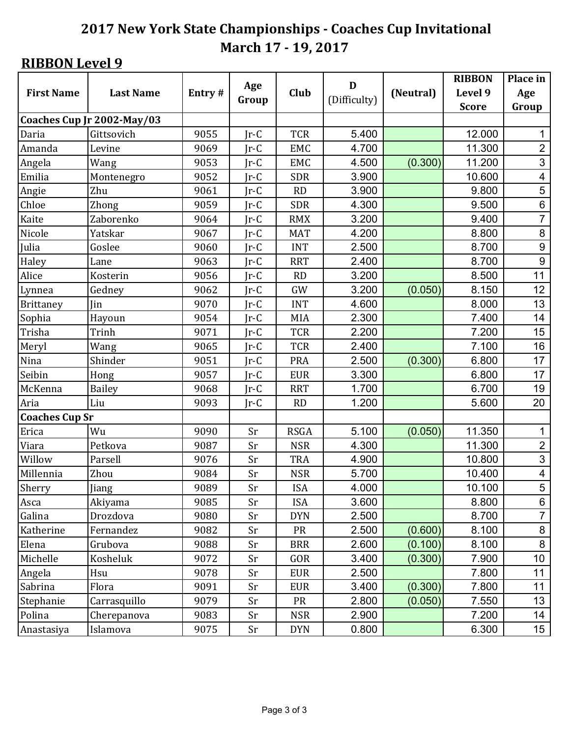# 2017 New York State Championships - Coaches Cup Invitational
## March 17 - 19, 2017

**RIBBON Level 9**

| First Name | Last Name | Entry # | Age Group | Club | D (Difficulty) | (Neutral) | RIBBON Level 9 Score | Place in Age Group |
|---|---|---|---|---|---|---|---|---|
| **Coaches Cup Jr 2002-May/03** | | | | | | | | |
| Daria | Gittsovich | 9055 | Jr-C | TCR | 5.400 | | 12.000 | 1 |
| Amanda | Levine | 9069 | Jr-C | EMC | 4.700 | | 11.300 | 2 |
| Angela | Wang | 9053 | Jr-C | EMC | 4.500 | (0.300) | 11.200 | 3 |
| Emilia | Montenegro | 9052 | Jr-C | SDR | 3.900 | | 10.600 | 4 |
| Angie | Zhu | 9061 | Jr-C | RD | 3.900 | | 9.800 | 5 |
| Chloe | Zhong | 9059 | Jr-C | SDR | 4.300 | | 9.500 | 6 |
| Kaite | Zaborenko | 9064 | Jr-C | RMX | 3.200 | | 9.400 | 7 |
| Nicole | Yatskar | 9067 | Jr-C | MAT | 4.200 | | 8.800 | 8 |
| Julia | Goslee | 9060 | Jr-C | INT | 2.500 | | 8.700 | 9 |
| Haley | Lane | 9063 | Jr-C | RRT | 2.400 | | 8.700 | 9 |
| Alice | Kosterin | 9056 | Jr-C | RD | 3.200 | | 8.500 | 11 |
| Lynnea | Gedney | 9062 | Jr-C | GW | 3.200 | (0.050) | 8.150 | 12 |
| Brittaney | Jin | 9070 | Jr-C | INT | 4.600 | | 8.000 | 13 |
| Sophia | Hayoun | 9054 | Jr-C | MIA | 2.300 | | 7.400 | 14 |
| Trisha | Trinh | 9071 | Jr-C | TCR | 2.200 | | 7.200 | 15 |
| Meryl | Wang | 9065 | Jr-C | TCR | 2.400 | | 7.100 | 16 |
| Nina | Shinder | 9051 | Jr-C | PRA | 2.500 | (0.300) | 6.800 | 17 |
| Seibin | Hong | 9057 | Jr-C | EUR | 3.300 | | 6.800 | 17 |
| McKenna | Bailey | 9068 | Jr-C | RRT | 1.700 | | 6.700 | 19 |
| Aria | Liu | 9093 | Jr-C | RD | 1.200 | | 5.600 | 20 |
| **Coaches Cup Sr** | | | | | | | | |
| Erica | Wu | 9090 | Sr | RSGA | 5.100 | (0.050) | 11.350 | 1 |
| Viara | Petkova | 9087 | Sr | NSR | 4.300 | | 11.300 | 2 |
| Willow | Parsell | 9076 | Sr | TRA | 4.900 | | 10.800 | 3 |
| Millennia | Zhou | 9084 | Sr | NSR | 5.700 | | 10.400 | 4 |
| Sherry | Jiang | 9089 | Sr | ISA | 4.000 | | 10.100 | 5 |
| Asca | Akiyama | 9085 | Sr | ISA | 3.600 | | 8.800 | 6 |
| Galina | Drozdova | 9080 | Sr | DYN | 2.500 | | 8.700 | 7 |
| Katherine | Fernandez | 9082 | Sr | PR | 2.500 | (0.600) | 8.100 | 8 |
| Elena | Grubova | 9088 | Sr | BRR | 2.600 | (0.100) | 8.100 | 8 |
| Michelle | Kosheluk | 9072 | Sr | GOR | 3.400 | (0.300) | 7.900 | 10 |
| Angela | Hsu | 9078 | Sr | EUR | 2.500 | | 7.800 | 11 |
| Sabrina | Flora | 9091 | Sr | EUR | 3.400 | (0.300) | 7.800 | 11 |
| Stephanie | Carrasquillo | 9079 | Sr | PR | 2.800 | (0.050) | 7.550 | 13 |
| Polina | Cherepanova | 9083 | Sr | NSR | 2.900 | | 7.200 | 14 |
| Anastasiya | Islamova | 9075 | Sr | DYN | 0.800 | | 6.300 | 15 |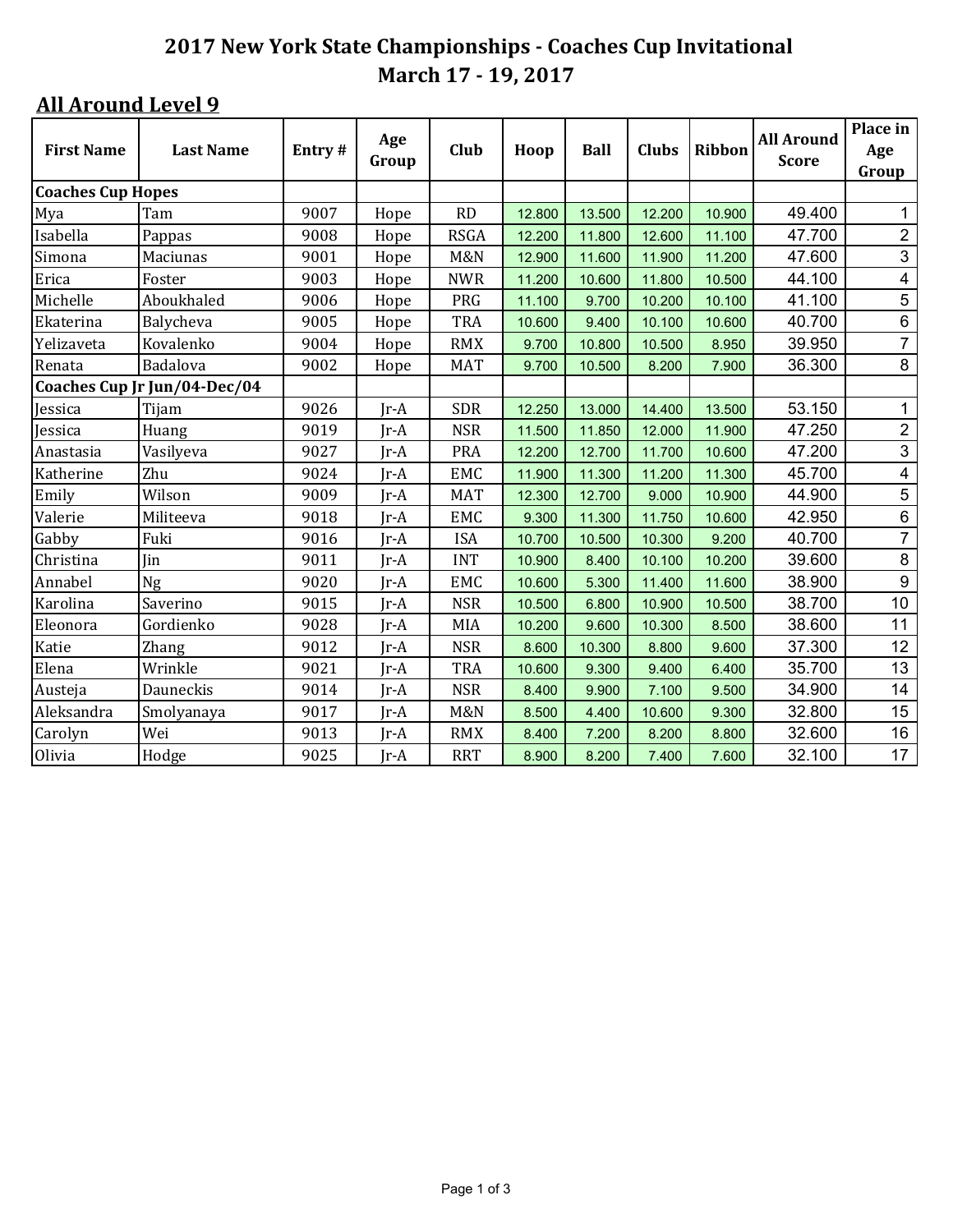# 2017 New York State Championships - Coaches Cup Invitational
## March 17 - 19, 2017

### All Around Level 9

| First Name | Last Name | Entry # | Age Group | Club | Hoop | Ball | Clubs | Ribbon | All Around Score | Place in Age Group |
|---|---|---|---|---|---|---|---|---|---|---|
| **Coaches Cup Hopes** | | | | | | | | | | |
| Mya | Tam | 9007 | Hope | RD | 12.800 | 13.500 | 12.200 | 10.900 | 49.400 | 1 |
| Isabella | Pappas | 9008 | Hope | RSGA | 12.200 | 11.800 | 12.600 | 11.100 | 47.700 | 2 |
| Simona | Maciunas | 9001 | Hope | M&N | 12.900 | 11.600 | 11.900 | 11.200 | 47.600 | 3 |
| Erica | Foster | 9003 | Hope | NWR | 11.200 | 10.600 | 11.800 | 10.500 | 44.100 | 4 |
| Michelle | Aboukhaled | 9006 | Hope | PRG | 11.100 | 9.700 | 10.200 | 10.100 | 41.100 | 5 |
| Ekaterina | Balycheva | 9005 | Hope | TRA | 10.600 | 9.400 | 10.100 | 10.600 | 40.700 | 6 |
| Yelizaveta | Kovalenko | 9004 | Hope | RMX | 9.700 | 10.800 | 10.500 | 8.950 | 39.950 | 7 |
| Renata | Badalova | 9002 | Hope | MAT | 9.700 | 10.500 | 8.200 | 7.900 | 36.300 | 8 |
| **Coaches Cup Jr Jun/04-Dec/04** | | | | | | | | | | |
| Jessica | Tijam | 9026 | Jr-A | SDR | 12.250 | 13.000 | 14.400 | 13.500 | 53.150 | 1 |
| Jessica | Huang | 9019 | Jr-A | NSR | 11.500 | 11.850 | 12.000 | 11.900 | 47.250 | 2 |
| Anastasia | Vasilyeva | 9027 | Jr-A | PRA | 12.200 | 12.700 | 11.700 | 10.600 | 47.200 | 3 |
| Katherine | Zhu | 9024 | Jr-A | EMC | 11.900 | 11.300 | 11.200 | 11.300 | 45.700 | 4 |
| Emily | Wilson | 9009 | Jr-A | MAT | 12.300 | 12.700 | 9.000 | 10.900 | 44.900 | 5 |
| Valerie | Militeeva | 9018 | Jr-A | EMC | 9.300 | 11.300 | 11.750 | 10.600 | 42.950 | 6 |
| Gabby | Fuki | 9016 | Jr-A | ISA | 10.700 | 10.500 | 10.300 | 9.200 | 40.700 | 7 |
| Christina | Jin | 9011 | Jr-A | INT | 10.900 | 8.400 | 10.100 | 10.200 | 39.600 | 8 |
| Annabel | Ng | 9020 | Jr-A | EMC | 10.600 | 5.300 | 11.400 | 11.600 | 38.900 | 9 |
| Karolina | Saverino | 9015 | Jr-A | NSR | 10.500 | 6.800 | 10.900 | 10.500 | 38.700 | 10 |
| Eleonora | Gordienko | 9028 | Jr-A | MIA | 10.200 | 9.600 | 10.300 | 8.500 | 38.600 | 11 |
| Katie | Zhang | 9012 | Jr-A | NSR | 8.600 | 10.300 | 8.800 | 9.600 | 37.300 | 12 |
| Elena | Wrinkle | 9021 | Jr-A | TRA | 10.600 | 9.300 | 9.400 | 6.400 | 35.700 | 13 |
| Austeja | Dauneckis | 9014 | Jr-A | NSR | 8.400 | 9.900 | 7.100 | 9.500 | 34.900 | 14 |
| Aleksandra | Smolyanaya | 9017 | Jr-A | M&N | 8.500 | 4.400 | 10.600 | 9.300 | 32.800 | 15 |
| Carolyn | Wei | 9013 | Jr-A | RMX | 8.400 | 7.200 | 8.200 | 8.800 | 32.600 | 16 |
| Olivia | Hodge | 9025 | Jr-A | RRT | 8.900 | 8.200 | 7.400 | 7.600 | 32.100 | 17 |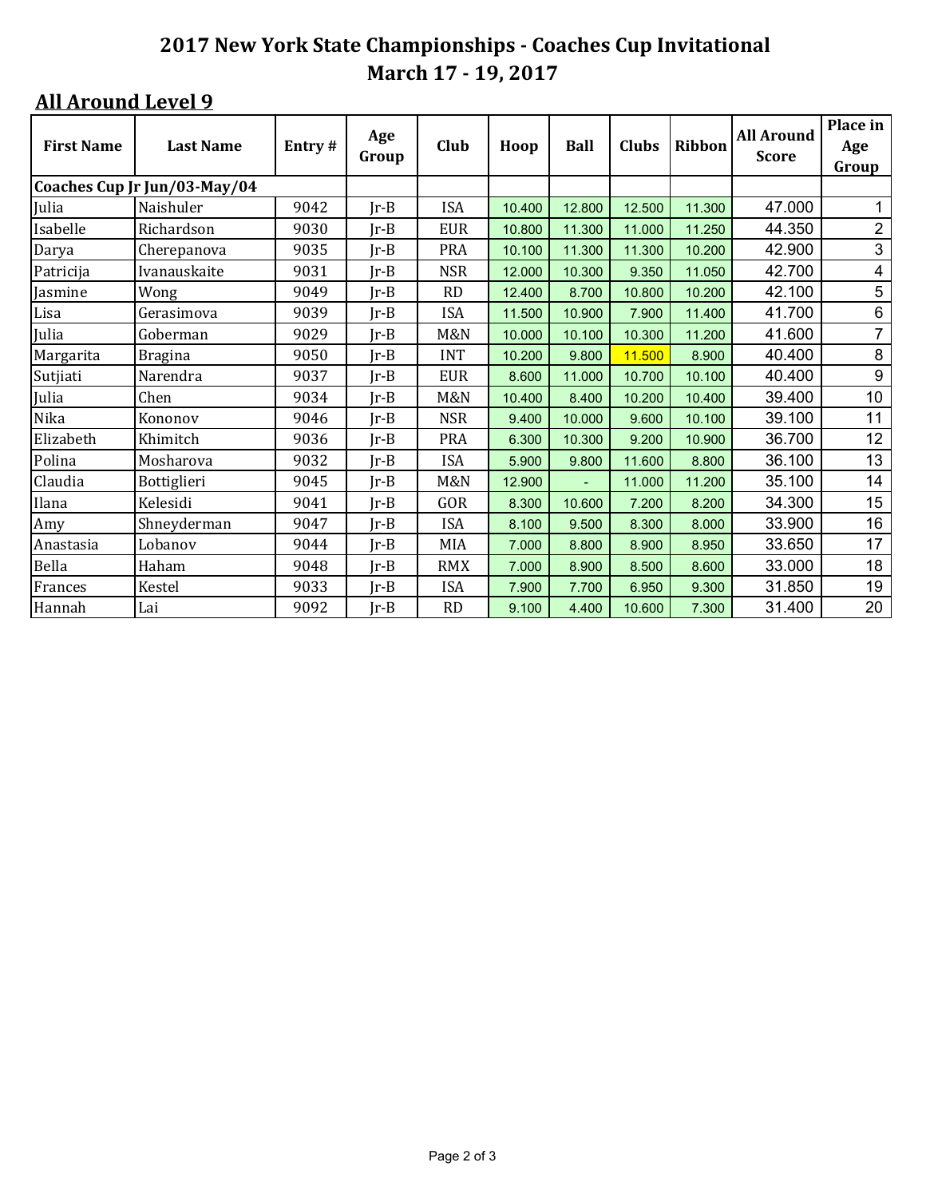# 2017 New York State Championships - Coaches Cup Invitational
# March 17 - 19, 2017

## All Around Level 9

| First Name | Last Name | Entry # | Age Group | Club | Hoop | Ball | Clubs | Ribbon | All Around Score | Place in Age Group |
|---|---|---|---|---|---|---|---|---|---|---|
| **Coaches Cup Jr Jun/03-May/04** | | | | | | | | | | |
| Julia | Naishuler | 9042 | Jr-B | ISA | 10.400 | 12.800 | 12.500 | 11.300 | 47.000 | 1 |
| Isabelle | Richardson | 9030 | Jr-B | EUR | 10.800 | 11.300 | 11.000 | 11.250 | 44.350 | 2 |
| Darya | Cherepanova | 9035 | Jr-B | PRA | 10.100 | 11.300 | 11.300 | 10.200 | 42.900 | 3 |
| Patricija | Ivanauskaite | 9031 | Jr-B | NSR | 12.000 | 10.300 | 9.350 | 11.050 | 42.700 | 4 |
| Jasmine | Wong | 9049 | Jr-B | RD | 12.400 | 8.700 | 10.800 | 10.200 | 42.100 | 5 |
| Lisa | Gerasimova | 9039 | Jr-B | ISA | 11.500 | 10.900 | 7.900 | 11.400 | 41.700 | 6 |
| Julia | Goberman | 9029 | Jr-B | M&N | 10.000 | 10.100 | 10.300 | 11.200 | 41.600 | 7 |
| Margarita | Bragina | 9050 | Jr-B | INT | 10.200 | 9.800 | 11.500 | 8.900 | 40.400 | 8 |
| Sutjiati | Narendra | 9037 | Jr-B | EUR | 8.600 | 11.000 | 10.700 | 10.100 | 40.400 | 9 |
| Julia | Chen | 9034 | Jr-B | M&N | 10.400 | 8.400 | 10.200 | 10.400 | 39.400 | 10 |
| Nika | Kononov | 9046 | Jr-B | NSR | 9.400 | 10.000 | 9.600 | 10.100 | 39.100 | 11 |
| Elizabeth | Khimitch | 9036 | Jr-B | PRA | 6.300 | 10.300 | 9.200 | 10.900 | 36.700 | 12 |
| Polina | Mosharova | 9032 | Jr-B | ISA | 5.900 | 9.800 | 11.600 | 8.800 | 36.100 | 13 |
| Claudia | Bottiglieri | 9045 | Jr-B | M&N | 12.900 | - | 11.000 | 11.200 | 35.100 | 14 |
| Ilana | Kelesidi | 9041 | Jr-B | GOR | 8.300 | 10.600 | 7.200 | 8.200 | 34.300 | 15 |
| Amy | Shneyderman | 9047 | Jr-B | ISA | 8.100 | 9.500 | 8.300 | 8.000 | 33.900 | 16 |
| Anastasia | Lobanov | 9044 | Jr-B | MIA | 7.000 | 8.800 | 8.900 | 8.950 | 33.650 | 17 |
| Bella | Haham | 9048 | Jr-B | RMX | 7.000 | 8.900 | 8.500 | 8.600 | 33.000 | 18 |
| Frances | Kestel | 9033 | Jr-B | ISA | 7.900 | 7.700 | 6.950 | 9.300 | 31.850 | 19 |
| Hannah | Lai | 9092 | Jr-B | RD | 9.100 | 4.400 | 10.600 | 7.300 | 31.400 | 20 |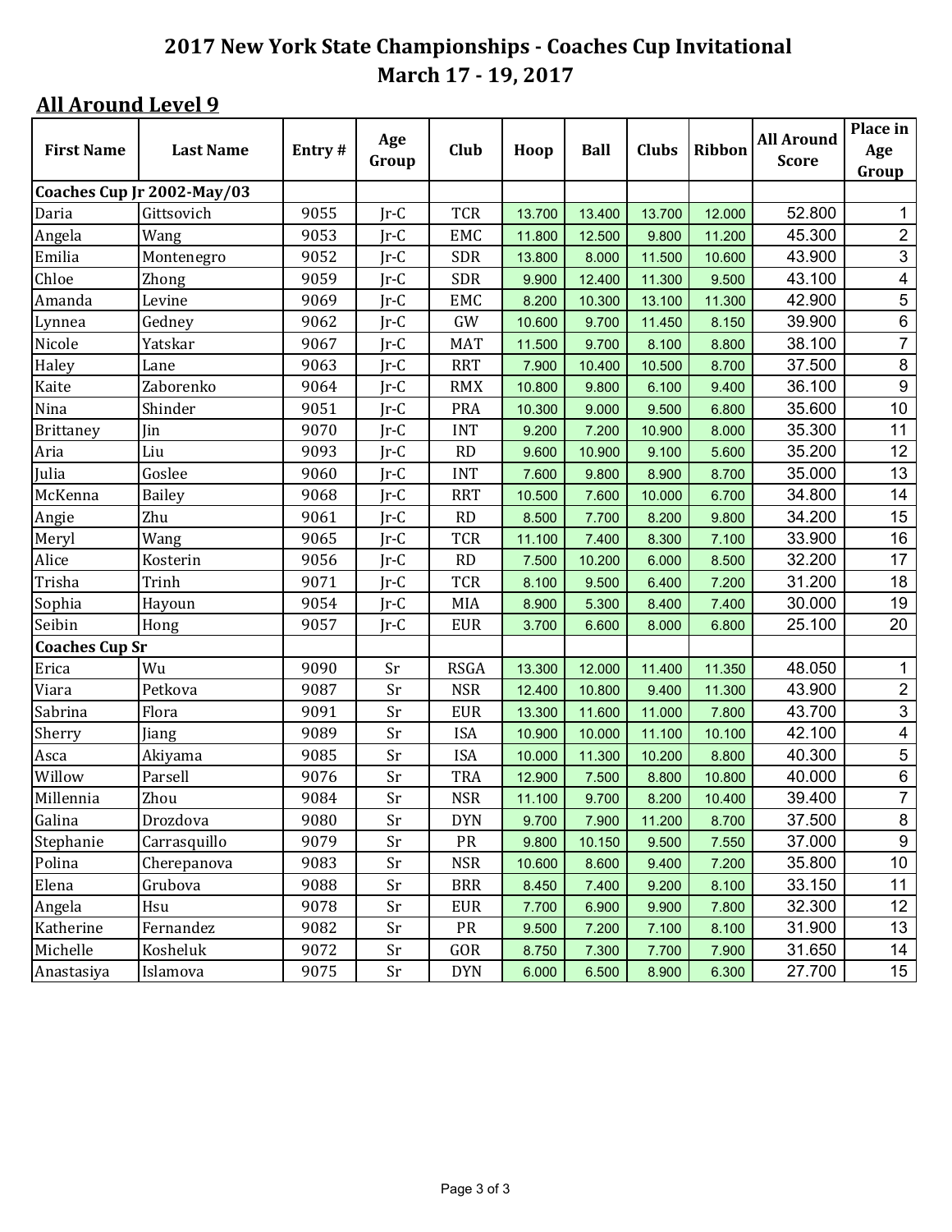# 2017 New York State Championships - Coaches Cup Invitational
## March 17 - 19, 2017

### All Around Level 9

| First Name | Last Name | Entry # | Age Group | Club | Hoop | Ball | Clubs | Ribbon | All Around Score | Place in Age Group |
|---|---|---|---|---|---|---|---|---|---|---|
| **Coaches Cup Jr 2002-May/03** | | | | | | | | | | |
| Daria | Gittsovich | 9055 | Jr-C | TCR | 13.700 | 13.400 | 13.700 | 12.000 | 52.800 | 1 |
| Angela | Wang | 9053 | Jr-C | EMC | 11.800 | 12.500 | 9.800 | 11.200 | 45.300 | 2 |
| Emilia | Montenegro | 9052 | Jr-C | SDR | 13.800 | 8.000 | 11.500 | 10.600 | 43.900 | 3 |
| Chloe | Zhong | 9059 | Jr-C | SDR | 9.900 | 12.400 | 11.300 | 9.500 | 43.100 | 4 |
| Amanda | Levine | 9069 | Jr-C | EMC | 8.200 | 10.300 | 13.100 | 11.300 | 42.900 | 5 |
| Lynnea | Gedney | 9062 | Jr-C | GW | 10.600 | 9.700 | 11.450 | 8.150 | 39.900 | 6 |
| Nicole | Yatskar | 9067 | Jr-C | MAT | 11.500 | 9.700 | 8.100 | 8.800 | 38.100 | 7 |
| Haley | Lane | 9063 | Jr-C | RRT | 7.900 | 10.400 | 10.500 | 8.700 | 37.500 | 8 |
| Kaite | Zaborenko | 9064 | Jr-C | RMX | 10.800 | 9.800 | 6.100 | 9.400 | 36.100 | 9 |
| Nina | Shinder | 9051 | Jr-C | PRA | 10.300 | 9.000 | 9.500 | 6.800 | 35.600 | 10 |
| Brittaney | Jin | 9070 | Jr-C | INT | 9.200 | 7.200 | 10.900 | 8.000 | 35.300 | 11 |
| Aria | Liu | 9093 | Jr-C | RD | 9.600 | 10.900 | 9.100 | 5.600 | 35.200 | 12 |
| Julia | Goslee | 9060 | Jr-C | INT | 7.600 | 9.800 | 8.900 | 8.700 | 35.000 | 13 |
| McKenna | Bailey | 9068 | Jr-C | RRT | 10.500 | 7.600 | 10.000 | 6.700 | 34.800 | 14 |
| Angie | Zhu | 9061 | Jr-C | RD | 8.500 | 7.700 | 8.200 | 9.800 | 34.200 | 15 |
| Meryl | Wang | 9065 | Jr-C | TCR | 11.100 | 7.400 | 8.300 | 7.100 | 33.900 | 16 |
| Alice | Kosterin | 9056 | Jr-C | RD | 7.500 | 10.200 | 6.000 | 8.500 | 32.200 | 17 |
| Trisha | Trinh | 9071 | Jr-C | TCR | 8.100 | 9.500 | 6.400 | 7.200 | 31.200 | 18 |
| Sophia | Hayoun | 9054 | Jr-C | MIA | 8.900 | 5.300 | 8.400 | 7.400 | 30.000 | 19 |
| Seibin | Hong | 9057 | Jr-C | EUR | 3.700 | 6.600 | 8.000 | 6.800 | 25.100 | 20 |
| **Coaches Cup Sr** | | | | | | | | | | |
| Erica | Wu | 9090 | Sr | RSGA | 13.300 | 12.000 | 11.400 | 11.350 | 48.050 | 1 |
| Viara | Petkova | 9087 | Sr | NSR | 12.400 | 10.800 | 9.400 | 11.300 | 43.900 | 2 |
| Sabrina | Flora | 9091 | Sr | EUR | 13.300 | 11.600 | 11.000 | 7.800 | 43.700 | 3 |
| Sherry | Jiang | 9089 | Sr | ISA | 10.900 | 10.000 | 11.100 | 10.100 | 42.100 | 4 |
| Asca | Akiyama | 9085 | Sr | ISA | 10.000 | 11.300 | 10.200 | 8.800 | 40.300 | 5 |
| Willow | Parsell | 9076 | Sr | TRA | 12.900 | 7.500 | 8.800 | 10.800 | 40.000 | 6 |
| Millennia | Zhou | 9084 | Sr | NSR | 11.100 | 9.700 | 8.200 | 10.400 | 39.400 | 7 |
| Galina | Drozdova | 9080 | Sr | DYN | 9.700 | 7.900 | 11.200 | 8.700 | 37.500 | 8 |
| Stephanie | Carrasquillo | 9079 | Sr | PR | 9.800 | 10.150 | 9.500 | 7.550 | 37.000 | 9 |
| Polina | Cherepanova | 9083 | Sr | NSR | 10.600 | 8.600 | 9.400 | 7.200 | 35.800 | 10 |
| Elena | Grubova | 9088 | Sr | BRR | 8.450 | 7.400 | 9.200 | 8.100 | 33.150 | 11 |
| Angela | Hsu | 9078 | Sr | EUR | 7.700 | 6.900 | 9.900 | 7.800 | 32.300 | 12 |
| Katherine | Fernandez | 9082 | Sr | PR | 9.500 | 7.200 | 7.100 | 8.100 | 31.900 | 13 |
| Michelle | Kosheluk | 9072 | Sr | GOR | 8.750 | 7.300 | 7.700 | 7.900 | 31.650 | 14 |
| Anastasiya | Islamova | 9075 | Sr | DYN | 6.000 | 6.500 | 8.900 | 6.300 | 27.700 | 15 |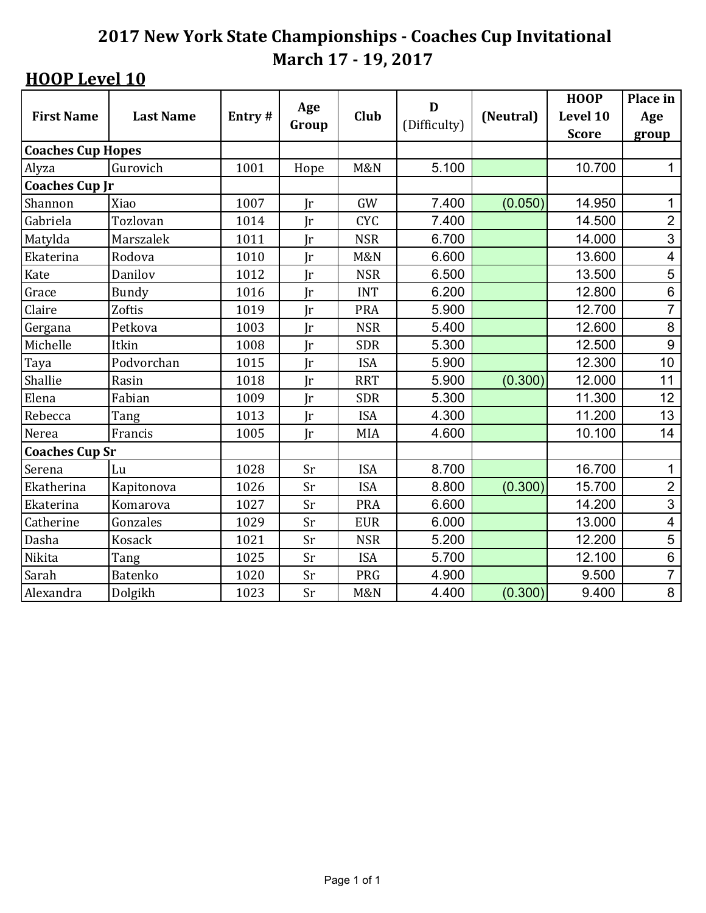# 2017 New York State Championships - Coaches Cup Invitational

## March 17 - 19, 2017

### HOOP Level 10

| First Name | Last Name | Entry # | Age Group | Club | D (Difficulty) | (Neutral) | HOOP Level 10 Score | Place in Age group |
|---|---|---|---|---|---|---|---|---|
| **Coaches Cup Hopes** | | | | | | | | |
| Alyza | Gurovich | 1001 | Hope | M&N | 5.100 | | 10.700 | 1 |
| **Coaches Cup Jr** | | | | | | | | |
| Shannon | Xiao | 1007 | Jr | GW | 7.400 | (0.050) | 14.950 | 1 |
| Gabriela | Tozlovan | 1014 | Jr | CYC | 7.400 | | 14.500 | 2 |
| Matylda | Marszalek | 1011 | Jr | NSR | 6.700 | | 14.000 | 3 |
| Ekaterina | Rodova | 1010 | Jr | M&N | 6.600 | | 13.600 | 4 |
| Kate | Danilov | 1012 | Jr | NSR | 6.500 | | 13.500 | 5 |
| Grace | Bundy | 1016 | Jr | INT | 6.200 | | 12.800 | 6 |
| Claire | Zoftis | 1019 | Jr | PRA | 5.900 | | 12.700 | 7 |
| Gergana | Petkova | 1003 | Jr | NSR | 5.400 | | 12.600 | 8 |
| Michelle | Itkin | 1008 | Jr | SDR | 5.300 | | 12.500 | 9 |
| Taya | Podvorchan | 1015 | Jr | ISA | 5.900 | | 12.300 | 10 |
| Shallie | Rasin | 1018 | Jr | RRT | 5.900 | (0.300) | 12.000 | 11 |
| Elena | Fabian | 1009 | Jr | SDR | 5.300 | | 11.300 | 12 |
| Rebecca | Tang | 1013 | Jr | ISA | 4.300 | | 11.200 | 13 |
| Nerea | Francis | 1005 | Jr | MIA | 4.600 | | 10.100 | 14 |
| **Coaches Cup Sr** | | | | | | | | |
| Serena | Lu | 1028 | Sr | ISA | 8.700 | | 16.700 | 1 |
| Ekatherina | Kapitonova | 1026 | Sr | ISA | 8.800 | (0.300) | 15.700 | 2 |
| Ekaterina | Komarova | 1027 | Sr | PRA | 6.600 | | 14.200 | 3 |
| Catherine | Gonzales | 1029 | Sr | EUR | 6.000 | | 13.000 | 4 |
| Dasha | Kosack | 1021 | Sr | NSR | 5.200 | | 12.200 | 5 |
| Nikita | Tang | 1025 | Sr | ISA | 5.700 | | 12.100 | 6 |
| Sarah | Batenko | 1020 | Sr | PRG | 4.900 | | 9.500 | 7 |
| Alexandra | Dolgikh | 1023 | Sr | M&N | 4.400 | (0.300) | 9.400 | 8 |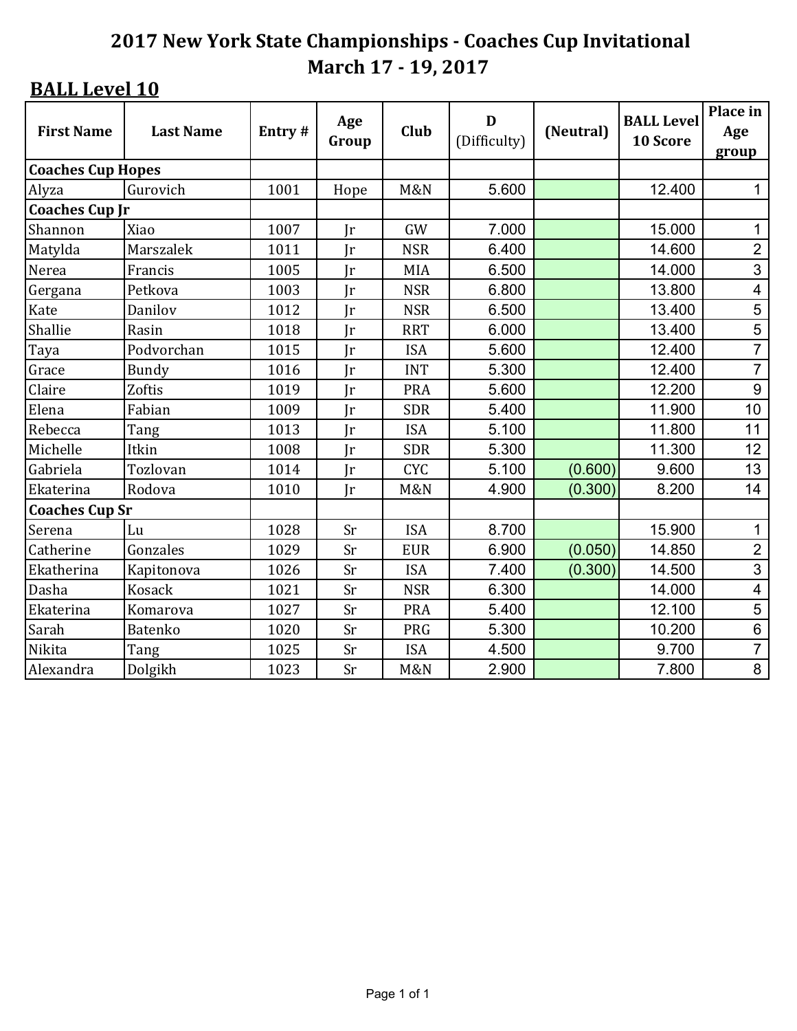# 2017 New York State Championships - Coaches Cup Invitational
# March 17 - 19, 2017

## BALL Level 10

| First Name | Last Name | Entry # | Age Group | Club | D (Difficulty) | (Neutral) | BALL Level 10 Score | Place in Age group |
|---|---|---|---|---|---|---|---|---|
| **Coaches Cup Hopes** | | | | | | | | |
| Alyza | Gurovich | 1001 | Hope | M&N | 5.600 | | 12.400 | 1 |
| **Coaches Cup Jr** | | | | | | | | |
| Shannon | Xiao | 1007 | Jr | GW | 7.000 | | 15.000 | 1 |
| Matylda | Marszalek | 1011 | Jr | NSR | 6.400 | | 14.600 | 2 |
| Nerea | Francis | 1005 | Jr | MIA | 6.500 | | 14.000 | 3 |
| Gergana | Petkova | 1003 | Jr | NSR | 6.800 | | 13.800 | 4 |
| Kate | Danilov | 1012 | Jr | NSR | 6.500 | | 13.400 | 5 |
| Shallie | Rasin | 1018 | Jr | RRT | 6.000 | | 13.400 | 5 |
| Taya | Podvorchan | 1015 | Jr | ISA | 5.600 | | 12.400 | 7 |
| Grace | Bundy | 1016 | Jr | INT | 5.300 | | 12.400 | 7 |
| Claire | Zoftis | 1019 | Jr | PRA | 5.600 | | 12.200 | 9 |
| Elena | Fabian | 1009 | Jr | SDR | 5.400 | | 11.900 | 10 |
| Rebecca | Tang | 1013 | Jr | ISA | 5.100 | | 11.800 | 11 |
| Michelle | Itkin | 1008 | Jr | SDR | 5.300 | | 11.300 | 12 |
| Gabriela | Tozlovan | 1014 | Jr | CYC | 5.100 | (0.600) | 9.600 | 13 |
| Ekaterina | Rodova | 1010 | Jr | M&N | 4.900 | (0.300) | 8.200 | 14 |
| **Coaches Cup Sr** | | | | | | | | |
| Serena | Lu | 1028 | Sr | ISA | 8.700 | | 15.900 | 1 |
| Catherine | Gonzales | 1029 | Sr | EUR | 6.900 | (0.050) | 14.850 | 2 |
| Ekatherina | Kapitonova | 1026 | Sr | ISA | 7.400 | (0.300) | 14.500 | 3 |
| Dasha | Kosack | 1021 | Sr | NSR | 6.300 | | 14.000 | 4 |
| Ekaterina | Komarova | 1027 | Sr | PRA | 5.400 | | 12.100 | 5 |
| Sarah | Batenko | 1020 | Sr | PRG | 5.300 | | 10.200 | 6 |
| Nikita | Tang | 1025 | Sr | ISA | 4.500 | | 9.700 | 7 |
| Alexandra | Dolgikh | 1023 | Sr | M&N | 2.900 | | 7.800 | 8 |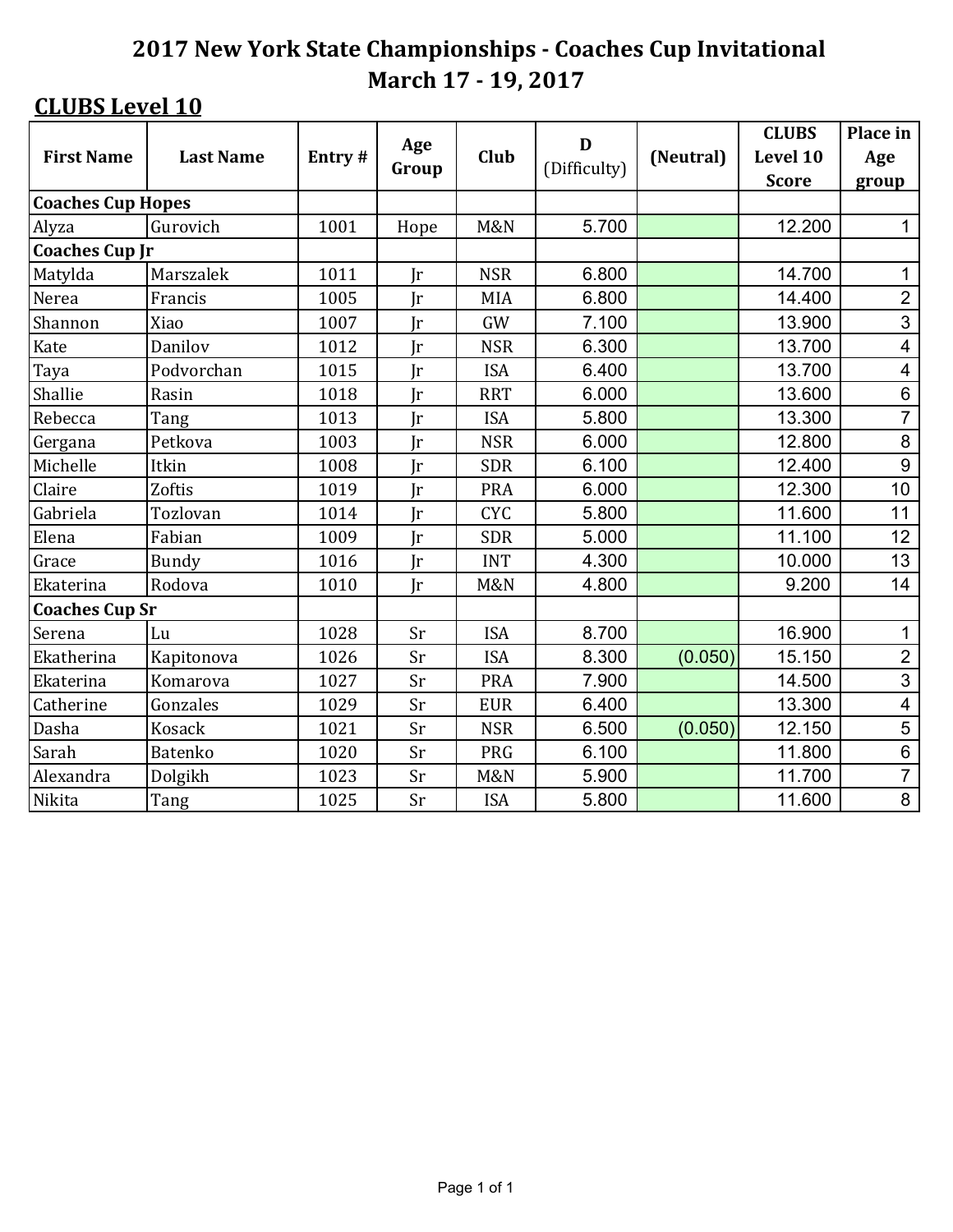# 2017 New York State Championships - Coaches Cup Invitational
## March 17 - 19, 2017

**CLUBS Level 10**

| First Name | Last Name | Entry # | Age Group | Club | D (Difficulty) | (Neutral) | CLUBS Level 10 Score | Place in Age group |
|---|---|---|---|---|---|---|---|---|
| **Coaches Cup Hopes** | | | | | | | | |
| Alyza | Gurovich | 1001 | Hope | M&N | 5.700 | | 12.200 | 1 |
| **Coaches Cup Jr** | | | | | | | | |
| Matylda | Marszalek | 1011 | Jr | NSR | 6.800 | | 14.700 | 1 |
| Nerea | Francis | 1005 | Jr | MIA | 6.800 | | 14.400 | 2 |
| Shannon | Xiao | 1007 | Jr | GW | 7.100 | | 13.900 | 3 |
| Kate | Danilov | 1012 | Jr | NSR | 6.300 | | 13.700 | 4 |
| Taya | Podvorchan | 1015 | Jr | ISA | 6.400 | | 13.700 | 4 |
| Shallie | Rasin | 1018 | Jr | RRT | 6.000 | | 13.600 | 6 |
| Rebecca | Tang | 1013 | Jr | ISA | 5.800 | | 13.300 | 7 |
| Gergana | Petkova | 1003 | Jr | NSR | 6.000 | | 12.800 | 8 |
| Michelle | Itkin | 1008 | Jr | SDR | 6.100 | | 12.400 | 9 |
| Claire | Zoftis | 1019 | Jr | PRA | 6.000 | | 12.300 | 10 |
| Gabriela | Tozlovan | 1014 | Jr | CYC | 5.800 | | 11.600 | 11 |
| Elena | Fabian | 1009 | Jr | SDR | 5.000 | | 11.100 | 12 |
| Grace | Bundy | 1016 | Jr | INT | 4.300 | | 10.000 | 13 |
| Ekaterina | Rodova | 1010 | Jr | M&N | 4.800 | | 9.200 | 14 |
| **Coaches Cup Sr** | | | | | | | | |
| Serena | Lu | 1028 | Sr | ISA | 8.700 | | 16.900 | 1 |
| Ekatherina | Kapitonova | 1026 | Sr | ISA | 8.300 | (0.050) | 15.150 | 2 |
| Ekaterina | Komarova | 1027 | Sr | PRA | 7.900 | | 14.500 | 3 |
| Catherine | Gonzales | 1029 | Sr | EUR | 6.400 | | 13.300 | 4 |
| Dasha | Kosack | 1021 | Sr | NSR | 6.500 | (0.050) | 12.150 | 5 |
| Sarah | Batenko | 1020 | Sr | PRG | 6.100 | | 11.800 | 6 |
| Alexandra | Dolgikh | 1023 | Sr | M&N | 5.900 | | 11.700 | 7 |
| Nikita | Tang | 1025 | Sr | ISA | 5.800 | | 11.600 | 8 |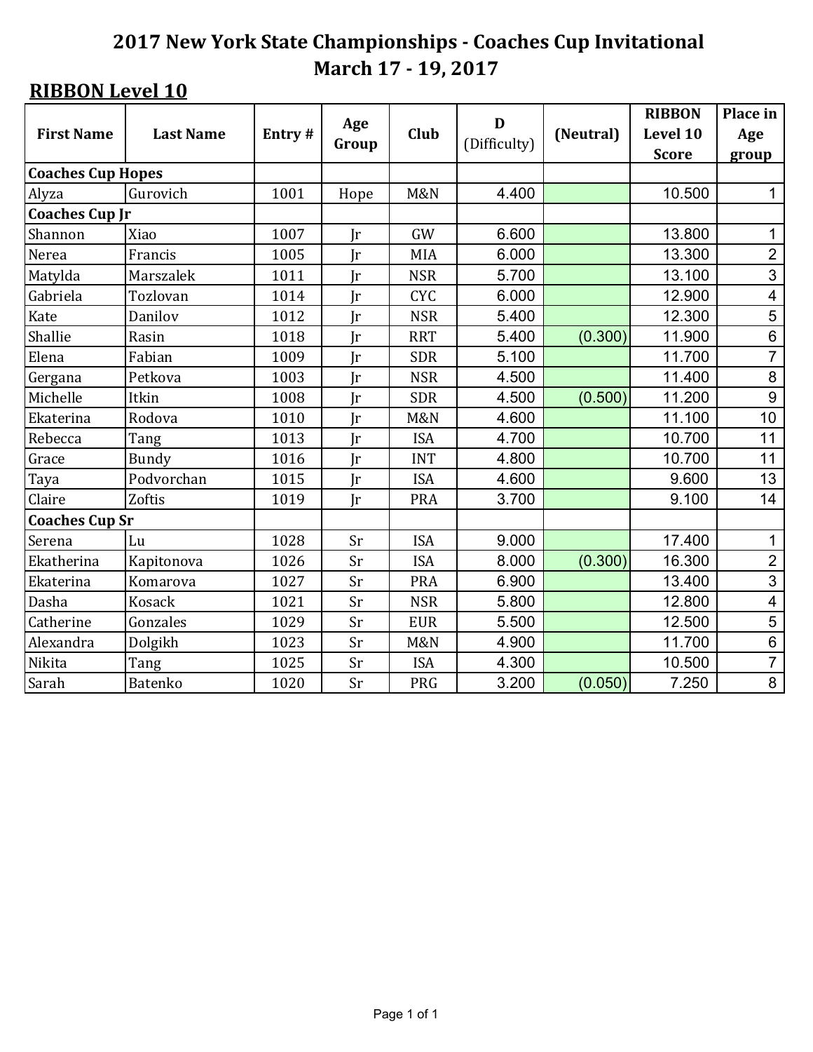# 2017 New York State Championships - Coaches Cup Invitational
## March 17 - 19, 2017

**RIBBON Level 10**

| First Name | Last Name | Entry # | Age Group | Club | D (Difficulty) | (Neutral) | RIBBON Level 10 Score | Place in Age group |
|---|---|---|---|---|---|---|---|---|
| **Coaches Cup Hopes** | | | | | | | | |
| Alyza | Gurovich | 1001 | Hope | M&N | 4.400 | | 10.500 | 1 |
| **Coaches Cup Jr** | | | | | | | | |
| Shannon | Xiao | 1007 | Jr | GW | 6.600 | | 13.800 | 1 |
| Nerea | Francis | 1005 | Jr | MIA | 6.000 | | 13.300 | 2 |
| Matylda | Marszalek | 1011 | Jr | NSR | 5.700 | | 13.100 | 3 |
| Gabriela | Tozlovan | 1014 | Jr | CYC | 6.000 | | 12.900 | 4 |
| Kate | Danilov | 1012 | Jr | NSR | 5.400 | | 12.300 | 5 |
| Shallie | Rasin | 1018 | Jr | RRT | 5.400 | (0.300) | 11.900 | 6 |
| Elena | Fabian | 1009 | Jr | SDR | 5.100 | | 11.700 | 7 |
| Gergana | Petkova | 1003 | Jr | NSR | 4.500 | | 11.400 | 8 |
| Michelle | Itkin | 1008 | Jr | SDR | 4.500 | (0.500) | 11.200 | 9 |
| Ekaterina | Rodova | 1010 | Jr | M&N | 4.600 | | 11.100 | 10 |
| Rebecca | Tang | 1013 | Jr | ISA | 4.700 | | 10.700 | 11 |
| Grace | Bundy | 1016 | Jr | INT | 4.800 | | 10.700 | 11 |
| Taya | Podvorchan | 1015 | Jr | ISA | 4.600 | | 9.600 | 13 |
| Claire | Zoftis | 1019 | Jr | PRA | 3.700 | | 9.100 | 14 |
| **Coaches Cup Sr** | | | | | | | | |
| Serena | Lu | 1028 | Sr | ISA | 9.000 | | 17.400 | 1 |
| Ekatherina | Kapitonova | 1026 | Sr | ISA | 8.000 | (0.300) | 16.300 | 2 |
| Ekaterina | Komarova | 1027 | Sr | PRA | 6.900 | | 13.400 | 3 |
| Dasha | Kosack | 1021 | Sr | NSR | 5.800 | | 12.800 | 4 |
| Catherine | Gonzales | 1029 | Sr | EUR | 5.500 | | 12.500 | 5 |
| Alexandra | Dolgikh | 1023 | Sr | M&N | 4.900 | | 11.700 | 6 |
| Nikita | Tang | 1025 | Sr | ISA | 4.300 | | 10.500 | 7 |
| Sarah | Batenko | 1020 | Sr | PRG | 3.200 | (0.050) | 7.250 | 8 |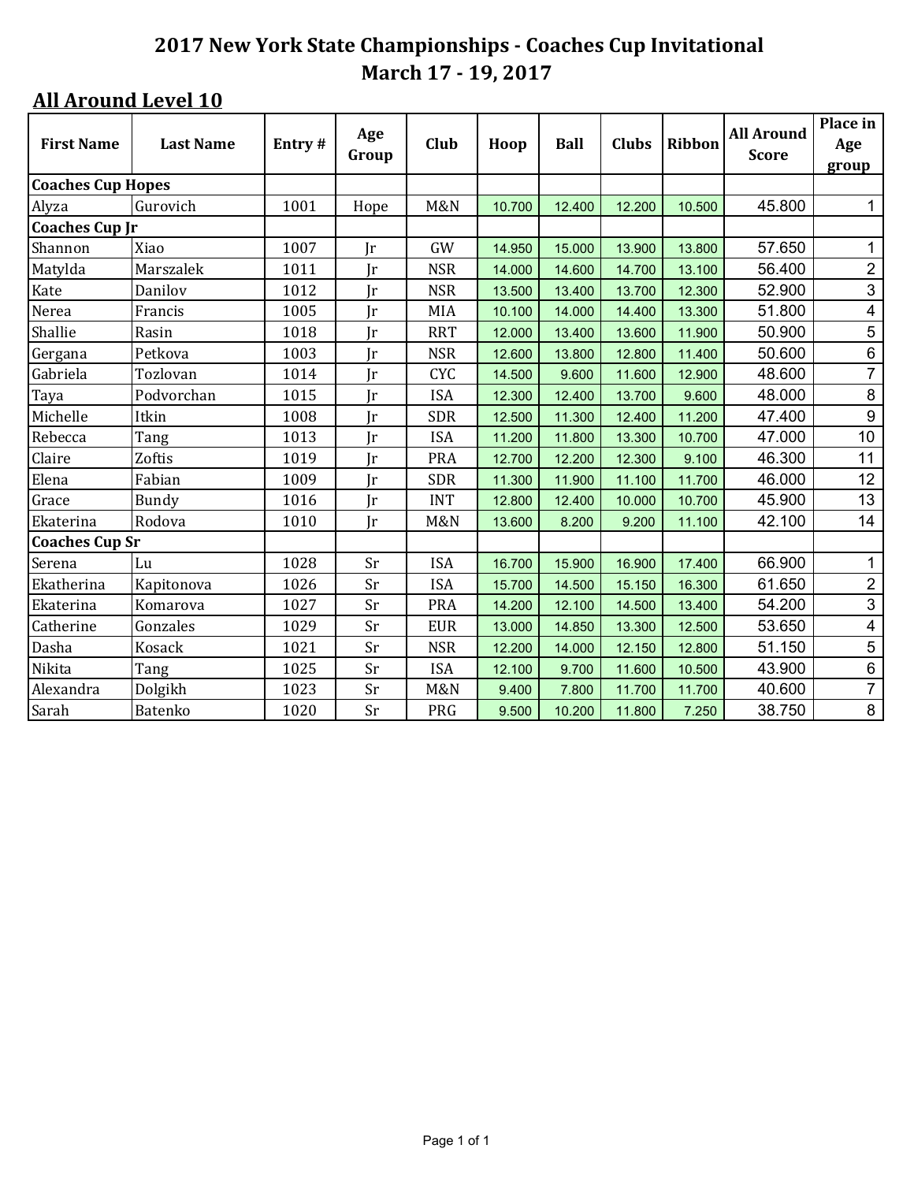# 2017 New York State Championships - Coaches Cup Invitational

# March 17 - 19, 2017

## All Around Level 10

| First Name | Last Name | Entry # | Age Group | Club | Hoop | Ball | Clubs | Ribbon | All Around Score | Place in Age group |
|---|---|---|---|---|---|---|---|---|---|---|
| **Coaches Cup Hopes** | | | | | | | | | | |
| Alyza | Gurovich | 1001 | Hope | M&N | 10.700 | 12.400 | 12.200 | 10.500 | 45.800 | 1 |
| **Coaches Cup Jr** | | | | | | | | | | |
| Shannon | Xiao | 1007 | Jr | GW | 14.950 | 15.000 | 13.900 | 13.800 | 57.650 | 1 |
| Matylda | Marszalek | 1011 | Jr | NSR | 14.000 | 14.600 | 14.700 | 13.100 | 56.400 | 2 |
| Kate | Danilov | 1012 | Jr | NSR | 13.500 | 13.400 | 13.700 | 12.300 | 52.900 | 3 |
| Nerea | Francis | 1005 | Jr | MIA | 10.100 | 14.000 | 14.400 | 13.300 | 51.800 | 4 |
| Shallie | Rasin | 1018 | Jr | RRT | 12.000 | 13.400 | 13.600 | 11.900 | 50.900 | 5 |
| Gergana | Petkova | 1003 | Jr | NSR | 12.600 | 13.800 | 12.800 | 11.400 | 50.600 | 6 |
| Gabriela | Tozlovan | 1014 | Jr | CYC | 14.500 | 9.600 | 11.600 | 12.900 | 48.600 | 7 |
| Taya | Podvorchan | 1015 | Jr | ISA | 12.300 | 12.400 | 13.700 | 9.600 | 48.000 | 8 |
| Michelle | Itkin | 1008 | Jr | SDR | 12.500 | 11.300 | 12.400 | 11.200 | 47.400 | 9 |
| Rebecca | Tang | 1013 | Jr | ISA | 11.200 | 11.800 | 13.300 | 10.700 | 47.000 | 10 |
| Claire | Zoftis | 1019 | Jr | PRA | 12.700 | 12.200 | 12.300 | 9.100 | 46.300 | 11 |
| Elena | Fabian | 1009 | Jr | SDR | 11.300 | 11.900 | 11.100 | 11.700 | 46.000 | 12 |
| Grace | Bundy | 1016 | Jr | INT | 12.800 | 12.400 | 10.000 | 10.700 | 45.900 | 13 |
| Ekaterina | Rodova | 1010 | Jr | M&N | 13.600 | 8.200 | 9.200 | 11.100 | 42.100 | 14 |
| **Coaches Cup Sr** | | | | | | | | | | |
| Serena | Lu | 1028 | Sr | ISA | 16.700 | 15.900 | 16.900 | 17.400 | 66.900 | 1 |
| Ekatherina | Kapitonova | 1026 | Sr | ISA | 15.700 | 14.500 | 15.150 | 16.300 | 61.650 | 2 |
| Ekaterina | Komarova | 1027 | Sr | PRA | 14.200 | 12.100 | 14.500 | 13.400 | 54.200 | 3 |
| Catherine | Gonzales | 1029 | Sr | EUR | 13.000 | 14.850 | 13.300 | 12.500 | 53.650 | 4 |
| Dasha | Kosack | 1021 | Sr | NSR | 12.200 | 14.000 | 12.150 | 12.800 | 51.150 | 5 |
| Nikita | Tang | 1025 | Sr | ISA | 12.100 | 9.700 | 11.600 | 10.500 | 43.900 | 6 |
| Alexandra | Dolgikh | 1023 | Sr | M&N | 9.400 | 7.800 | 11.700 | 11.700 | 40.600 | 7 |
| Sarah | Batenko | 1020 | Sr | PRG | 9.500 | 10.200 | 11.800 | 7.250 | 38.750 | 8 |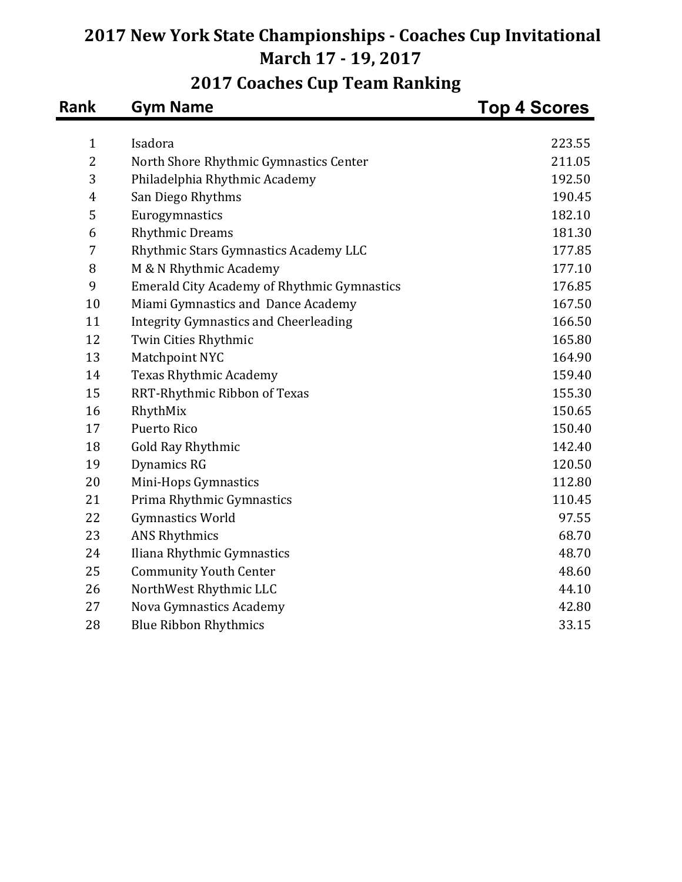# 2017 New York State Championships - Coaches Cup Invitational

## March 17 - 19, 2017

## 2017 Coaches Cup Team Ranking

| Rank | Gym Name | Top 4 Scores |
|---|---|---|
| 1 | Isadora | 223.55 |
| 2 | North Shore Rhythmic Gymnastics Center | 211.05 |
| 3 | Philadelphia Rhythmic Academy | 192.50 |
| 4 | San Diego Rhythms | 190.45 |
| 5 | Eurogymnastics | 182.10 |
| 6 | Rhythmic Dreams | 181.30 |
| 7 | Rhythmic Stars Gymnastics Academy LLC | 177.85 |
| 8 | M & N Rhythmic Academy | 177.10 |
| 9 | Emerald City Academy of Rhythmic Gymnastics | 176.85 |
| 10 | Miami Gymnastics and Dance Academy | 167.50 |
| 11 | Integrity Gymnastics and Cheerleading | 166.50 |
| 12 | Twin Cities Rhythmic | 165.80 |
| 13 | Matchpoint NYC | 164.90 |
| 14 | Texas Rhythmic Academy | 159.40 |
| 15 | RRT-Rhythmic Ribbon of Texas | 155.30 |
| 16 | RhythMix | 150.65 |
| 17 | Puerto Rico | 150.40 |
| 18 | Gold Ray Rhythmic | 142.40 |
| 19 | Dynamics RG | 120.50 |
| 20 | Mini-Hops Gymnastics | 112.80 |
| 21 | Prima Rhythmic Gymnastics | 110.45 |
| 22 | Gymnastics World | 97.55 |
| 23 | ANS Rhythmics | 68.70 |
| 24 | Iliana Rhythmic Gymnastics | 48.70 |
| 25 | Community Youth Center | 48.60 |
| 26 | NorthWest Rhythmic LLC | 44.10 |
| 27 | Nova Gymnastics Academy | 42.80 |
| 28 | Blue Ribbon Rhythmics | 33.15 |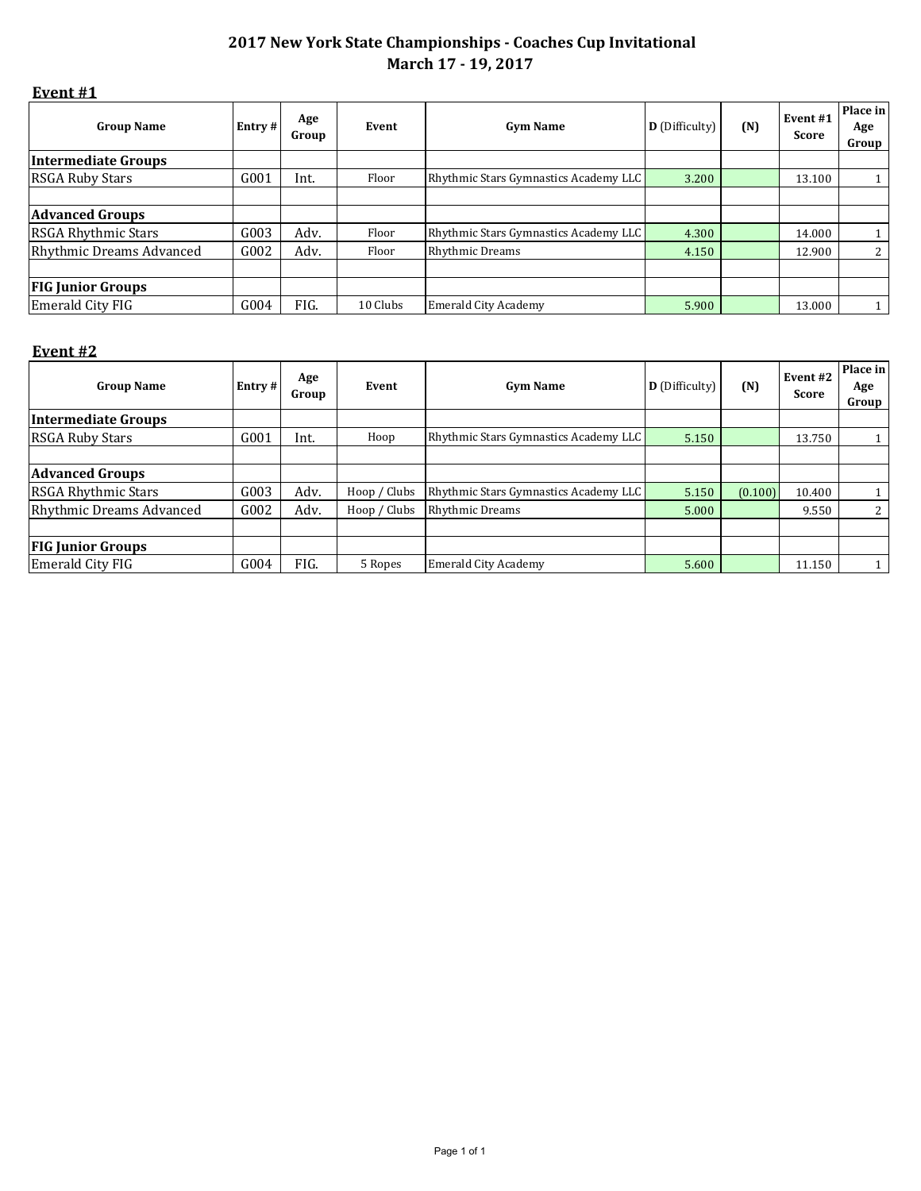# 2017 New York State Championships - Coaches Cup Invitational
## March 17 - 19, 2017

### Event #1

| Group Name | Entry # | Age Group | Event | Gym Name | D (Difficulty) | (N) | Event #1 Score | Place in Age Group |
|---|---|---|---|---|---|---|---|---|
| **Intermediate Groups** | | | | | | | | |
| RSGA Ruby Stars | G001 | Int. | Floor | Rhythmic Stars Gymnastics Academy LLC | 3.200 | | 13.100 | 1 |
| | | | | | | | | |
| **Advanced Groups** | | | | | | | | |
| RSGA Rhythmic Stars | G003 | Adv. | Floor | Rhythmic Stars Gymnastics Academy LLC | 4.300 | | 14.000 | 1 |
| Rhythmic Dreams Advanced | G002 | Adv. | Floor | Rhythmic Dreams | 4.150 | | 12.900 | 2 |
| | | | | | | | | |
| **FIG Junior Groups** | | | | | | | | |
| Emerald City FIG | G004 | FIG. | 10 Clubs | Emerald City Academy | 5.900 | | 13.000 | 1 |

### Event #2

| Group Name | Entry # | Age Group | Event | Gym Name | D (Difficulty) | (N) | Event #2 Score | Place in Age Group |
|---|---|---|---|---|---|---|---|---|
| **Intermediate Groups** | | | | | | | | |
| RSGA Ruby Stars | G001 | Int. | Hoop | Rhythmic Stars Gymnastics Academy LLC | 5.150 | | 13.750 | 1 |
| | | | | | | | | |
| **Advanced Groups** | | | | | | | | |
| RSGA Rhythmic Stars | G003 | Adv. | Hoop / Clubs | Rhythmic Stars Gymnastics Academy LLC | 5.150 | (0.100) | 10.400 | 1 |
| Rhythmic Dreams Advanced | G002 | Adv. | Hoop / Clubs | Rhythmic Dreams | 5.000 | | 9.550 | 2 |
| | | | | | | | | |
| **FIG Junior Groups** | | | | | | | | |
| Emerald City FIG | G004 | FIG. | 5 Ropes | Emerald City Academy | 5.600 | | 11.150 | 1 |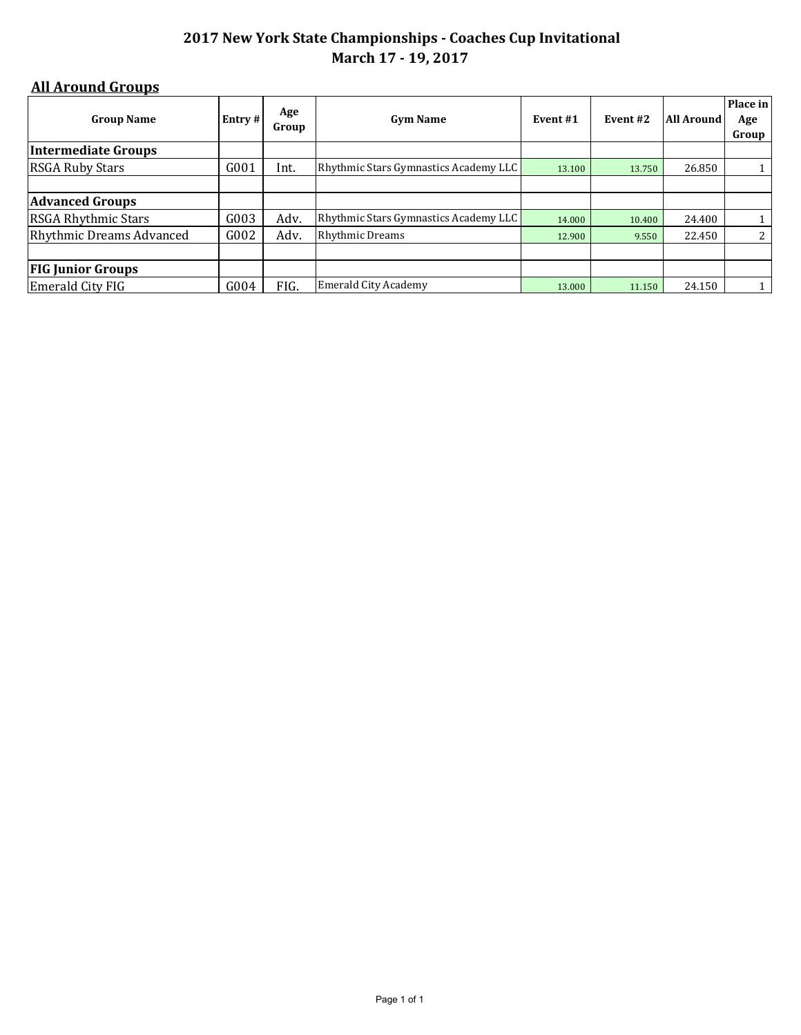# 2017 New York State Championships - Coaches Cup Invitational
## March 17 - 19, 2017

### All Around Groups

| Group Name | Entry # | Age Group | Gym Name | Event #1 | Event #2 | All Around | Place in Age Group |
|---|---|---|---|---|---|---|---|
| **Intermediate Groups** | | | | | | | |
| RSGA Ruby Stars | G001 | Int. | Rhythmic Stars Gymnastics Academy LLC | 13.100 | 13.750 | 26.850 | 1 |
| | | | | | | | |
| **Advanced Groups** | | | | | | | |
| RSGA Rhythmic Stars | G003 | Adv. | Rhythmic Stars Gymnastics Academy LLC | 14.000 | 10.400 | 24.400 | 1 |
| Rhythmic Dreams Advanced | G002 | Adv. | Rhythmic Dreams | 12.900 | 9.550 | 22.450 | 2 |
| | | | | | | | |
| **FIG Junior Groups** | | | | | | | |
| Emerald City FIG | G004 | FIG. | Emerald City Academy | 13.000 | 11.150 | 24.150 | 1 |